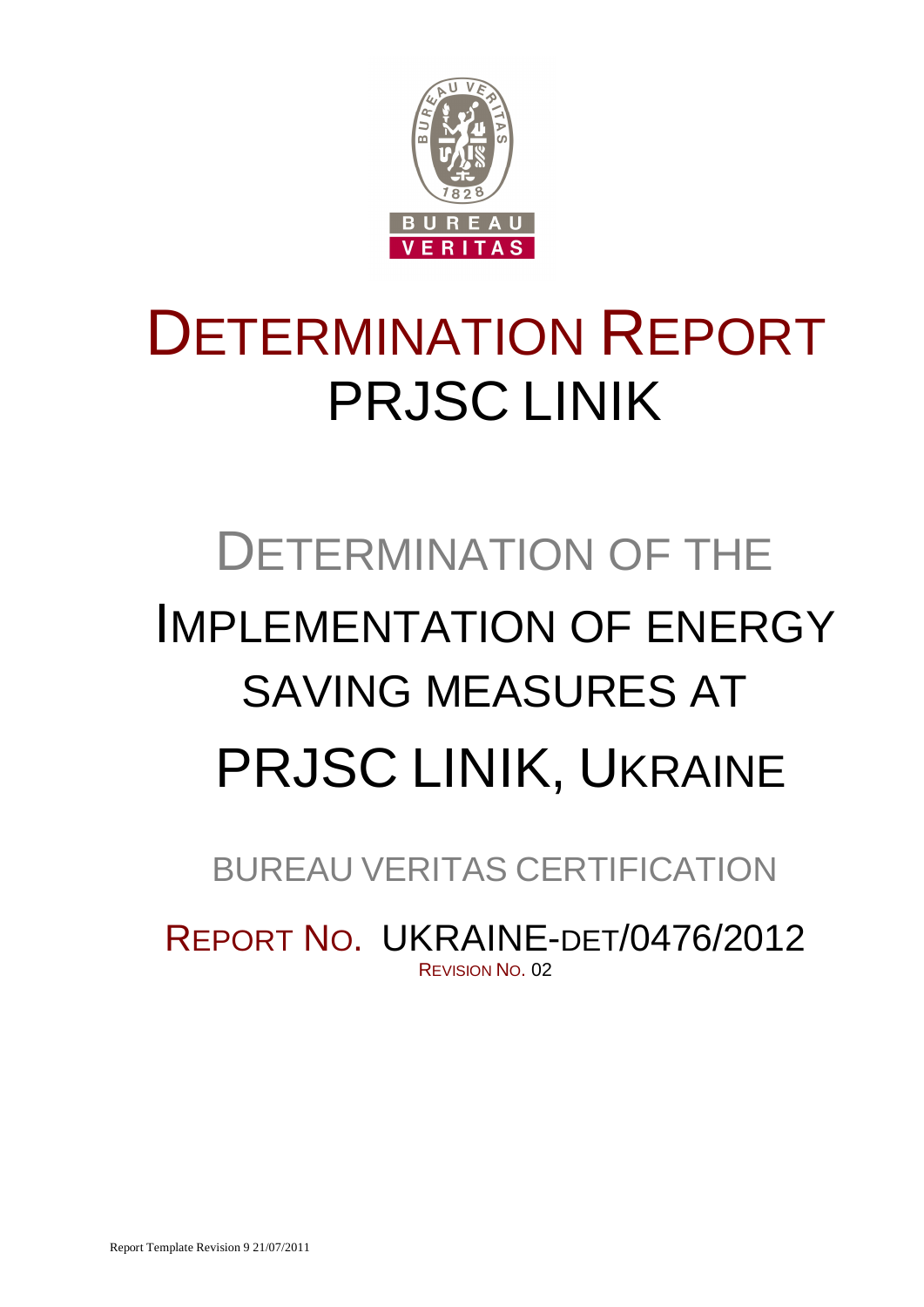# DETERMINATION REPORT
# PRJSC LINIK

## DETERMINATION OF THE IMPLEMENTATION OF ENERGY SAVING MEASURES AT PRJSC LINIK, UKRAINE

BUREAU VERITAS CERTIFICATION

REPORT NO. UKRAINE-DET/0476/2012

REVISION NO. 02

Report Template Revision 9 21/07/2011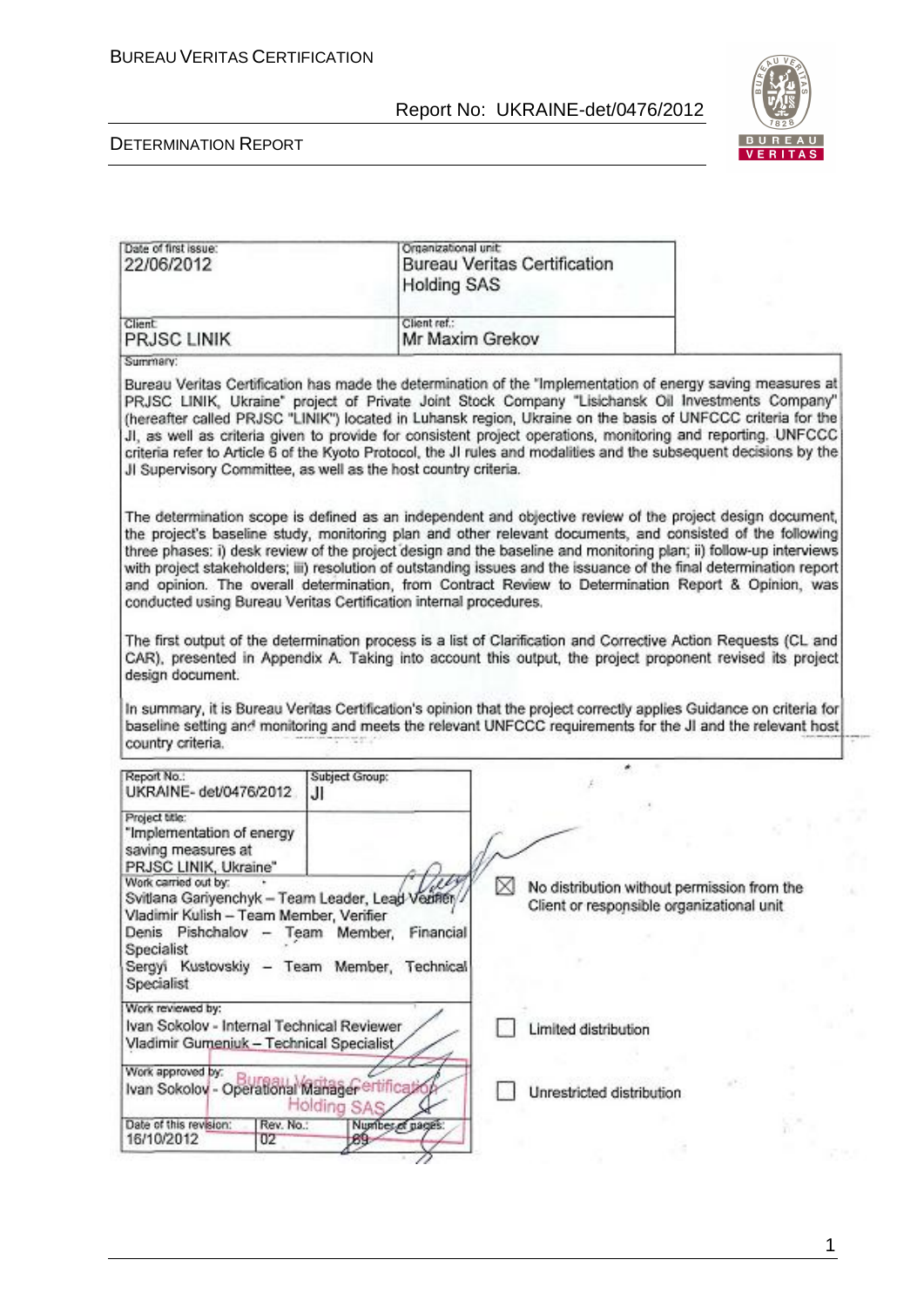| Date of first issue: 22/06/2012 | Organizational unit: Bureau Veritas Certification Holding SAS |
|---|---|
| Client: PRJSC LINIK | Client ref.: Mr Maxim Grekov |

Summary:

Bureau Veritas Certification has made the determination of the "Implementation of energy saving measures at PRJSC LINIK, Ukraine" project of Private Joint Stock Company "Lisichansk Oil Investments Company" (hereafter called PRJSC "LINIK") located in Luhansk region, Ukraine on the basis of UNFCCC criteria for the JI, as well as criteria given to provide for consistent project operations, monitoring and reporting. UNFCCC criteria refer to Article 6 of the Kyoto Protocol, the JI rules and modalities and the subsequent decisions by the JI Supervisory Committee, as well as the host country criteria.

The determination scope is defined as an independent and objective review of the project design document, the project's baseline study, monitoring plan and other relevant documents, and consisted of the following three phases: i) desk review of the project design and the baseline and monitoring plan; ii) follow-up interviews with project stakeholders; iii) resolution of outstanding issues and the issuance of the final determination report and opinion. The overall determination, from Contract Review to Determination Report & Opinion, was conducted using Bureau Veritas Certification internal procedures.

The first output of the determination process is a list of Clarification and Corrective Action Requests (CL and CAR), presented in Appendix A. Taking into account this output, the project proponent revised its project design document.

In summary, it is Bureau Veritas Certification's opinion that the project correctly applies Guidance on criteria for baseline setting and monitoring and meets the relevant UNFCCC requirements for the JI and the relevant host country criteria.

| Report No.: UKRAINE- det/0476/2012 | Subject Group: JI | |
|---|---|---|
| Project title: "Implementation of energy saving measures at PRJSC LINIK, Ukraine" | | |
| Work carried out by: Svitlana Gariyenchyk – Team Leader, Lead Verifier; Vladimir Kulish – Team Member, Verifier; Denis Pishchalov – Team Member, Financial Specialist; Sergyi Kustovskiy – Team Member, Technical Specialist | | ☒ No distribution without permission from the Client or responsible organizational unit |
| Work reviewed by: Ivan Sokolov - Internal Technical Reviewer; Vladimir Gumeniuk – Technical Specialist | | ☐ Limited distribution |
| Work approved by: Ivan Sokolov - Operational Manager | | ☐ Unrestricted distribution |
| Date of this revision: 16/10/2012 | Rev. No.: 02 | Number of pages: 69 |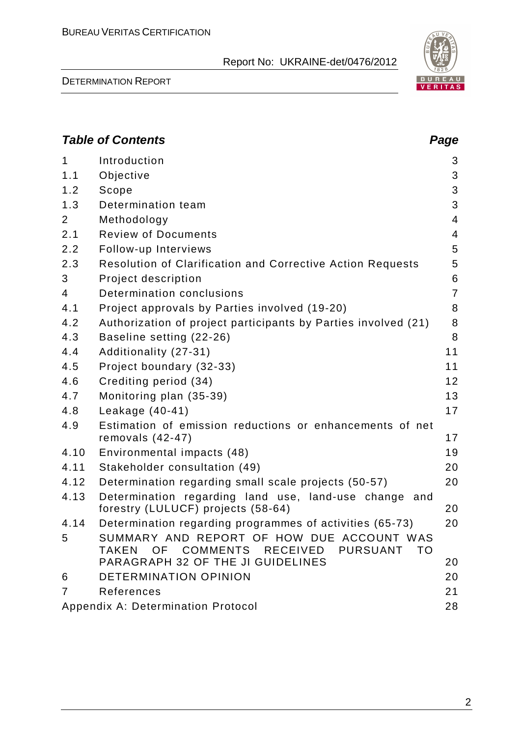## *Table of Contents* **Page**

| | | |
|---|---|---|
| 1 | Introduction | 3 |
| 1.1 | Objective | 3 |
| 1.2 | Scope | 3 |
| 1.3 | Determination team | 3 |
| 2 | Methodology | 4 |
| 2.1 | Review of Documents | 4 |
| 2.2 | Follow-up Interviews | 5 |
| 2.3 | Resolution of Clarification and Corrective Action Requests | 5 |
| 3 | Project description | 6 |
| 4 | Determination conclusions | 7 |
| 4.1 | Project approvals by Parties involved (19-20) | 8 |
| 4.2 | Authorization of project participants by Parties involved (21) | 8 |
| 4.3 | Baseline setting (22-26) | 8 |
| 4.4 | Additionality (27-31) | 11 |
| 4.5 | Project boundary (32-33) | 11 |
| 4.6 | Crediting period (34) | 12 |
| 4.7 | Monitoring plan (35-39) | 13 |
| 4.8 | Leakage (40-41) | 17 |
| 4.9 | Estimation of emission reductions or enhancements of net removals (42-47) | 17 |
| 4.10 | Environmental impacts (48) | 19 |
| 4.11 | Stakeholder consultation (49) | 20 |
| 4.12 | Determination regarding small scale projects (50-57) | 20 |
| 4.13 | Determination regarding land use, land-use change and forestry (LULUCF) projects (58-64) | 20 |
| 4.14 | Determination regarding programmes of activities (65-73) | 20 |
| 5 | SUMMARY AND REPORT OF HOW DUE ACCOUNT WAS TAKEN OF COMMENTS RECEIVED PURSUANT TO PARAGRAPH 32 OF THE JI GUIDELINES | 20 |
| 6 | DETERMINATION OPINION | 20 |
| 7 | References | 21 |
| | Appendix A: Determination Protocol | 28 |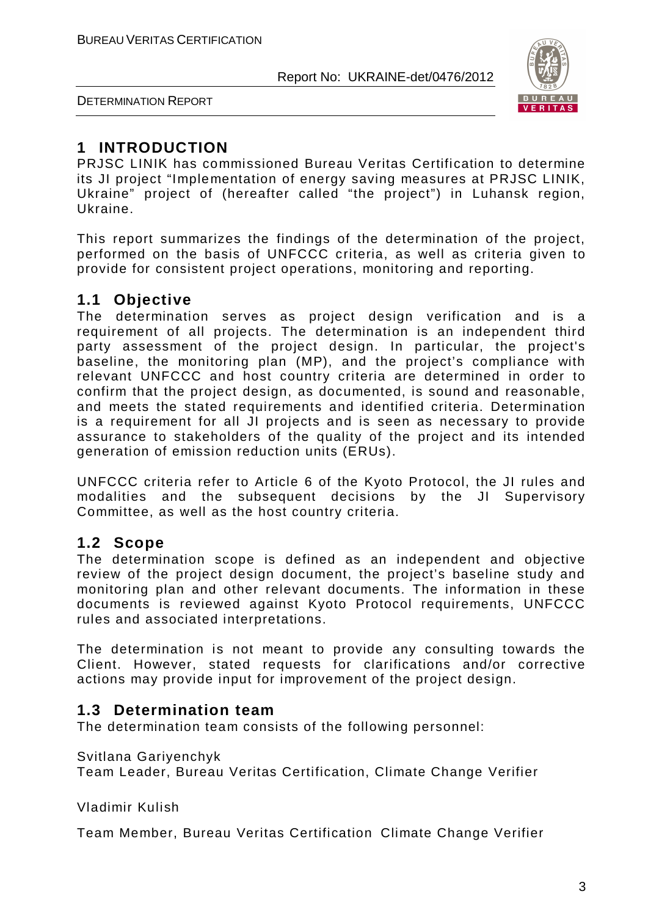# 1 INTRODUCTION

PRJSC LINIK has commissioned Bureau Veritas Certification to determine its JI project "Implementation of energy saving measures at PRJSC LINIK, Ukraine" project of (hereafter called "the project") in Luhansk region, Ukraine.

This report summarizes the findings of the determination of the project, performed on the basis of UNFCCC criteria, as well as criteria given to provide for consistent project operations, monitoring and reporting.

## 1.1 Objective

The determination serves as project design verification and is a requirement of all projects. The determination is an independent third party assessment of the project design. In particular, the project's baseline, the monitoring plan (MP), and the project's compliance with relevant UNFCCC and host country criteria are determined in order to confirm that the project design, as documented, is sound and reasonable, and meets the stated requirements and identified criteria. Determination is a requirement for all JI projects and is seen as necessary to provide assurance to stakeholders of the quality of the project and its intended generation of emission reduction units (ERUs).

UNFCCC criteria refer to Article 6 of the Kyoto Protocol, the JI rules and modalities and the subsequent decisions by the JI Supervisory Committee, as well as the host country criteria.

## 1.2 Scope

The determination scope is defined as an independent and objective review of the project design document, the project's baseline study and monitoring plan and other relevant documents. The information in these documents is reviewed against Kyoto Protocol requirements, UNFCCC rules and associated interpretations.

The determination is not meant to provide any consulting towards the Client. However, stated requests for clarifications and/or corrective actions may provide input for improvement of the project design.

## 1.3 Determination team

The determination team consists of the following personnel:

Svitlana Gariyenchyk
Team Leader, Bureau Veritas Certification, Climate Change Verifier

Vladimir Kulish

Team Member, Bureau Veritas Certification Climate Change Verifier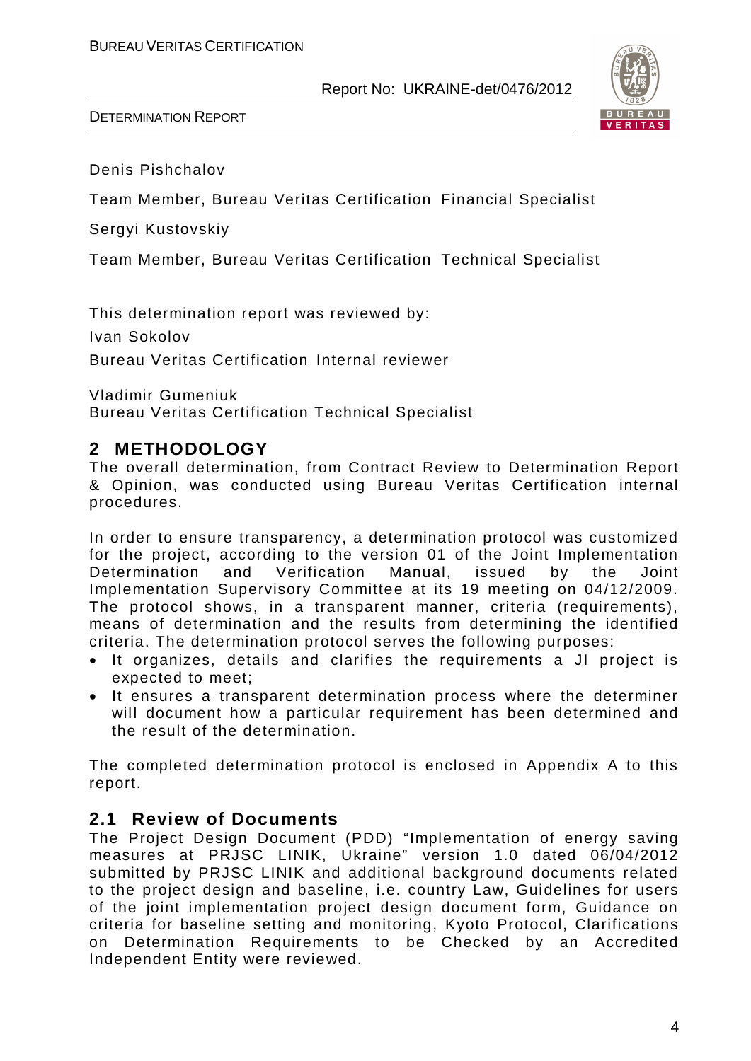Denis Pishchalov

Team Member, Bureau Veritas Certification Financial Specialist

Sergyi Kustovskiy

Team Member, Bureau Veritas Certification Technical Specialist

This determination report was reviewed by:

Ivan Sokolov

Bureau Veritas Certification Internal reviewer

Vladimir Gumeniuk
Bureau Veritas Certification Technical Specialist

## 2 METHODOLOGY

The overall determination, from Contract Review to Determination Report & Opinion, was conducted using Bureau Veritas Certification internal procedures.

In order to ensure transparency, a determination protocol was customized for the project, according to the version 01 of the Joint Implementation Determination and Verification Manual, issued by the Joint Implementation Supervisory Committee at its 19 meeting on 04/12/2009. The protocol shows, in a transparent manner, criteria (requirements), means of determination and the results from determining the identified criteria. The determination protocol serves the following purposes:

- It organizes, details and clarifies the requirements a JI project is expected to meet;
- It ensures a transparent determination process where the determiner will document how a particular requirement has been determined and the result of the determination.

The completed determination protocol is enclosed in Appendix A to this report.

### 2.1 Review of Documents

The Project Design Document (PDD) "Implementation of energy saving measures at PRJSC LINIK, Ukraine" version 1.0 dated 06/04/2012 submitted by PRJSC LINIK and additional background documents related to the project design and baseline, i.e. country Law, Guidelines for users of the joint implementation project design document form, Guidance on criteria for baseline setting and monitoring, Kyoto Protocol, Clarifications on Determination Requirements to be Checked by an Accredited Independent Entity were reviewed.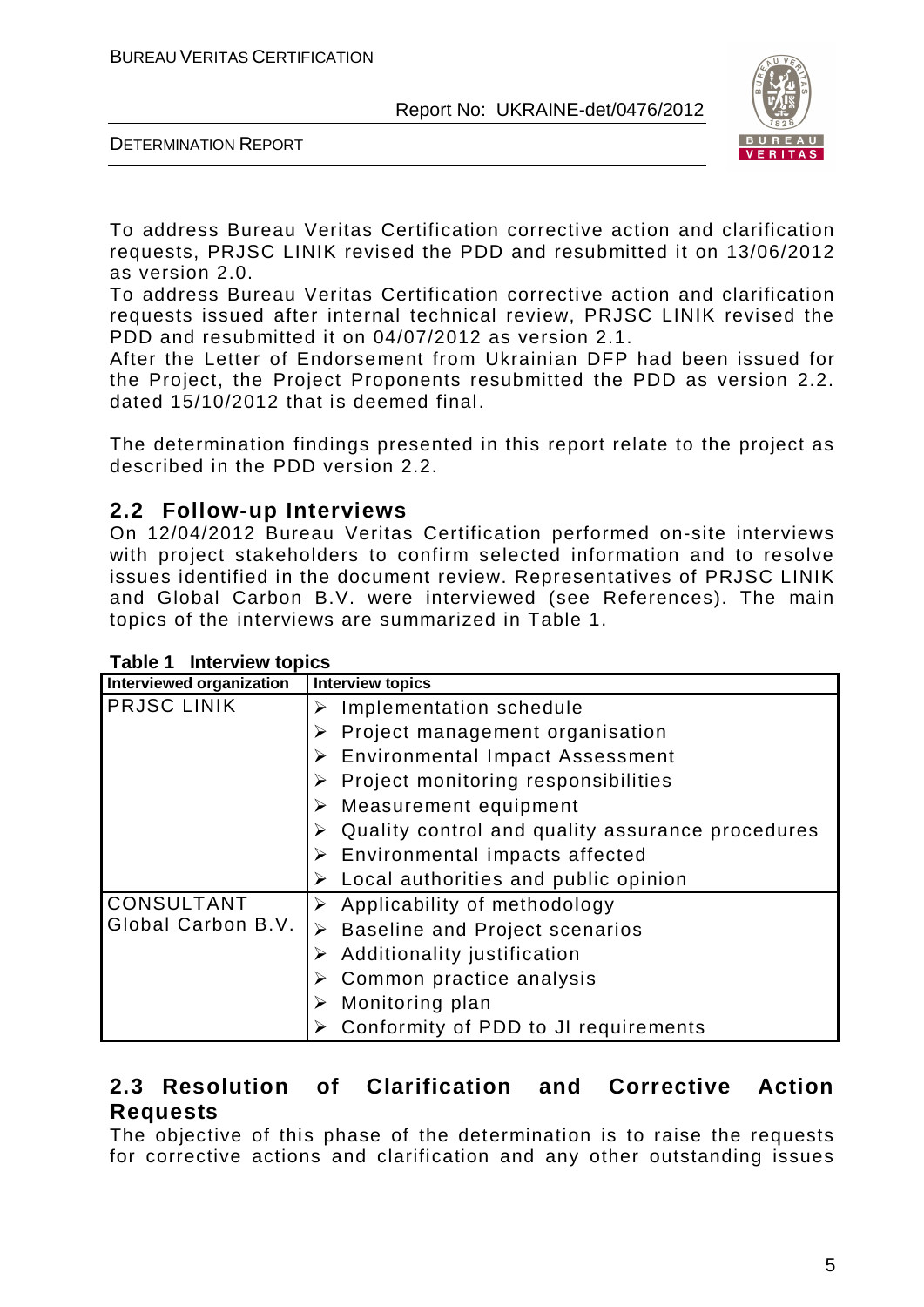To address Bureau Veritas Certification corrective action and clarification requests, PRJSC LINIK revised the PDD and resubmitted it on 13/06/2012 as version 2.0.
To address Bureau Veritas Certification corrective action and clarification requests issued after internal technical review, PRJSC LINIK revised the PDD and resubmitted it on 04/07/2012 as version 2.1.
After the Letter of Endorsement from Ukrainian DFP had been issued for the Project, the Project Proponents resubmitted the PDD as version 2.2. dated 15/10/2012 that is deemed final.

The determination findings presented in this report relate to the project as described in the PDD version 2.2.

## 2.2 Follow-up Interviews

On 12/04/2012 Bureau Veritas Certification performed on-site interviews with project stakeholders to confirm selected information and to resolve issues identified in the document review. Representatives of PRJSC LINIK and Global Carbon B.V. were interviewed (see References). The main topics of the interviews are summarized in Table 1.

**Table 1 Interview topics**

| Interviewed organization | Interview topics |
|---|---|
| PRJSC LINIK | ➢ Implementation schedule<br>➢ Project management organisation<br>➢ Environmental Impact Assessment<br>➢ Project monitoring responsibilities<br>➢ Measurement equipment<br>➢ Quality control and quality assurance procedures<br>➢ Environmental impacts affected<br>➢ Local authorities and public opinion |
| CONSULTANT Global Carbon B.V. | ➢ Applicability of methodology<br>➢ Baseline and Project scenarios<br>➢ Additionality justification<br>➢ Common practice analysis<br>➢ Monitoring plan<br>➢ Conformity of PDD to JI requirements |

## 2.3 Resolution of Clarification and Corrective Action Requests

The objective of this phase of the determination is to raise the requests for corrective actions and clarification and any other outstanding issues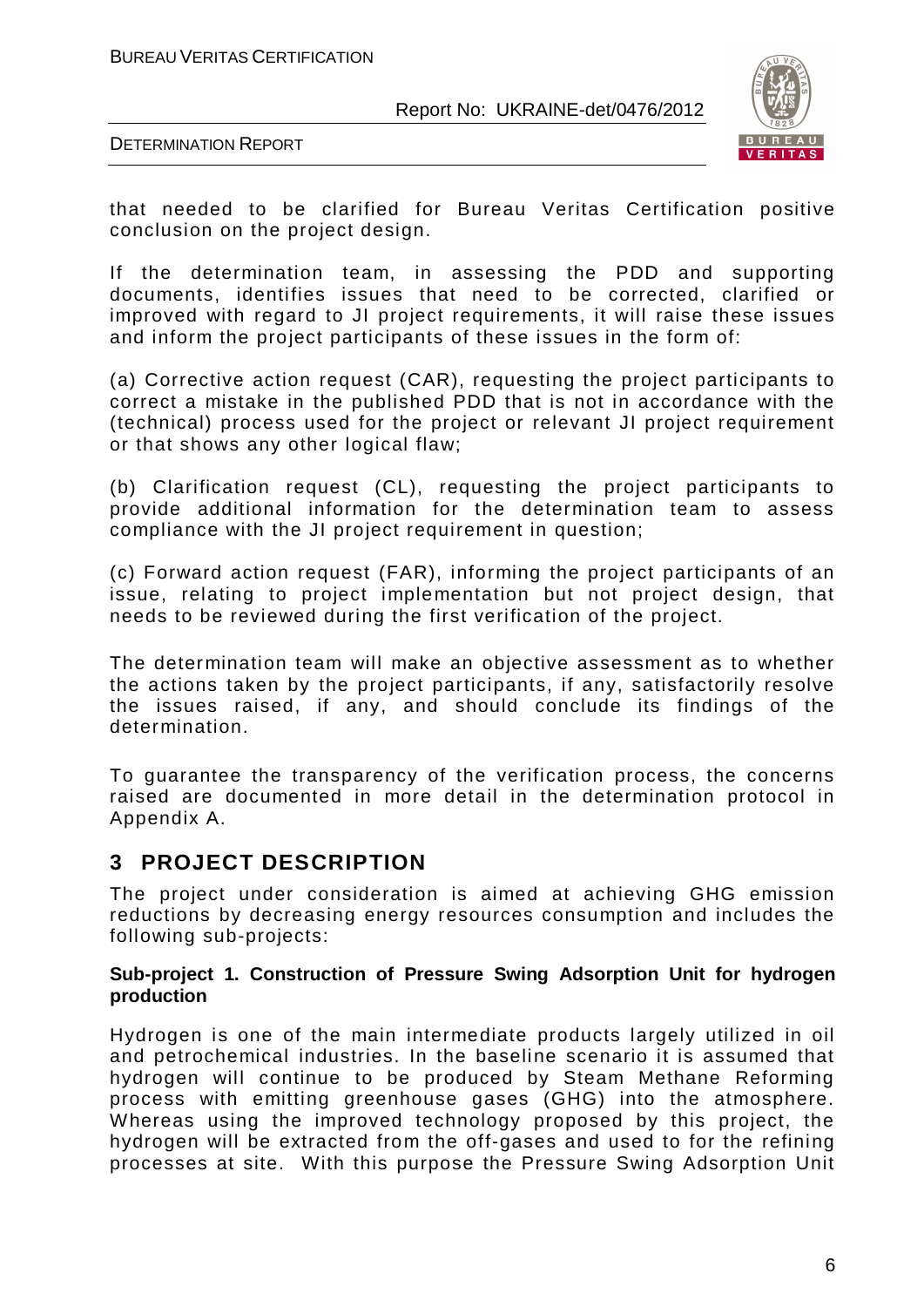that needed to be clarified for Bureau Veritas Certification positive conclusion on the project design.

If the determination team, in assessing the PDD and supporting documents, identifies issues that need to be corrected, clarified or improved with regard to JI project requirements, it will raise these issues and inform the project participants of these issues in the form of:

(a) Corrective action request (CAR), requesting the project participants to correct a mistake in the published PDD that is not in accordance with the (technical) process used for the project or relevant JI project requirement or that shows any other logical flaw;

(b) Clarification request (CL), requesting the project participants to provide additional information for the determination team to assess compliance with the JI project requirement in question;

(c) Forward action request (FAR), informing the project participants of an issue, relating to project implementation but not project design, that needs to be reviewed during the first verification of the project.

The determination team will make an objective assessment as to whether the actions taken by the project participants, if any, satisfactorily resolve the issues raised, if any, and should conclude its findings of the determination.

To guarantee the transparency of the verification process, the concerns raised are documented in more detail in the determination protocol in Appendix A.

# 3 PROJECT DESCRIPTION

The project under consideration is aimed at achieving GHG emission reductions by decreasing energy resources consumption and includes the following sub-projects:

**Sub-project 1. Construction of Pressure Swing Adsorption Unit for hydrogen production**

Hydrogen is one of the main intermediate products largely utilized in oil and petrochemical industries. In the baseline scenario it is assumed that hydrogen will continue to be produced by Steam Methane Reforming process with emitting greenhouse gases (GHG) into the atmosphere. Whereas using the improved technology proposed by this project, the hydrogen will be extracted from the off-gases and used to for the refining processes at site. With this purpose the Pressure Swing Adsorption Unit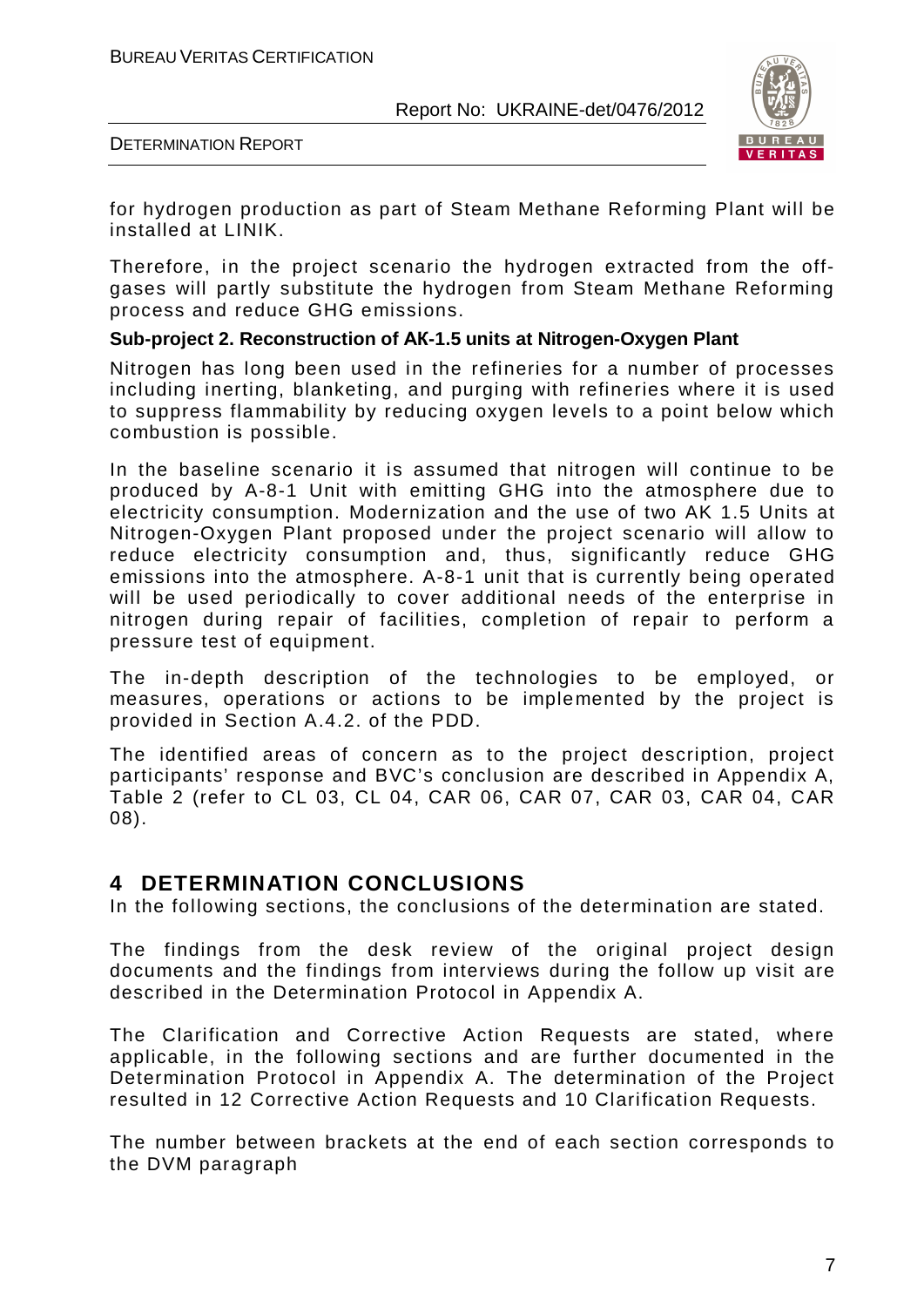for hydrogen production as part of Steam Methane Reforming Plant will be installed at LINIK.

Therefore, in the project scenario the hydrogen extracted from the off-gases will partly substitute the hydrogen from Steam Methane Reforming process and reduce GHG emissions.

**Sub-project 2. Reconstruction of АК-1.5 units at Nitrogen-Oxygen Plant**

Nitrogen has long been used in the refineries for a number of processes including inerting, blanketing, and purging with refineries where it is used to suppress flammability by reducing oxygen levels to a point below which combustion is possible.

In the baseline scenario it is assumed that nitrogen will continue to be produced by A-8-1 Unit with emitting GHG into the atmosphere due to electricity consumption. Modernization and the use of two AK 1.5 Units at Nitrogen-Oxygen Plant proposed under the project scenario will allow to reduce electricity consumption and, thus, significantly reduce GHG emissions into the atmosphere. A-8-1 unit that is currently being operated will be used periodically to cover additional needs of the enterprise in nitrogen during repair of facilities, completion of repair to perform a pressure test of equipment.

The in-depth description of the technologies to be employed, or measures, operations or actions to be implemented by the project is provided in Section A.4.2. of the PDD.

The identified areas of concern as to the project description, project participants' response and BVC's conclusion are described in Appendix A, Table 2 (refer to CL 03, CL 04, CAR 06, CAR 07, CAR 03, CAR 04, CAR 08).

# 4 DETERMINATION CONCLUSIONS

In the following sections, the conclusions of the determination are stated.

The findings from the desk review of the original project design documents and the findings from interviews during the follow up visit are described in the Determination Protocol in Appendix A.

The Clarification and Corrective Action Requests are stated, where applicable, in the following sections and are further documented in the Determination Protocol in Appendix A. The determination of the Project resulted in 12 Corrective Action Requests and 10 Clarification Requests.

The number between brackets at the end of each section corresponds to the DVM paragraph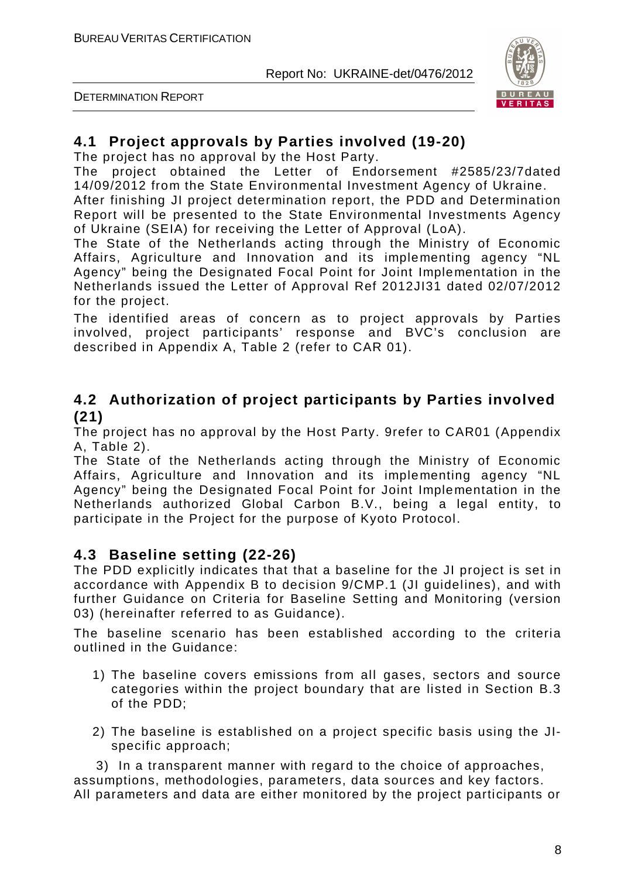## 4.1 Project approvals by Parties involved (19-20)

The project has no approval by the Host Party.

The project obtained the Letter of Endorsement #2585/23/7dated 14/09/2012 from the State Environmental Investment Agency of Ukraine.

After finishing JI project determination report, the PDD and Determination Report will be presented to the State Environmental Investments Agency of Ukraine (SEIA) for receiving the Letter of Approval (LoA).

The State of the Netherlands acting through the Ministry of Economic Affairs, Agriculture and Innovation and its implementing agency "NL Agency" being the Designated Focal Point for Joint Implementation in the Netherlands issued the Letter of Approval Ref 2012JI31 dated 02/07/2012 for the project.

The identified areas of concern as to project approvals by Parties involved, project participants' response and BVC's conclusion are described in Appendix A, Table 2 (refer to CAR 01).

## 4.2 Authorization of project participants by Parties involved (21)

The project has no approval by the Host Party. 9refer to CAR01 (Appendix A, Table 2).

The State of the Netherlands acting through the Ministry of Economic Affairs, Agriculture and Innovation and its implementing agency "NL Agency" being the Designated Focal Point for Joint Implementation in the Netherlands authorized Global Carbon B.V., being a legal entity, to participate in the Project for the purpose of Kyoto Protocol.

## 4.3 Baseline setting (22-26)

The PDD explicitly indicates that that a baseline for the JI project is set in accordance with Appendix B to decision 9/CMP.1 (JI guidelines), and with further Guidance on Criteria for Baseline Setting and Monitoring (version 03) (hereinafter referred to as Guidance).

The baseline scenario has been established according to the criteria outlined in the Guidance:

1) The baseline covers emissions from all gases, sectors and source categories within the project boundary that are listed in Section B.3 of the PDD;

2) The baseline is established on a project specific basis using the JI-specific approach;

3) In a transparent manner with regard to the choice of approaches, assumptions, methodologies, parameters, data sources and key factors. All parameters and data are either monitored by the project participants or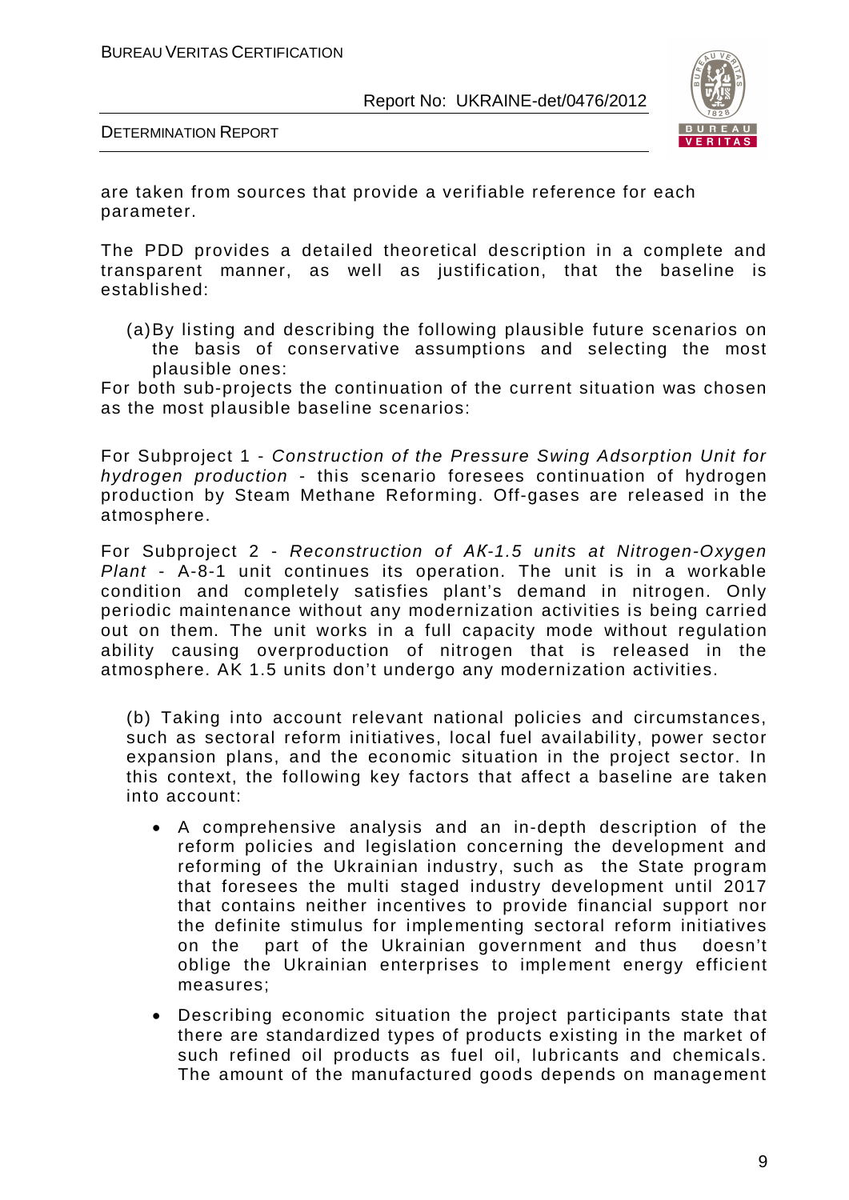are taken from sources that provide a verifiable reference for each parameter.

The PDD provides a detailed theoretical description in a complete and transparent manner, as well as justification, that the baseline is established:

(a) By listing and describing the following plausible future scenarios on the basis of conservative assumptions and selecting the most plausible ones:

For both sub-projects the continuation of the current situation was chosen as the most plausible baseline scenarios:

For Subproject 1 - *Construction of the Pressure Swing Adsorption Unit for hydrogen production* - this scenario foresees continuation of hydrogen production by Steam Methane Reforming. Off-gases are released in the atmosphere.

For Subproject 2 - *Reconstruction of AK-1.5 units at Nitrogen-Oxygen Plant* - A-8-1 unit continues its operation. The unit is in a workable condition and completely satisfies plant's demand in nitrogen. Only periodic maintenance without any modernization activities is being carried out on them. The unit works in a full capacity mode without regulation ability causing overproduction of nitrogen that is released in the atmosphere. AK 1.5 units don't undergo any modernization activities.

(b) Taking into account relevant national policies and circumstances, such as sectoral reform initiatives, local fuel availability, power sector expansion plans, and the economic situation in the project sector. In this context, the following key factors that affect a baseline are taken into account:

- A comprehensive analysis and an in-depth description of the reform policies and legislation concerning the development and reforming of the Ukrainian industry, such as the State program that foresees the multi staged industry development until 2017 that contains neither incentives to provide financial support nor the definite stimulus for implementing sectoral reform initiatives on the part of the Ukrainian government and thus doesn't oblige the Ukrainian enterprises to implement energy efficient measures;
- Describing economic situation the project participants state that there are standardized types of products existing in the market of such refined oil products as fuel oil, lubricants and chemicals. The amount of the manufactured goods depends on management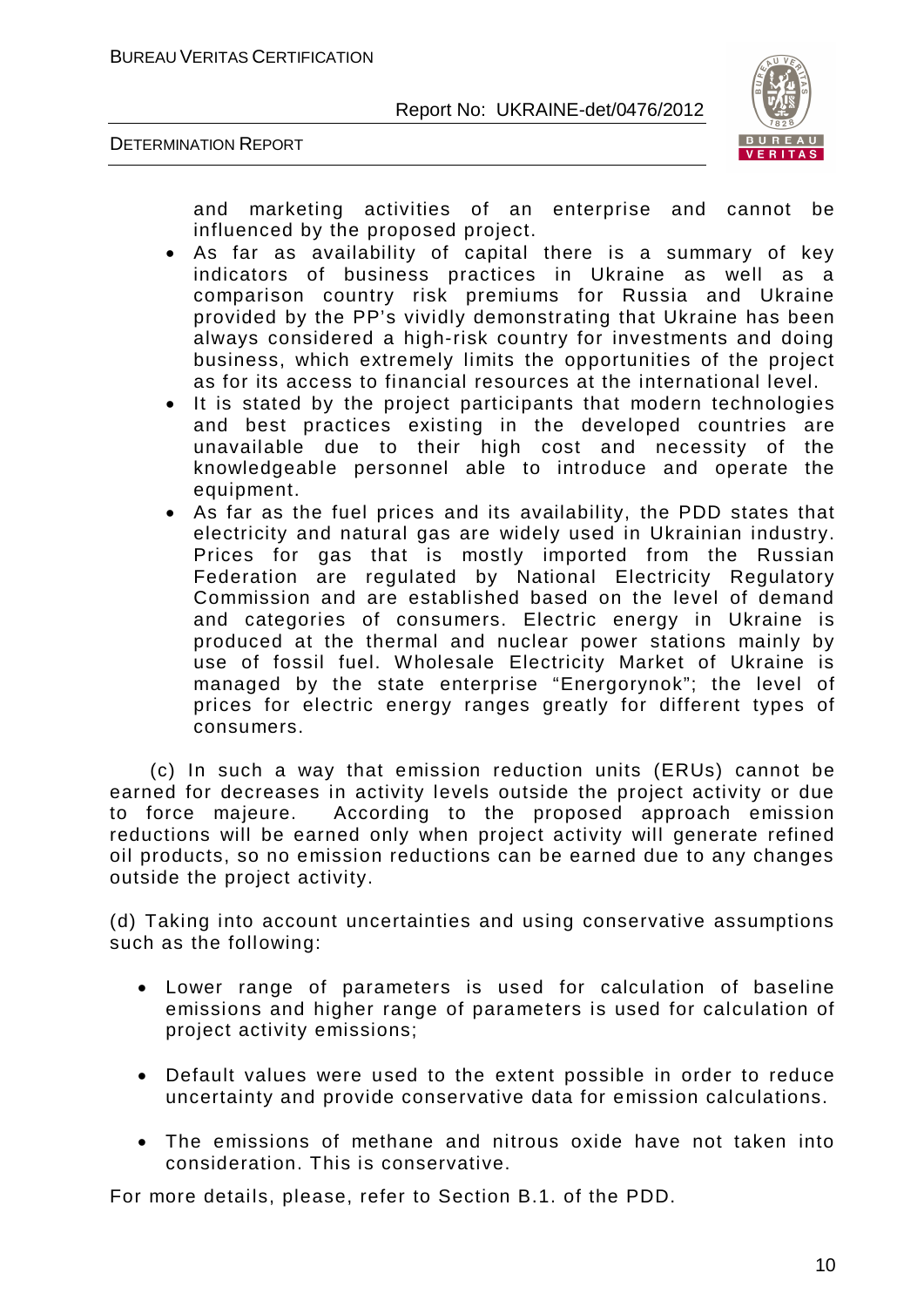and marketing activities of an enterprise and cannot be influenced by the proposed project.

- As far as availability of capital there is a summary of key indicators of business practices in Ukraine as well as a comparison country risk premiums for Russia and Ukraine provided by the PP's vividly demonstrating that Ukraine has been always considered a high-risk country for investments and doing business, which extremely limits the opportunities of the project as for its access to financial resources at the international level.
- It is stated by the project participants that modern technologies and best practices existing in the developed countries are unavailable due to their high cost and necessity of the knowledgeable personnel able to introduce and operate the equipment.
- As far as the fuel prices and its availability, the PDD states that electricity and natural gas are widely used in Ukrainian industry. Prices for gas that is mostly imported from the Russian Federation are regulated by National Electricity Regulatory Commission and are established based on the level of demand and categories of consumers. Electric energy in Ukraine is produced at the thermal and nuclear power stations mainly by use of fossil fuel. Wholesale Electricity Market of Ukraine is managed by the state enterprise "Energorynok"; the level of prices for electric energy ranges greatly for different types of consumers.

(c) In such a way that emission reduction units (ERUs) cannot be earned for decreases in activity levels outside the project activity or due to force majeure. According to the proposed approach emission reductions will be earned only when project activity will generate refined oil products, so no emission reductions can be earned due to any changes outside the project activity.

(d) Taking into account uncertainties and using conservative assumptions such as the following:

- Lower range of parameters is used for calculation of baseline emissions and higher range of parameters is used for calculation of project activity emissions;
- Default values were used to the extent possible in order to reduce uncertainty and provide conservative data for emission calculations.
- The emissions of methane and nitrous oxide have not taken into consideration. This is conservative.

For more details, please, refer to Section B.1. of the PDD.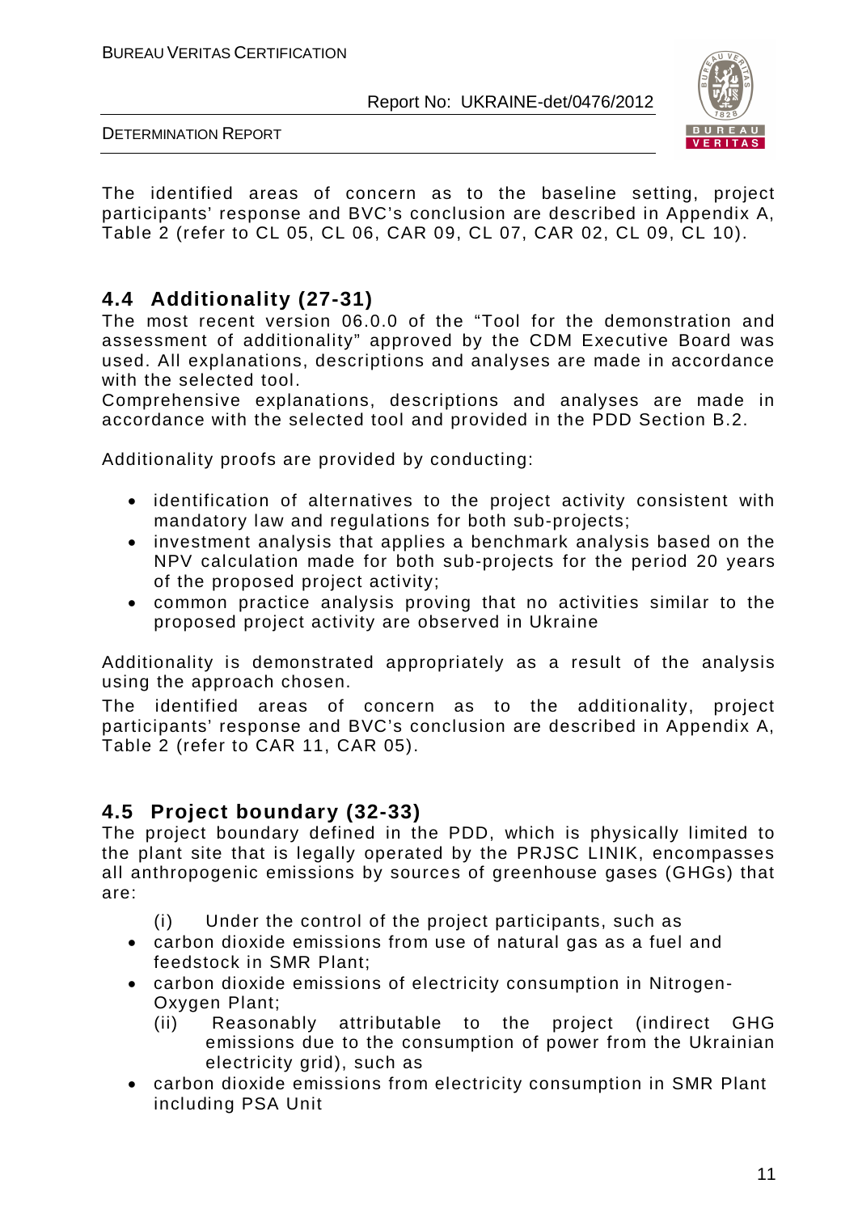The identified areas of concern as to the baseline setting, project participants' response and BVC's conclusion are described in Appendix A, Table 2 (refer to CL 05, CL 06, CAR 09, CL 07, CAR 02, CL 09, CL 10).

## 4.4 Additionality (27-31)

The most recent version 06.0.0 of the "Tool for the demonstration and assessment of additionality" approved by the CDM Executive Board was used. All explanations, descriptions and analyses are made in accordance with the selected tool.

Comprehensive explanations, descriptions and analyses are made in accordance with the selected tool and provided in the PDD Section B.2.

Additionality proofs are provided by conducting:

- identification of alternatives to the project activity consistent with mandatory law and regulations for both sub-projects;
- investment analysis that applies a benchmark analysis based on the NPV calculation made for both sub-projects for the period 20 years of the proposed project activity;
- common practice analysis proving that no activities similar to the proposed project activity are observed in Ukraine

Additionality is demonstrated appropriately as a result of the analysis using the approach chosen.

The identified areas of concern as to the additionality, project participants' response and BVC's conclusion are described in Appendix A, Table 2 (refer to CAR 11, CAR 05).

## 4.5 Project boundary (32-33)

The project boundary defined in the PDD, which is physically limited to the plant site that is legally operated by the PRJSC LINIK, encompasses all anthropogenic emissions by sources of greenhouse gases (GHGs) that are:

(i) Under the control of the project participants, such as

- carbon dioxide emissions from use of natural gas as a fuel and feedstock in SMR Plant;
- carbon dioxide emissions of electricity consumption in Nitrogen-Oxygen Plant;

(ii) Reasonably attributable to the project (indirect GHG emissions due to the consumption of power from the Ukrainian electricity grid), such as

- carbon dioxide emissions from electricity consumption in SMR Plant including PSA Unit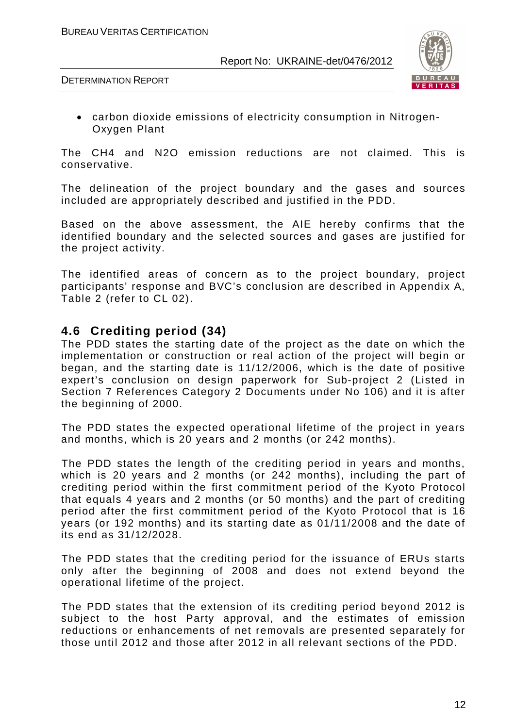- carbon dioxide emissions of electricity consumption in Nitrogen-Oxygen Plant

The $CH_4$ and $N_2O$ emission reductions are not claimed. This is conservative.

The delineation of the project boundary and the gases and sources included are appropriately described and justified in the PDD.

Based on the above assessment, the AIE hereby confirms that the identified boundary and the selected sources and gases are justified for the project activity.

The identified areas of concern as to the project boundary, project participants' response and BVC's conclusion are described in Appendix A, Table 2 (refer to CL 02).

## 4.6 Crediting period (34)

The PDD states the starting date of the project as the date on which the implementation or construction or real action of the project will begin or began, and the starting date is 11/12/2006, which is the date of positive expert's conclusion on design paperwork for Sub-project 2 (Listed in Section 7 References Category 2 Documents under No 106) and it is after the beginning of 2000.

The PDD states the expected operational lifetime of the project in years and months, which is 20 years and 2 months (or 242 months).

The PDD states the length of the crediting period in years and months, which is 20 years and 2 months (or 242 months), including the part of crediting period within the first commitment period of the Kyoto Protocol that equals 4 years and 2 months (or 50 months) and the part of crediting period after the first commitment period of the Kyoto Protocol that is 16 years (or 192 months) and its starting date as 01/11/2008 and the date of its end as 31/12/2028.

The PDD states that the crediting period for the issuance of ERUs starts only after the beginning of 2008 and does not extend beyond the operational lifetime of the project.

The PDD states that the extension of its crediting period beyond 2012 is subject to the host Party approval, and the estimates of emission reductions or enhancements of net removals are presented separately for those until 2012 and those after 2012 in all relevant sections of the PDD.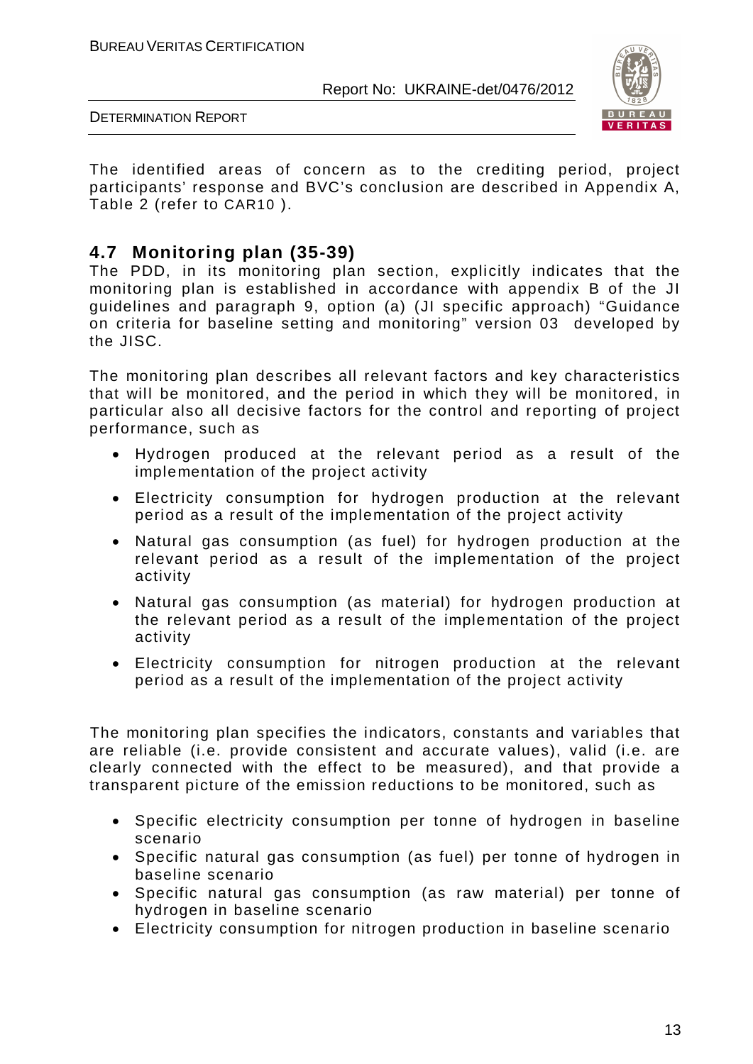The identified areas of concern as to the crediting period, project participants' response and BVC's conclusion are described in Appendix A, Table 2 (refer to CAR10 ).

## 4.7 Monitoring plan (35-39)

The PDD, in its monitoring plan section, explicitly indicates that the monitoring plan is established in accordance with appendix B of the JI guidelines and paragraph 9, option (a) (JI specific approach) "Guidance on criteria for baseline setting and monitoring" version 03 developed by the JISC.

The monitoring plan describes all relevant factors and key characteristics that will be monitored, and the period in which they will be monitored, in particular also all decisive factors for the control and reporting of project performance, such as

- Hydrogen produced at the relevant period as a result of the implementation of the project activity
- Electricity consumption for hydrogen production at the relevant period as a result of the implementation of the project activity
- Natural gas consumption (as fuel) for hydrogen production at the relevant period as a result of the implementation of the project activity
- Natural gas consumption (as material) for hydrogen production at the relevant period as a result of the implementation of the project activity
- Electricity consumption for nitrogen production at the relevant period as a result of the implementation of the project activity

The monitoring plan specifies the indicators, constants and variables that are reliable (i.e. provide consistent and accurate values), valid (i.e. are clearly connected with the effect to be measured), and that provide a transparent picture of the emission reductions to be monitored, such as

- Specific electricity consumption per tonne of hydrogen in baseline scenario
- Specific natural gas consumption (as fuel) per tonne of hydrogen in baseline scenario
- Specific natural gas consumption (as raw material) per tonne of hydrogen in baseline scenario
- Electricity consumption for nitrogen production in baseline scenario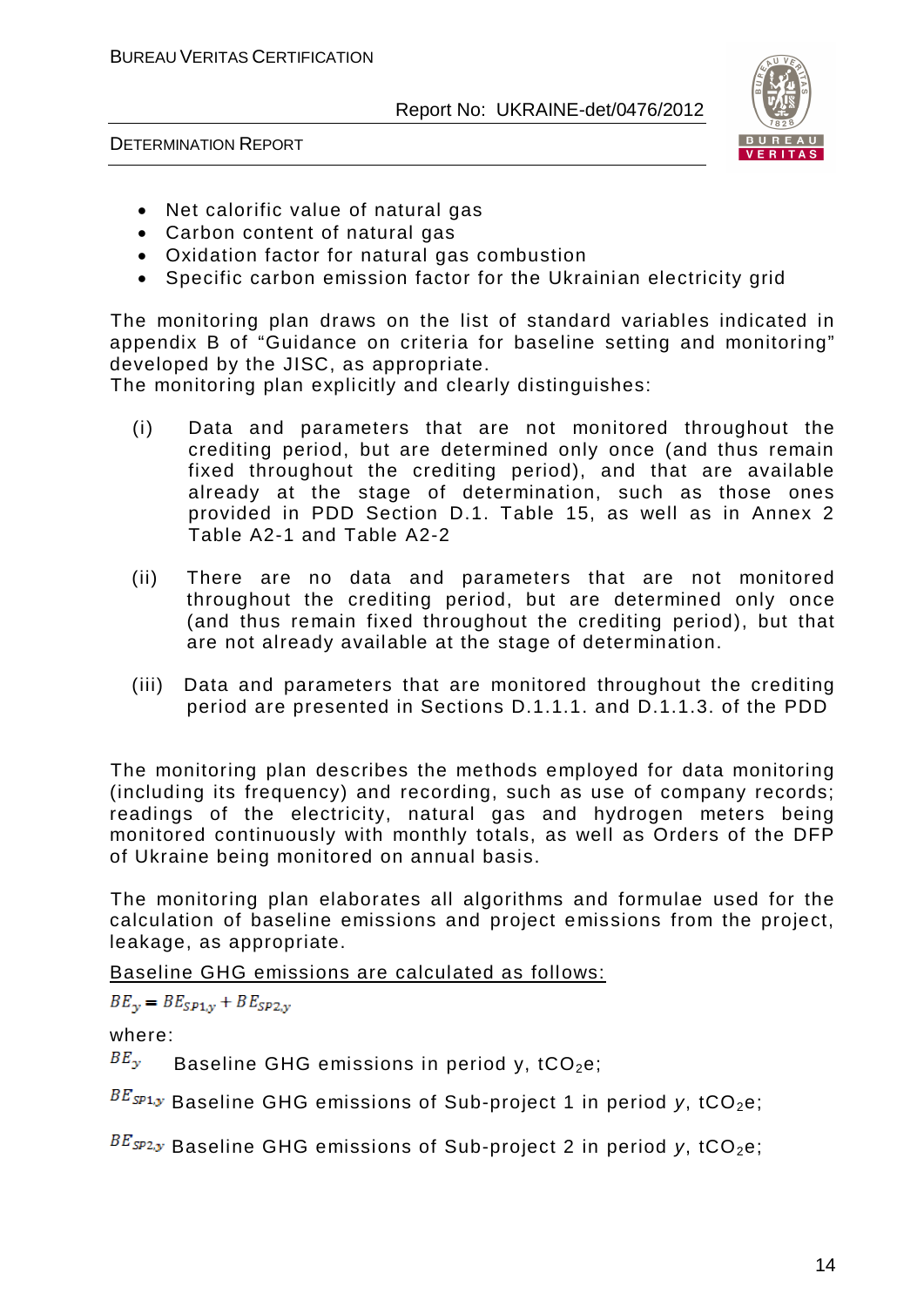- Net calorific value of natural gas
- Carbon content of natural gas
- Oxidation factor for natural gas combustion
- Specific carbon emission factor for the Ukrainian electricity grid

The monitoring plan draws on the list of standard variables indicated in appendix B of "Guidance on criteria for baseline setting and monitoring" developed by the JISC, as appropriate.
The monitoring plan explicitly and clearly distinguishes:

(i) Data and parameters that are not monitored throughout the crediting period, but are determined only once (and thus remain fixed throughout the crediting period), and that are available already at the stage of determination, such as those ones provided in PDD Section D.1. Table 15, as well as in Annex 2 Table A2-1 and Table A2-2

(ii) There are no data and parameters that are not monitored throughout the crediting period, but are determined only once (and thus remain fixed throughout the crediting period), but that are not already available at the stage of determination.

(iii) Data and parameters that are monitored throughout the crediting period are presented in Sections D.1.1.1. and D.1.1.3. of the PDD

The monitoring plan describes the methods employed for data monitoring (including its frequency) and recording, such as use of company records; readings of the electricity, natural gas and hydrogen meters being monitored continuously with monthly totals, as well as Orders of the DFP of Ukraine being monitored on annual basis.

The monitoring plan elaborates all algorithms and formulae used for the calculation of baseline emissions and project emissions from the project, leakage, as appropriate.

Baseline GHG emissions are calculated as follows:

$$BE_y = BE_{SP1,y} + BE_{SP2,y}$$

where:

$BE_y$ Baseline GHG emissions in period y, $tCO_2e$;

$BE_{SP1,y}$ Baseline GHG emissions of Sub-project 1 in period *y*, $tCO_2e$;

$BE_{SP2,y}$ Baseline GHG emissions of Sub-project 2 in period *y*, $tCO_2e$;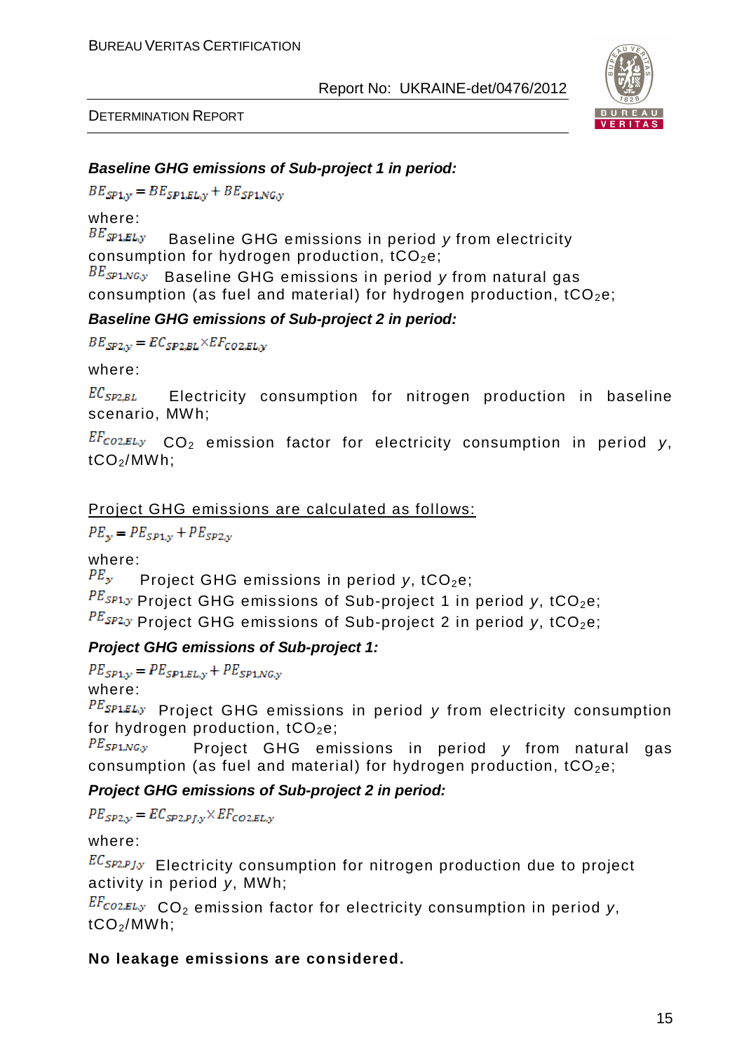**Baseline GHG emissions of Sub-project 1 in period:**

$$BE_{SP1,y} = BE_{SP1,EL,y} + BE_{SP1,NG,y}$$

where:

$BE_{SP1,EL,y}$ Baseline GHG emissions in period *y* from electricity consumption for hydrogen production, $tCO_2e$;

$BE_{SP1,NG,y}$ Baseline GHG emissions in period *y* from natural gas consumption (as fuel and material) for hydrogen production, $tCO_2e$;

**Baseline GHG emissions of Sub-project 2 in period:**

$$BE_{SP2,y} = EC_{SP2,BL} \times EF_{CO2,EL,y}$$

where:

$EC_{SP2,BL}$ Electricity consumption for nitrogen production in baseline scenario, MWh;

$EF_{CO2,EL,y}$ $CO_2$ emission factor for electricity consumption in period *y*, $tCO_2$/MWh;

<u>Project GHG emissions are calculated as follows:</u>

$$PE_y = PE_{SP1,y} + PE_{SP2,y}$$

where:

$PE_y$ Project GHG emissions in period *y*, $tCO_2e$;

$PE_{SP1,y}$ Project GHG emissions of Sub-project 1 in period *y*, $tCO_2e$;

$PE_{SP2,y}$ Project GHG emissions of Sub-project 2 in period *y*, $tCO_2e$;

**Project GHG emissions of Sub-project 1:**

$$PE_{SP1,y} = PE_{SP1,EL,y} + PE_{SP1,NG,y}$$

where:

$PE_{SP1,EL,y}$ Project GHG emissions in period *y* from electricity consumption for hydrogen production, $tCO_2e$;

$PE_{SP1,NG,y}$ Project GHG emissions in period *y* from natural gas consumption (as fuel and material) for hydrogen production, $tCO_2e$;

**Project GHG emissions of Sub-project 2 in period:**

$$PE_{SP2,y} = EC_{SP2,PJ,y} \times EF_{CO2,EL,y}$$

where:

$EC_{SP2,PJ,y}$ Electricity consumption for nitrogen production due to project activity in period *y*, MWh;

$EF_{CO2,EL,y}$ $CO_2$ emission factor for electricity consumption in period *y*, $tCO_2$/MWh;

**No leakage emissions are considered.**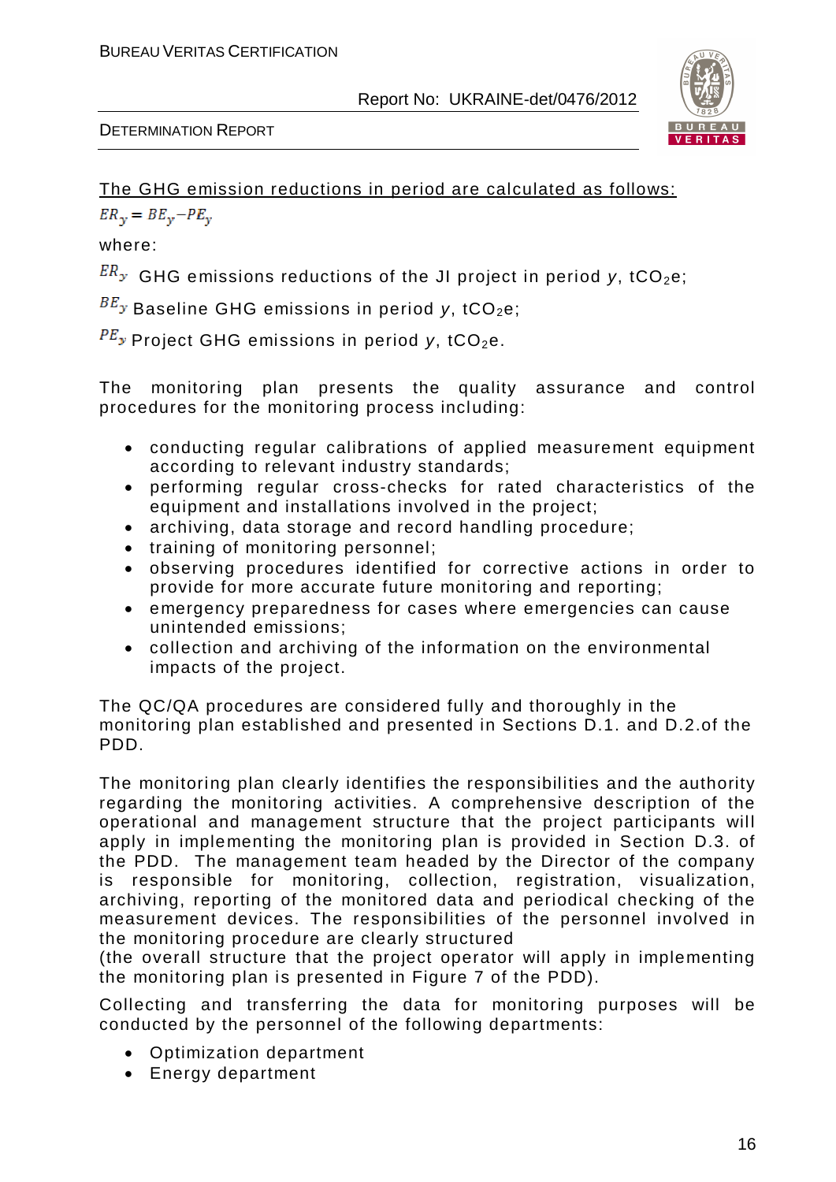<u>The GHG emission reductions in period are calculated as follows:</u>

$$ER_y = BE_y - PE_y$$

where:

$ER_y$ GHG emissions reductions of the JI project in period $y$, $tCO_2e$;

$BE_y$ Baseline GHG emissions in period $y$, $tCO_2e$;

$PE_y$ Project GHG emissions in period $y$, $tCO_2e$.

The monitoring plan presents the quality assurance and control procedures for the monitoring process including:

- conducting regular calibrations of applied measurement equipment according to relevant industry standards;
- performing regular cross-checks for rated characteristics of the equipment and installations involved in the project;
- archiving, data storage and record handling procedure;
- training of monitoring personnel;
- observing procedures identified for corrective actions in order to provide for more accurate future monitoring and reporting;
- emergency preparedness for cases where emergencies can cause unintended emissions;
- collection and archiving of the information on the environmental impacts of the project.

The QC/QA procedures are considered fully and thoroughly in the monitoring plan established and presented in Sections D.1. and D.2.of the PDD.

The monitoring plan clearly identifies the responsibilities and the authority regarding the monitoring activities. A comprehensive description of the operational and management structure that the project participants will apply in implementing the monitoring plan is provided in Section D.3. of the PDD. The management team headed by the Director of the company is responsible for monitoring, collection, registration, visualization, archiving, reporting of the monitored data and periodical checking of the measurement devices. The responsibilities of the personnel involved in the monitoring procedure are clearly structured (the overall structure that the project operator will apply in implementing the monitoring plan is presented in Figure 7 of the PDD).

Collecting and transferring the data for monitoring purposes will be conducted by the personnel of the following departments:

- Optimization department
- Energy department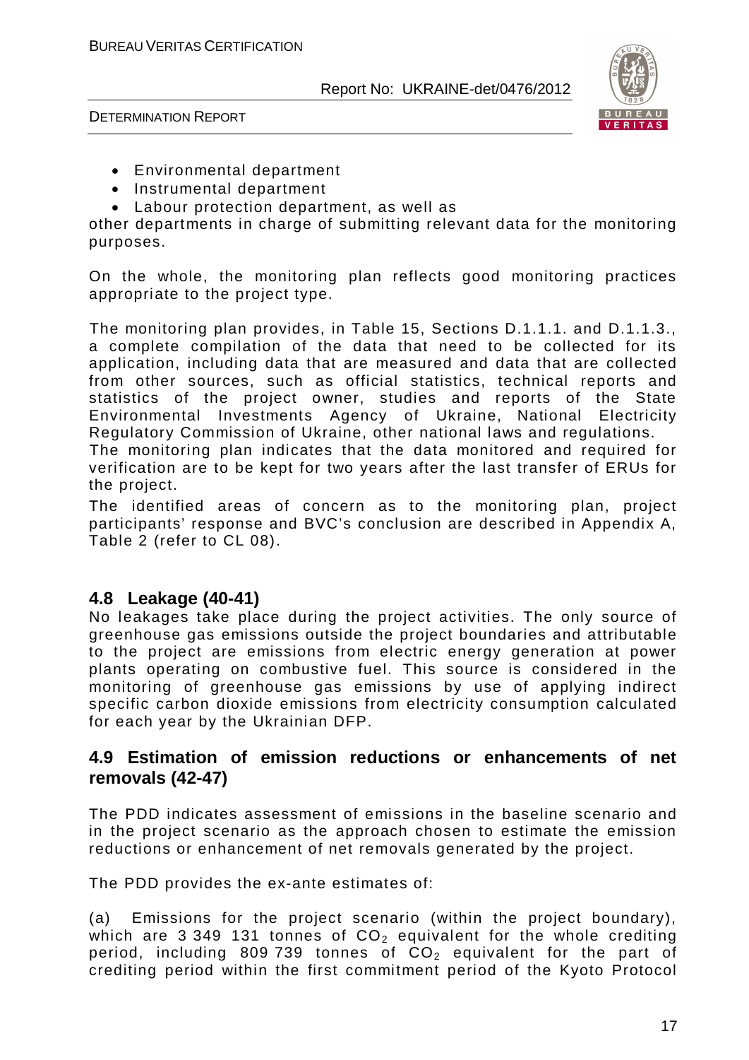- Environmental department
- Instrumental department
- Labour protection department, as well as

other departments in charge of submitting relevant data for the monitoring purposes.

On the whole, the monitoring plan reflects good monitoring practices appropriate to the project type.

The monitoring plan provides, in Table 15, Sections D.1.1.1. and D.1.1.3., a complete compilation of the data that need to be collected for its application, including data that are measured and data that are collected from other sources, such as official statistics, technical reports and statistics of the project owner, studies and reports of the State Environmental Investments Agency of Ukraine, National Electricity Regulatory Commission of Ukraine, other national laws and regulations.
The monitoring plan indicates that the data monitored and required for verification are to be kept for two years after the last transfer of ERUs for the project.
The identified areas of concern as to the monitoring plan, project participants' response and BVC's conclusion are described in Appendix A, Table 2 (refer to CL 08).

## 4.8 Leakage (40-41)

No leakages take place during the project activities. The only source of greenhouse gas emissions outside the project boundaries and attributable to the project are emissions from electric energy generation at power plants operating on combustive fuel. This source is considered in the monitoring of greenhouse gas emissions by use of applying indirect specific carbon dioxide emissions from electricity consumption calculated for each year by the Ukrainian DFP.

## 4.9 Estimation of emission reductions or enhancements of net removals (42-47)

The PDD indicates assessment of emissions in the baseline scenario and in the project scenario as the approach chosen to estimate the emission reductions or enhancement of net removals generated by the project.

The PDD provides the ex-ante estimates of:

(a) Emissions for the project scenario (within the project boundary), which are 3 349 131 tonnes of $CO_2$ equivalent for the whole crediting period, including 809 739 tonnes of $CO_2$ equivalent for the part of crediting period within the first commitment period of the Kyoto Protocol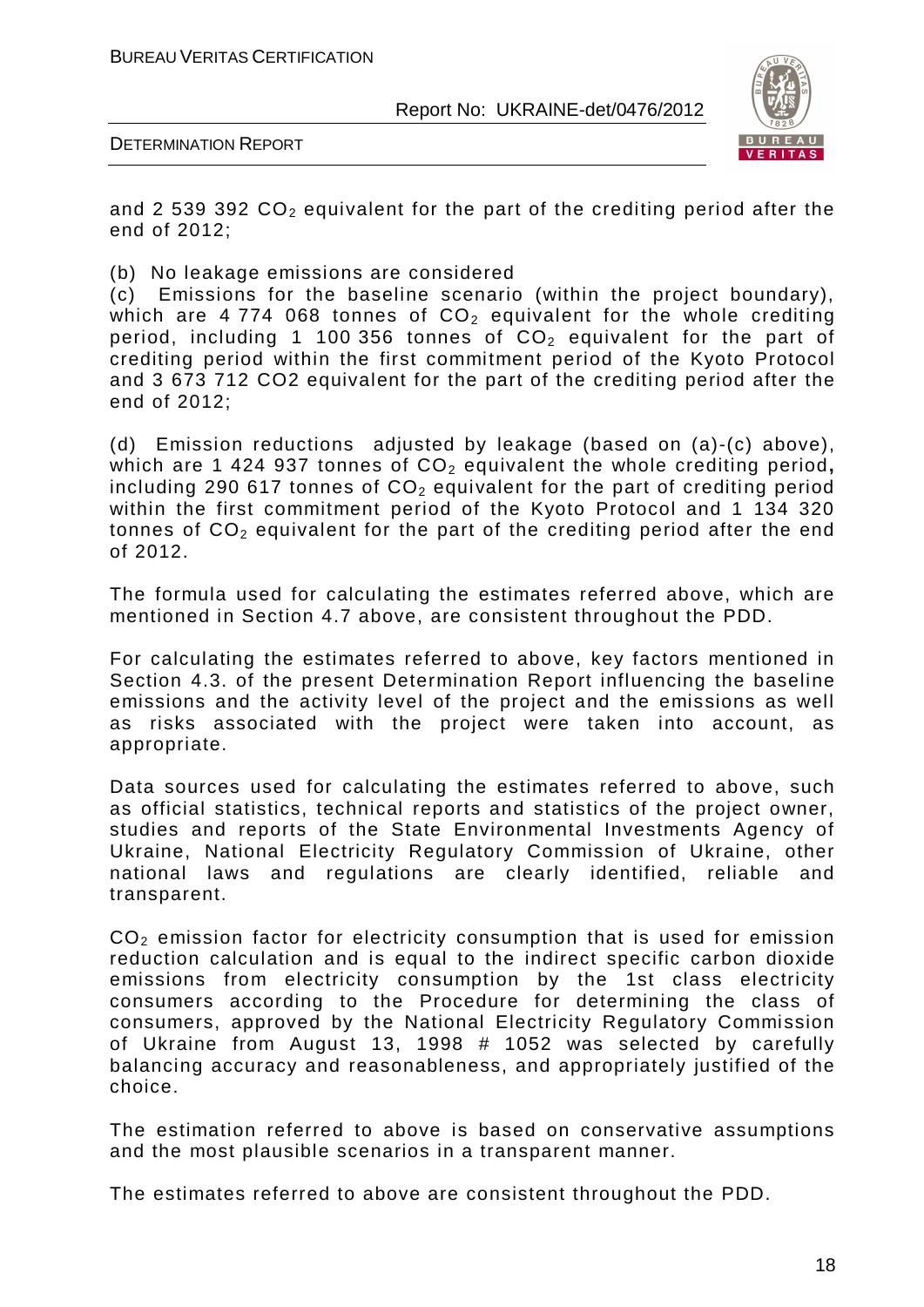and 2 539 392 $CO_2$ equivalent for the part of the crediting period after the end of 2012;

(b) No leakage emissions are considered

(c) Emissions for the baseline scenario (within the project boundary), which are 4 774 068 tonnes of $CO_2$ equivalent for the whole crediting period, including 1 100 356 tonnes of $CO_2$ equivalent for the part of crediting period within the first commitment period of the Kyoto Protocol and 3 673 712 CO2 equivalent for the part of the crediting period after the end of 2012;

(d) Emission reductions adjusted by leakage (based on (a)-(c) above), which are 1 424 937 tonnes of $CO_2$ equivalent the whole crediting period**,** including 290 617 tonnes of $CO_2$ equivalent for the part of crediting period within the first commitment period of the Kyoto Protocol and 1 134 320 tonnes of $CO_2$ equivalent for the part of the crediting period after the end of 2012.

The formula used for calculating the estimates referred above, which are mentioned in Section 4.7 above, are consistent throughout the PDD.

For calculating the estimates referred to above, key factors mentioned in Section 4.3. of the present Determination Report influencing the baseline emissions and the activity level of the project and the emissions as well as risks associated with the project were taken into account, as appropriate.

Data sources used for calculating the estimates referred to above, such as official statistics, technical reports and statistics of the project owner, studies and reports of the State Environmental Investments Agency of Ukraine, National Electricity Regulatory Commission of Ukraine, other national laws and regulations are clearly identified, reliable and transparent.

$CO_2$ emission factor for electricity consumption that is used for emission reduction calculation and is equal to the indirect specific carbon dioxide emissions from electricity consumption by the 1st class electricity consumers according to the Procedure for determining the class of consumers, approved by the National Electricity Regulatory Commission of Ukraine from August 13, 1998 # 1052 was selected by carefully balancing accuracy and reasonableness, and appropriately justified of the choice.

The estimation referred to above is based on conservative assumptions and the most plausible scenarios in a transparent manner.

The estimates referred to above are consistent throughout the PDD.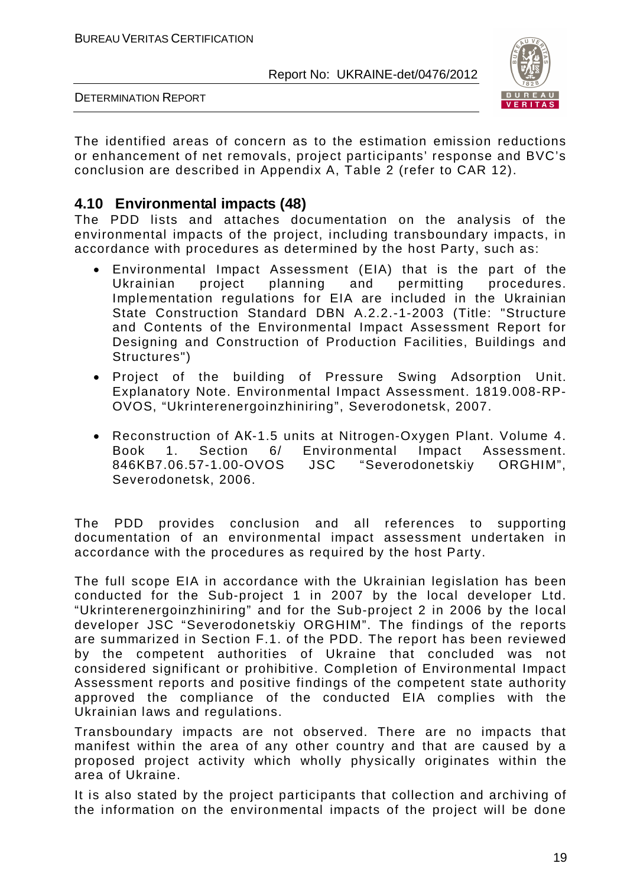The identified areas of concern as to the estimation emission reductions or enhancement of net removals, project participants' response and BVC's conclusion are described in Appendix A, Table 2 (refer to CAR 12).

## 4.10 Environmental impacts (48)

The PDD lists and attaches documentation on the analysis of the environmental impacts of the project, including transboundary impacts, in accordance with procedures as determined by the host Party, such as:

- Environmental Impact Assessment (EIA) that is the part of the Ukrainian project planning and permitting procedures. Implementation regulations for EIA are included in the Ukrainian State Construction Standard DBN A.2.2.-1-2003 (Title: "Structure and Contents of the Environmental Impact Assessment Report for Designing and Construction of Production Facilities, Buildings and Structures")
- Project of the building of Pressure Swing Adsorption Unit. Explanatory Note. Environmental Impact Assessment. 1819.008-RP-OVOS, "Ukrinterenergoinzhiniring", Severodonetsk, 2007.
- Reconstruction of AK-1.5 units at Nitrogen-Oxygen Plant. Volume 4. Book 1. Section 6/ Environmental Impact Assessment. 846KB7.06.57-1.00-OVOS JSC "Severodonetskiy ORGHIM", Severodonetsk, 2006.

The PDD provides conclusion and all references to supporting documentation of an environmental impact assessment undertaken in accordance with the procedures as required by the host Party.

The full scope EIA in accordance with the Ukrainian legislation has been conducted for the Sub-project 1 in 2007 by the local developer Ltd. "Ukrinterenergoinzhiniring" and for the Sub-project 2 in 2006 by the local developer JSC "Severodonetskiy ORGHIM". The findings of the reports are summarized in Section F.1. of the PDD. The report has been reviewed by the competent authorities of Ukraine that concluded was not considered significant or prohibitive. Completion of Environmental Impact Assessment reports and positive findings of the competent state authority approved the compliance of the conducted EIA complies with the Ukrainian laws and regulations.

Transboundary impacts are not observed. There are no impacts that manifest within the area of any other country and that are caused by a proposed project activity which wholly physically originates within the area of Ukraine.

It is also stated by the project participants that collection and archiving of the information on the environmental impacts of the project will be done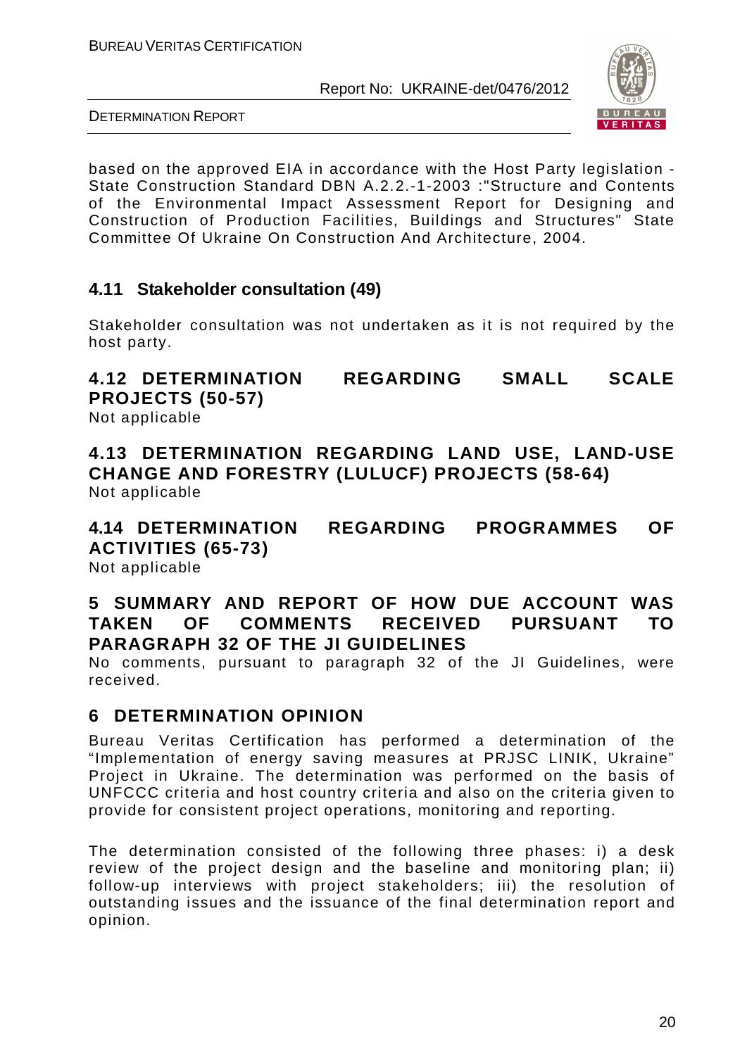based on the approved EIA in accordance with the Host Party legislation - State Construction Standard DBN A.2.2.-1-2003 :"Structure and Contents of the Environmental Impact Assessment Report for Designing and Construction of Production Facilities, Buildings and Structures" State Committee Of Ukraine On Construction And Architecture, 2004.

## 4.11 Stakeholder consultation (49)

Stakeholder consultation was not undertaken as it is not required by the host party.

## 4.12 DETERMINATION REGARDING SMALL SCALE PROJECTS (50-57)

Not applicable

## 4.13 DETERMINATION REGARDING LAND USE, LAND-USE CHANGE AND FORESTRY (LULUCF) PROJECTS (58-64)

Not applicable

## 4.14 DETERMINATION REGARDING PROGRAMMES OF ACTIVITIES (65-73)

Not applicable

# 5 SUMMARY AND REPORT OF HOW DUE ACCOUNT WAS TAKEN OF COMMENTS RECEIVED PURSUANT TO PARAGRAPH 32 OF THE JI GUIDELINES

No comments, pursuant to paragraph 32 of the JI Guidelines, were received.

# 6 DETERMINATION OPINION

Bureau Veritas Certification has performed a determination of the "Implementation of energy saving measures at PRJSC LINIK, Ukraine" Project in Ukraine. The determination was performed on the basis of UNFCCC criteria and host country criteria and also on the criteria given to provide for consistent project operations, monitoring and reporting.

The determination consisted of the following three phases: i) a desk review of the project design and the baseline and monitoring plan; ii) follow-up interviews with project stakeholders; iii) the resolution of outstanding issues and the issuance of the final determination report and opinion.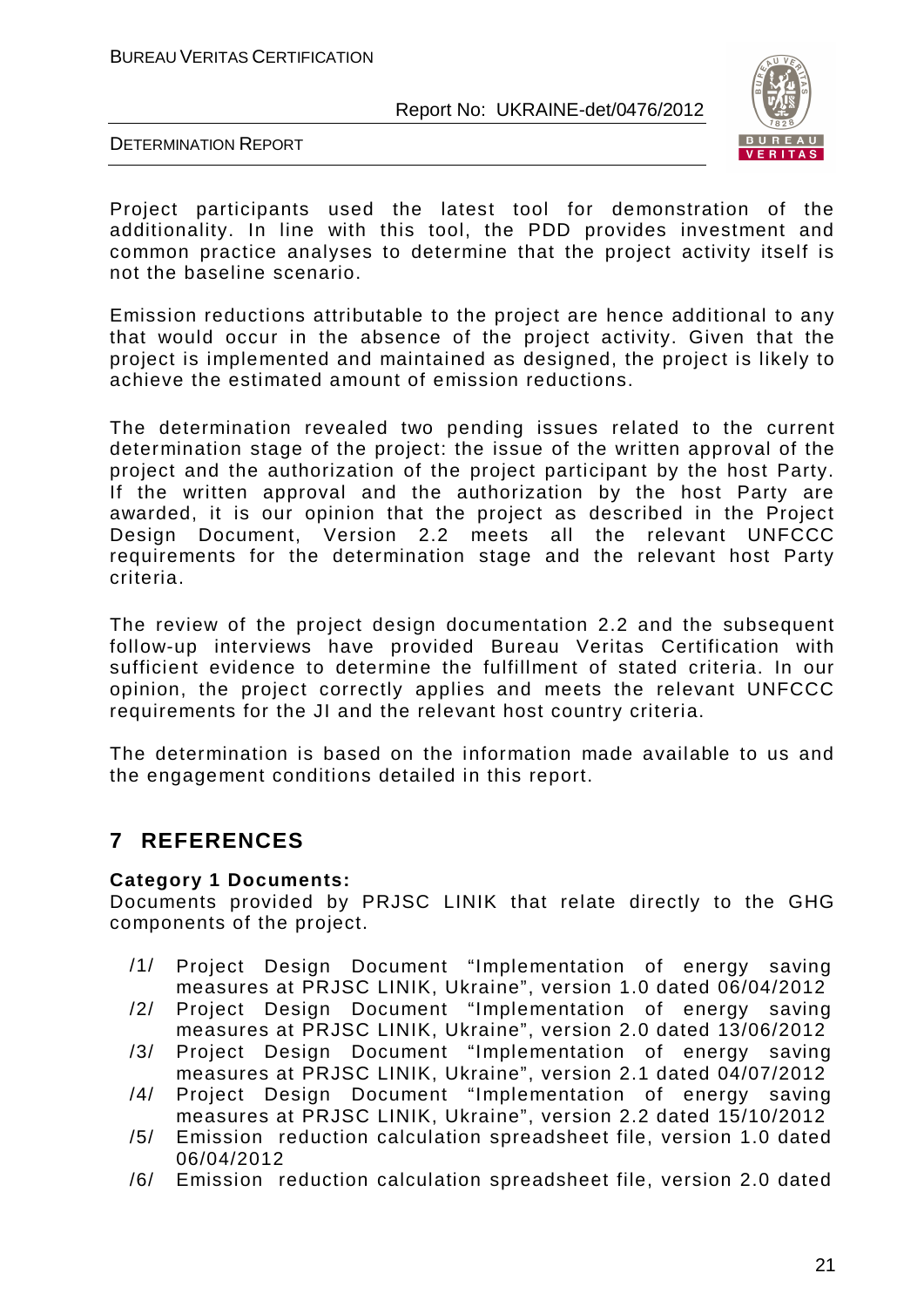Project participants used the latest tool for demonstration of the additionality. In line with this tool, the PDD provides investment and common practice analyses to determine that the project activity itself is not the baseline scenario.

Emission reductions attributable to the project are hence additional to any that would occur in the absence of the project activity. Given that the project is implemented and maintained as designed, the project is likely to achieve the estimated amount of emission reductions.

The determination revealed two pending issues related to the current determination stage of the project: the issue of the written approval of the project and the authorization of the project participant by the host Party. If the written approval and the authorization by the host Party are awarded, it is our opinion that the project as described in the Project Design Document, Version 2.2 meets all the relevant UNFCCC requirements for the determination stage and the relevant host Party criteria.

The review of the project design documentation 2.2 and the subsequent follow-up interviews have provided Bureau Veritas Certification with sufficient evidence to determine the fulfillment of stated criteria. In our opinion, the project correctly applies and meets the relevant UNFCCC requirements for the JI and the relevant host country criteria.

The determination is based on the information made available to us and the engagement conditions detailed in this report.

# 7 REFERENCES

**Category 1 Documents:**
Documents provided by PRJSC LINIK that relate directly to the GHG components of the project.

/1/ Project Design Document "Implementation of energy saving measures at PRJSC LINIK, Ukraine", version 1.0 dated 06/04/2012
/2/ Project Design Document "Implementation of energy saving measures at PRJSC LINIK, Ukraine", version 2.0 dated 13/06/2012
/3/ Project Design Document "Implementation of energy saving measures at PRJSC LINIK, Ukraine", version 2.1 dated 04/07/2012
/4/ Project Design Document "Implementation of energy saving measures at PRJSC LINIK, Ukraine", version 2.2 dated 15/10/2012
/5/ Emission reduction calculation spreadsheet file, version 1.0 dated 06/04/2012
/6/ Emission reduction calculation spreadsheet file, version 2.0 dated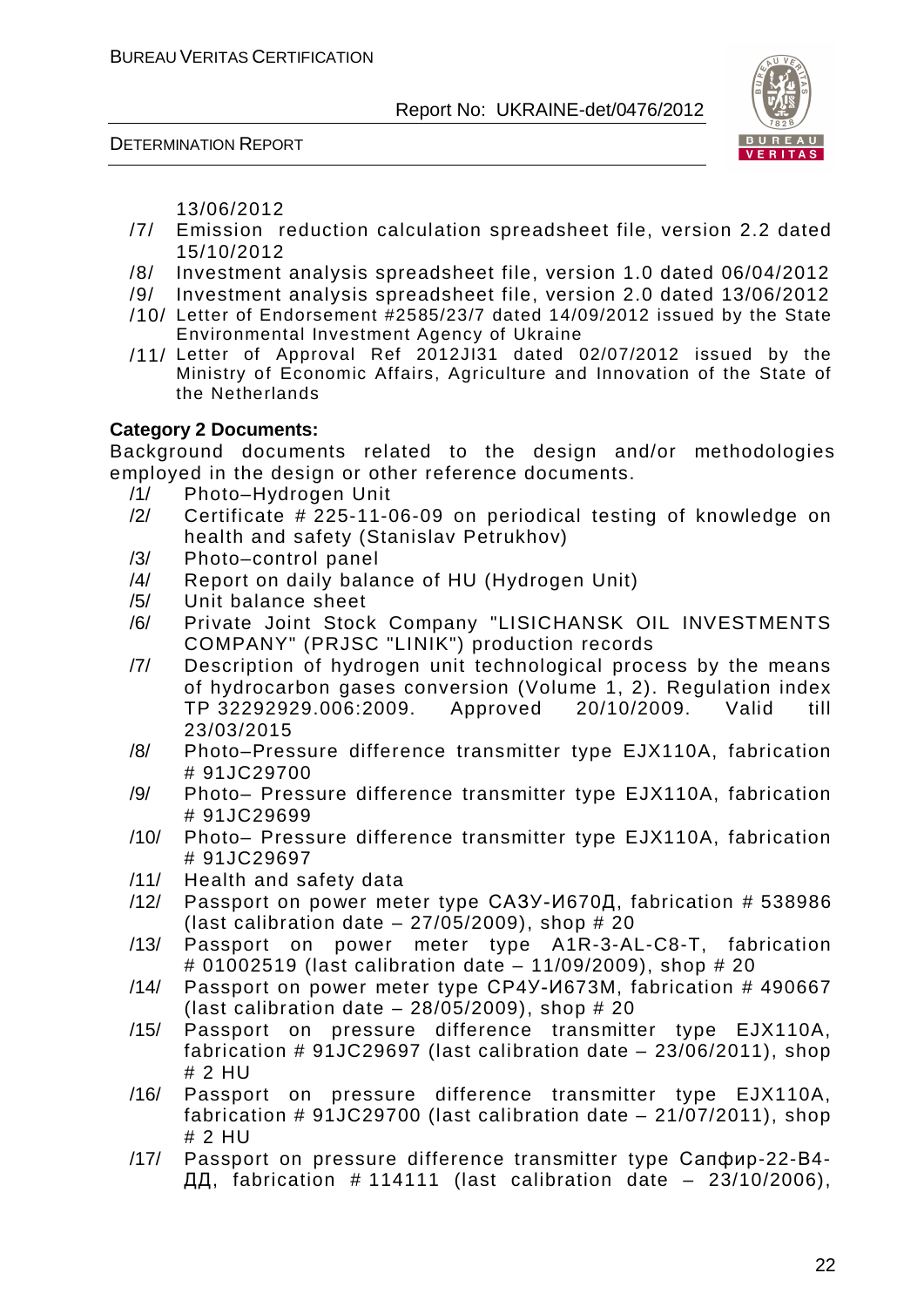13/06/2012

/7/ Emission reduction calculation spreadsheet file, version 2.2 dated 15/10/2012

/8/ Investment analysis spreadsheet file, version 1.0 dated 06/04/2012

/9/ Investment analysis spreadsheet file, version 2.0 dated 13/06/2012

/10/ Letter of Endorsement #2585/23/7 dated 14/09/2012 issued by the State Environmental Investment Agency of Ukraine

/11/ Letter of Approval Ref 2012JI31 dated 02/07/2012 issued by the Ministry of Economic Affairs, Agriculture and Innovation of the State of the Netherlands

**Category 2 Documents:**

Background documents related to the design and/or methodologies employed in the design or other reference documents.

/1/ Photo–Hydrogen Unit

/2/ Certificate # 225-11-06-09 on periodical testing of knowledge on health and safety (Stanislav Petrukhov)

/3/ Photo–control panel

/4/ Report on daily balance of HU (Hydrogen Unit)

/5/ Unit balance sheet

/6/ Private Joint Stock Company "LISICHANSK OIL INVESTMENTS COMPANY" (PRJSC "LINIK") production records

/7/ Description of hydrogen unit technological process by the means of hydrocarbon gases conversion (Volume 1, 2). Regulation index TP 32292929.006:2009. Approved 20/10/2009. Valid till 23/03/2015

/8/ Photo–Pressure difference transmitter type EJX110A, fabrication # 91JC29700

/9/ Photo– Pressure difference transmitter type EJX110A, fabrication # 91JC29699

/10/ Photo– Pressure difference transmitter type EJX110A, fabrication # 91JC29697

/11/ Health and safety data

/12/ Passport on power meter type САЗУ-И670Д, fabrication # 538986 (last calibration date – 27/05/2009), shop # 20

/13/ Passport on power meter type A1R-3-AL-C8-T, fabrication # 01002519 (last calibration date – 11/09/2009), shop # 20

/14/ Passport on power meter type СР4У-И673М, fabrication # 490667 (last calibration date – 28/05/2009), shop # 20

/15/ Passport on pressure difference transmitter type EJX110A, fabrication # 91JC29697 (last calibration date – 23/06/2011), shop # 2 HU

/16/ Passport on pressure difference transmitter type EJX110A, fabrication # 91JC29700 (last calibration date – 21/07/2011), shop # 2 HU

/17/ Passport on pressure difference transmitter type Сапфир-22-В4-ДД, fabrication # 114111 (last calibration date – 23/10/2006),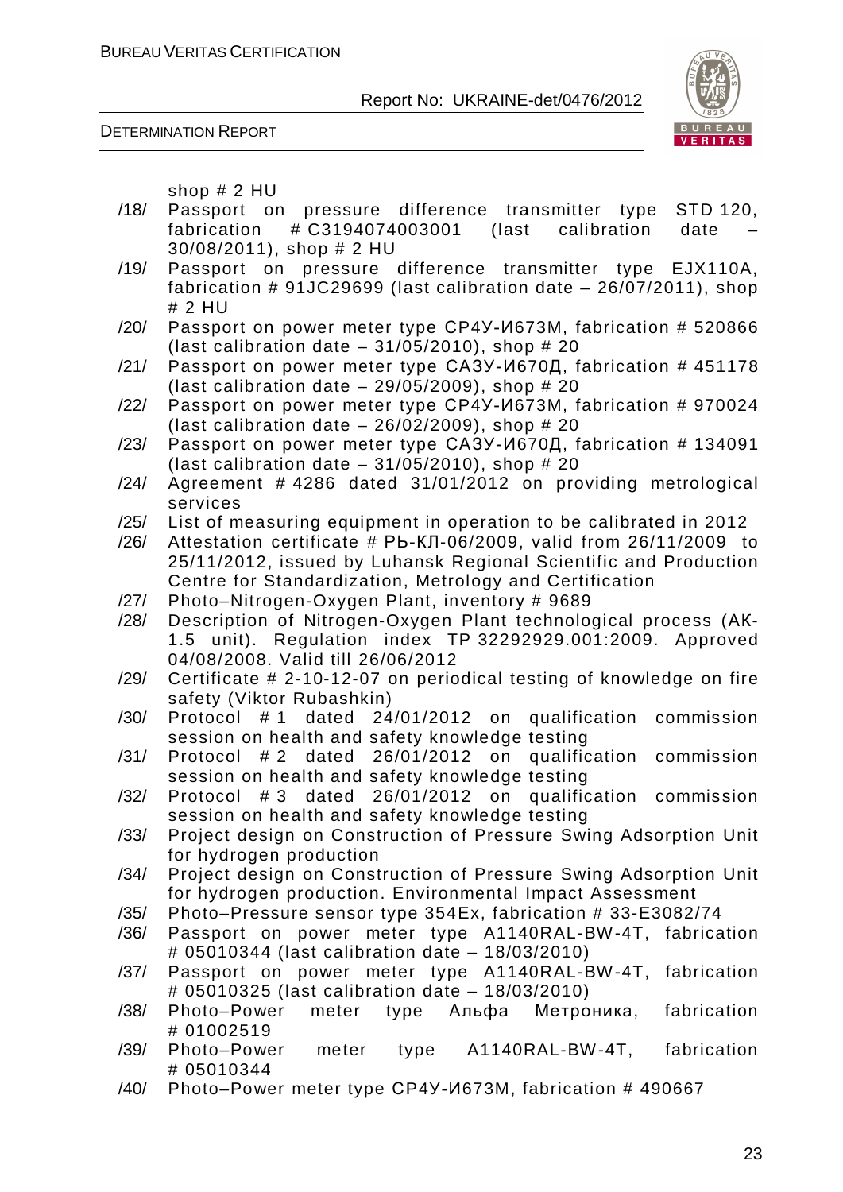shop # 2 HU

/18/ Passport on pressure difference transmitter type STD 120, fabrication # C3194074003001 (last calibration date – 30/08/2011), shop # 2 HU

/19/ Passport on pressure difference transmitter type EJX110A, fabrication # 91JC29699 (last calibration date – 26/07/2011), shop # 2 HU

/20/ Passport on power meter type СР4У-И673М, fabrication # 520866 (last calibration date – 31/05/2010), shop # 20

/21/ Passport on power meter type СА3У-И670Д, fabrication # 451178 (last calibration date – 29/05/2009), shop # 20

/22/ Passport on power meter type СР4У-И673М, fabrication # 970024 (last calibration date – 26/02/2009), shop # 20

/23/ Passport on power meter type СА3У-И670Д, fabrication # 134091 (last calibration date – 31/05/2010), shop # 20

/24/ Agreement # 4286 dated 31/01/2012 on providing metrological services

/25/ List of measuring equipment in operation to be calibrated in 2012

/26/ Attestation certificate # РЬ-КЛ-06/2009, valid from 26/11/2009 to 25/11/2012, issued by Luhansk Regional Scientific and Production Centre for Standardization, Metrology and Certification

/27/ Photo–Nitrogen-Oxygen Plant, inventory # 9689

/28/ Description of Nitrogen-Oxygen Plant technological process (АК-1.5 unit). Regulation index ТР 32292929.001:2009. Approved 04/08/2008. Valid till 26/06/2012

/29/ Certificate # 2-10-12-07 on periodical testing of knowledge on fire safety (Viktor Rubashkin)

/30/ Protocol # 1 dated 24/01/2012 on qualification commission session on health and safety knowledge testing

/31/ Protocol # 2 dated 26/01/2012 on qualification commission session on health and safety knowledge testing

/32/ Protocol # 3 dated 26/01/2012 on qualification commission session on health and safety knowledge testing

/33/ Project design on Construction of Pressure Swing Adsorption Unit for hydrogen production

/34/ Project design on Construction of Pressure Swing Adsorption Unit for hydrogen production. Environmental Impact Assessment

/35/ Photo–Pressure sensor type 354Ex, fabrication # 33-E3082/74

/36/ Passport on power meter type A1140RAL-BW-4T, fabrication # 05010344 (last calibration date – 18/03/2010)

/37/ Passport on power meter type A1140RAL-BW-4T, fabrication # 05010325 (last calibration date – 18/03/2010)

/38/ Photo–Power meter type Альфа Метроника, fabrication # 01002519

/39/ Photo–Power meter type A1140RAL-BW-4T, fabrication # 05010344

/40/ Photo–Power meter type СР4У-И673М, fabrication # 490667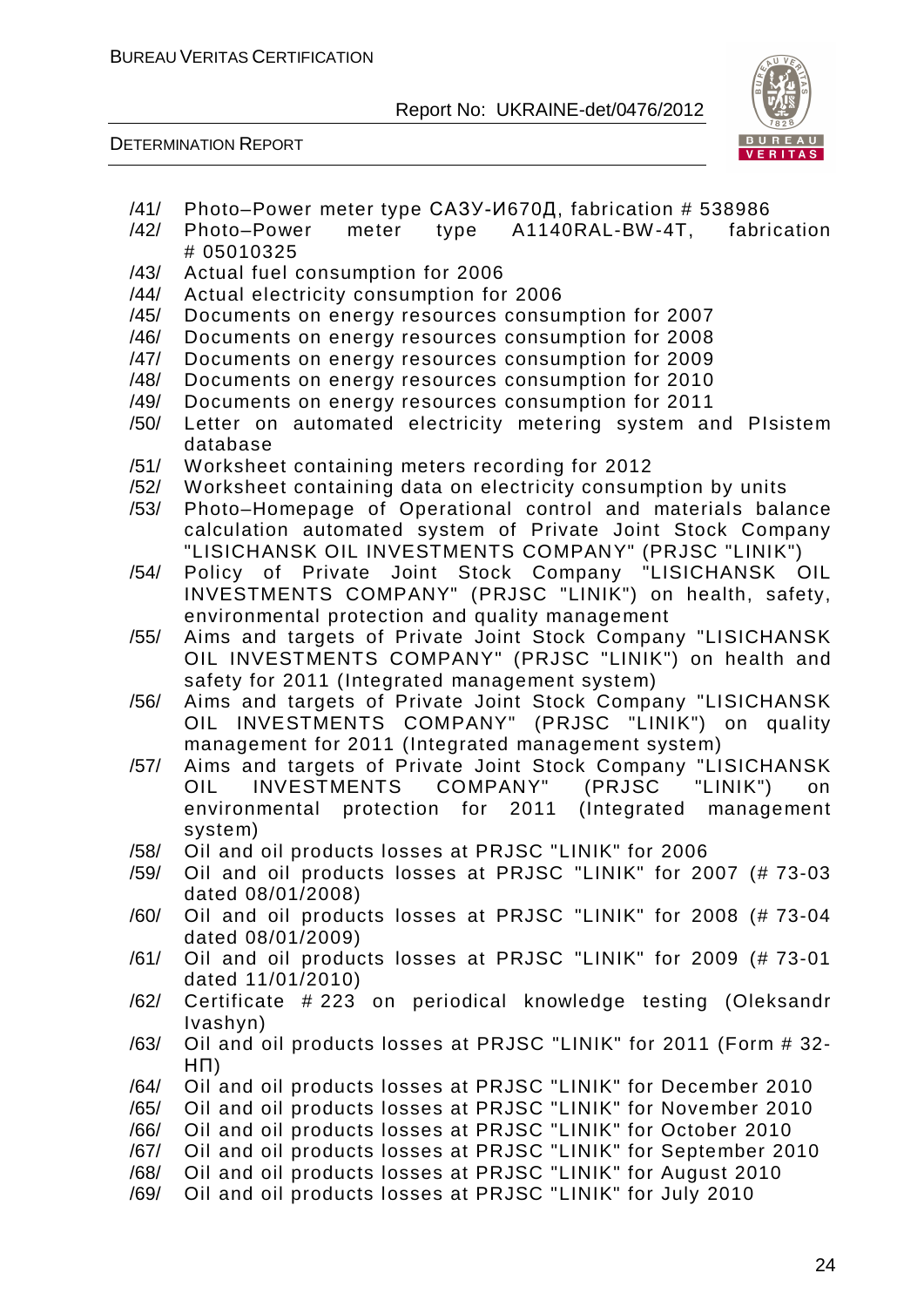/41/ Photo–Power meter type САЗУ-И670Д, fabrication # 538986
/42/ Photo–Power meter type A1140RAL-BW-4T, fabrication # 05010325
/43/ Actual fuel consumption for 2006
/44/ Actual electricity consumption for 2006
/45/ Documents on energy resources consumption for 2007
/46/ Documents on energy resources consumption for 2008
/47/ Documents on energy resources consumption for 2009
/48/ Documents on energy resources consumption for 2010
/49/ Documents on energy resources consumption for 2011
/50/ Letter on automated electricity metering system and PIsistem database
/51/ Worksheet containing meters recording for 2012
/52/ Worksheet containing data on electricity consumption by units
/53/ Photo–Homepage of Operational control and materials balance calculation automated system of Private Joint Stock Company "LISICHANSK OIL INVESTMENTS COMPANY" (PRJSC "LINIK")
/54/ Policy of Private Joint Stock Company "LISICHANSK OIL INVESTMENTS COMPANY" (PRJSC "LINIK") on health, safety, environmental protection and quality management
/55/ Aims and targets of Private Joint Stock Company "LISICHANSK OIL INVESTMENTS COMPANY" (PRJSC "LINIK") on health and safety for 2011 (Integrated management system)
/56/ Aims and targets of Private Joint Stock Company "LISICHANSK OIL INVESTMENTS COMPANY" (PRJSC "LINIK") on quality management for 2011 (Integrated management system)
/57/ Aims and targets of Private Joint Stock Company "LISICHANSK OIL INVESTMENTS COMPANY" (PRJSC "LINIK") on environmental protection for 2011 (Integrated management system)
/58/ Oil and oil products losses at PRJSC "LINIK" for 2006
/59/ Oil and oil products losses at PRJSC "LINIK" for 2007 (# 73-03 dated 08/01/2008)
/60/ Oil and oil products losses at PRJSC "LINIK" for 2008 (# 73-04 dated 08/01/2009)
/61/ Oil and oil products losses at PRJSC "LINIK" for 2009 (# 73-01 dated 11/01/2010)
/62/ Certificate # 223 on periodical knowledge testing (Oleksandr Ivashyn)
/63/ Oil and oil products losses at PRJSC "LINIK" for 2011 (Form # 32-НП)
/64/ Oil and oil products losses at PRJSC "LINIK" for December 2010
/65/ Oil and oil products losses at PRJSC "LINIK" for November 2010
/66/ Oil and oil products losses at PRJSC "LINIK" for October 2010
/67/ Oil and oil products losses at PRJSC "LINIK" for September 2010
/68/ Oil and oil products losses at PRJSC "LINIK" for August 2010
/69/ Oil and oil products losses at PRJSC "LINIK" for July 2010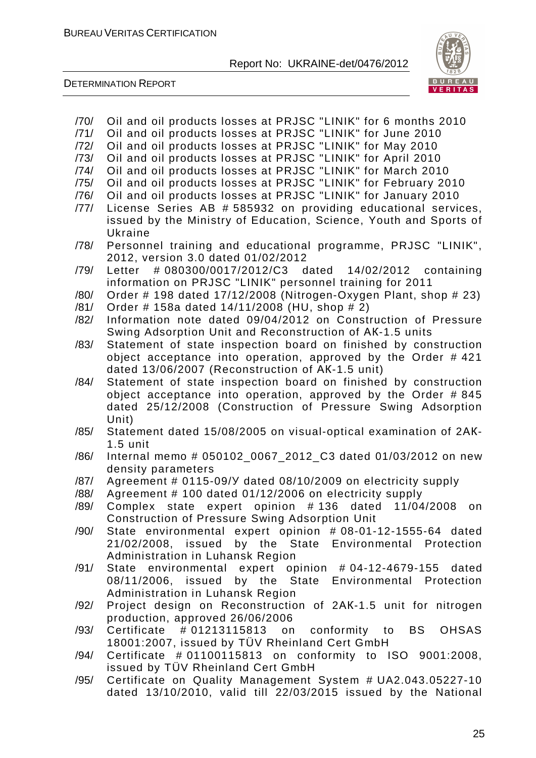/70/ Oil and oil products losses at PRJSC "LINIK" for 6 months 2010

/71/ Oil and oil products losses at PRJSC "LINIK" for June 2010

/72/ Oil and oil products losses at PRJSC "LINIK" for May 2010

/73/ Oil and oil products losses at PRJSC "LINIK" for April 2010

/74/ Oil and oil products losses at PRJSC "LINIK" for March 2010

/75/ Oil and oil products losses at PRJSC "LINIK" for February 2010

/76/ Oil and oil products losses at PRJSC "LINIK" for January 2010

/77/ License Series AB # 585932 on providing educational services, issued by the Ministry of Education, Science, Youth and Sports of Ukraine

/78/ Personnel training and educational programme, PRJSC "LINIK", 2012, version 3.0 dated 01/02/2012

/79/ Letter # 080300/0017/2012/C3 dated 14/02/2012 containing information on PRJSC "LINIK" personnel training for 2011

/80/ Order # 198 dated 17/12/2008 (Nitrogen-Oxygen Plant, shop # 23)

/81/ Order # 158a dated 14/11/2008 (HU, shop # 2)

/82/ Information note dated 09/04/2012 on Construction of Pressure Swing Adsorption Unit and Reconstruction of AK-1.5 units

/83/ Statement of state inspection board on finished by construction object acceptance into operation, approved by the Order # 421 dated 13/06/2007 (Reconstruction of AK-1.5 unit)

/84/ Statement of state inspection board on finished by construction object acceptance into operation, approved by the Order # 845 dated 25/12/2008 (Construction of Pressure Swing Adsorption Unit)

/85/ Statement dated 15/08/2005 on visual-optical examination of 2AK-1.5 unit

/86/ Internal memo # 050102_0067_2012_C3 dated 01/03/2012 on new density parameters

/87/ Agreement # 0115-09/У dated 08/10/2009 on electricity supply

/88/ Agreement # 100 dated 01/12/2006 on electricity supply

/89/ Complex state expert opinion # 136 dated 11/04/2008 on Construction of Pressure Swing Adsorption Unit

/90/ State environmental expert opinion # 08-01-12-1555-64 dated 21/02/2008, issued by the State Environmental Protection Administration in Luhansk Region

/91/ State environmental expert opinion # 04-12-4679-155 dated 08/11/2006, issued by the State Environmental Protection Administration in Luhansk Region

/92/ Project design on Reconstruction of 2AK-1.5 unit for nitrogen production, approved 26/06/2006

/93/ Certificate # 01213115813 on conformity to BS OHSAS 18001:2007, issued by TÜV Rheinland Cert GmbH

/94/ Certificate # 01100115813 on conformity to ISO 9001:2008, issued by TÜV Rheinland Cert GmbH

/95/ Certificate on Quality Management System # UA2.043.05227-10 dated 13/10/2010, valid till 22/03/2015 issued by the National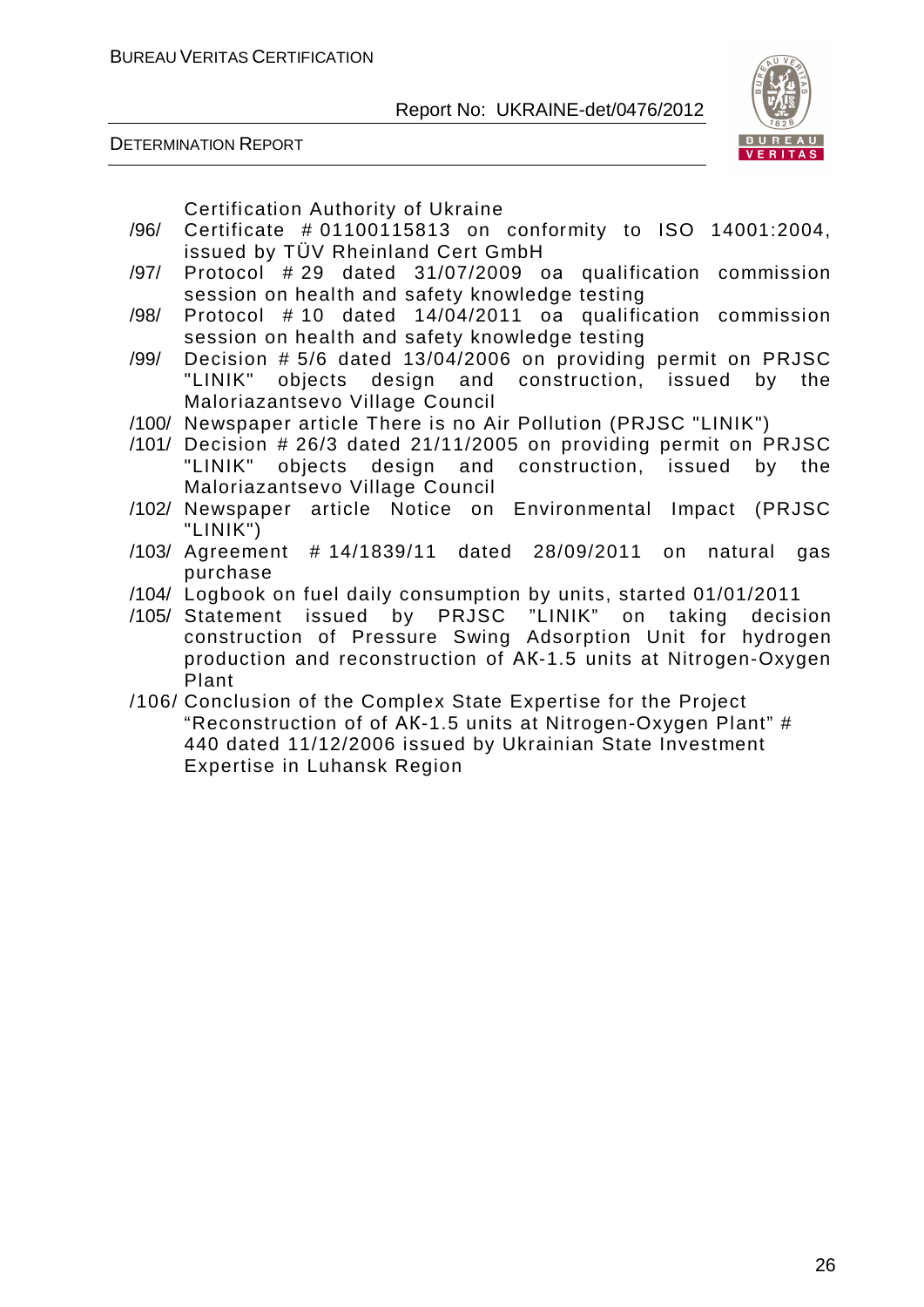Certification Authority of Ukraine

/96/ Certificate # 01100115813 on conformity to ISO 14001:2004, issued by TÜV Rheinland Cert GmbH

/97/ Protocol # 29 dated 31/07/2009 oa qualification commission session on health and safety knowledge testing

/98/ Protocol # 10 dated 14/04/2011 oa qualification commission session on health and safety knowledge testing

/99/ Decision # 5/6 dated 13/04/2006 on providing permit on PRJSC "LINIK" objects design and construction, issued by the Maloriazantsevo Village Council

/100/ Newspaper article There is no Air Pollution (PRJSC "LINIK")

/101/ Decision # 26/3 dated 21/11/2005 on providing permit on PRJSC "LINIK" objects design and construction, issued by the Maloriazantsevo Village Council

/102/ Newspaper article Notice on Environmental Impact (PRJSC "LINIK")

/103/ Agreement # 14/1839/11 dated 28/09/2011 on natural gas purchase

/104/ Logbook on fuel daily consumption by units, started 01/01/2011

/105/ Statement issued by PRJSC "LINIK" on taking decision construction of Pressure Swing Adsorption Unit for hydrogen production and reconstruction of AK-1.5 units at Nitrogen-Oxygen Plant

/106/ Conclusion of the Complex State Expertise for the Project "Reconstruction of of AK-1.5 units at Nitrogen-Oxygen Plant" # 440 dated 11/12/2006 issued by Ukrainian State Investment Expertise in Luhansk Region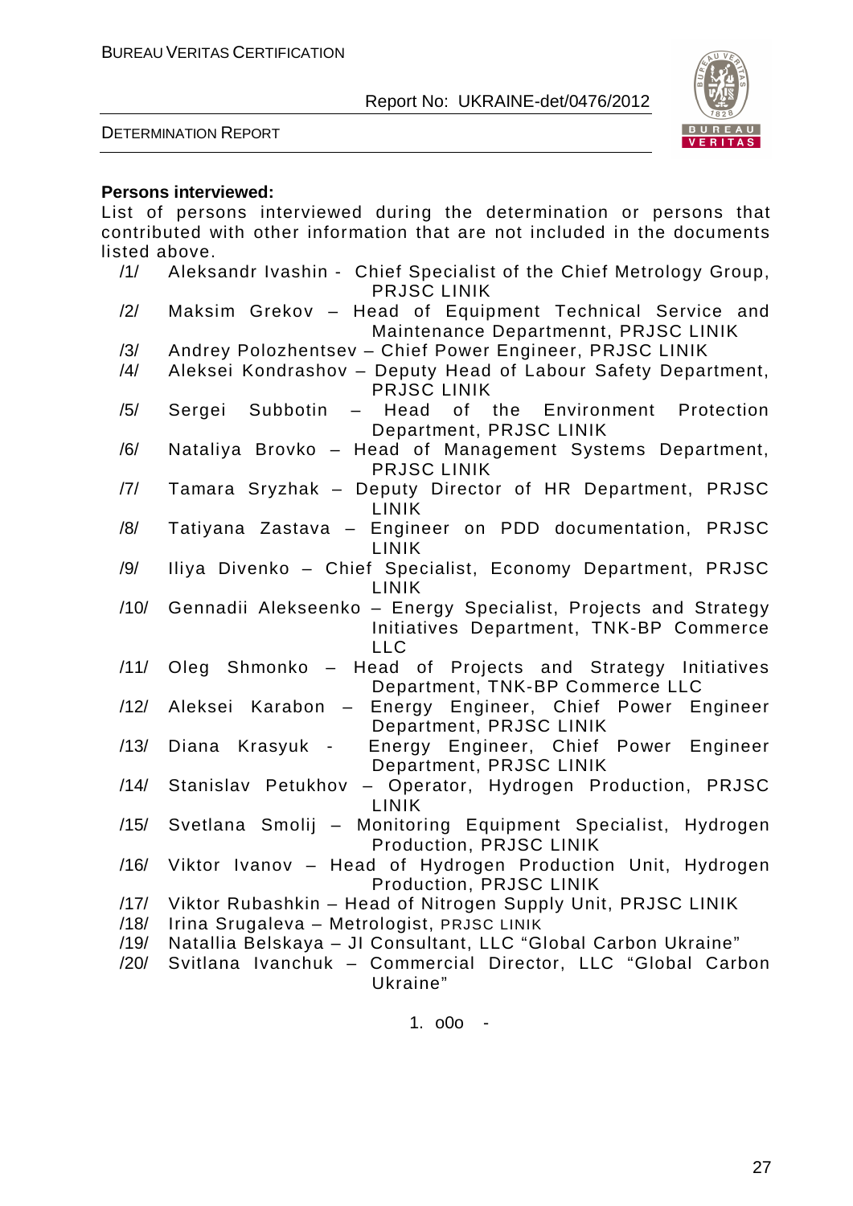**Persons interviewed:**

List of persons interviewed during the determination or persons that contributed with other information that are not included in the documents listed above.

/1/ Aleksandr Ivashin - Chief Specialist of the Chief Metrology Group, PRJSC LINIK

/2/ Maksim Grekov – Head of Equipment Technical Service and Maintenance Departmennt, PRJSC LINIK

/3/ Andrey Polozhentsev – Chief Power Engineer, PRJSC LINIK

/4/ Aleksei Kondrashov – Deputy Head of Labour Safety Department, PRJSC LINIK

/5/ Sergei Subbotin – Head of the Environment Protection Department, PRJSC LINIK

/6/ Nataliya Brovko – Head of Management Systems Department, PRJSC LINIK

/7/ Tamara Sryzhak – Deputy Director of HR Department, PRJSC LINIK

/8/ Tatiyana Zastava – Engineer on PDD documentation, PRJSC LINIK

/9/ Iliya Divenko – Chief Specialist, Economy Department, PRJSC LINIK

/10/ Gennadii Alekseenko – Energy Specialist, Projects and Strategy Initiatives Department, TNK-BP Commerce LLC

/11/ Oleg Shmonko – Head of Projects and Strategy Initiatives Department, TNK-BP Commerce LLC

/12/ Aleksei Karabon – Energy Engineer, Chief Power Engineer Department, PRJSC LINIK

/13/ Diana Krasyuk - Energy Engineer, Chief Power Engineer Department, PRJSC LINIK

/14/ Stanislav Petukhov – Operator, Hydrogen Production, PRJSC LINIK

/15/ Svetlana Smolij – Monitoring Equipment Specialist, Hydrogen Production, PRJSC LINIK

/16/ Viktor Ivanov – Head of Hydrogen Production Unit, Hydrogen Production, PRJSC LINIK

/17/ Viktor Rubashkin – Head of Nitrogen Supply Unit, PRJSC LINIK

/18/ Irina Srugaleva – Metrologist, PRJSC LINIK

/19/ Natallia Belskaya – JI Consultant, LLC "Global Carbon Ukraine"

/20/ Svitlana Ivanchuk – Commercial Director, LLC "Global Carbon Ukraine"

1. o0o -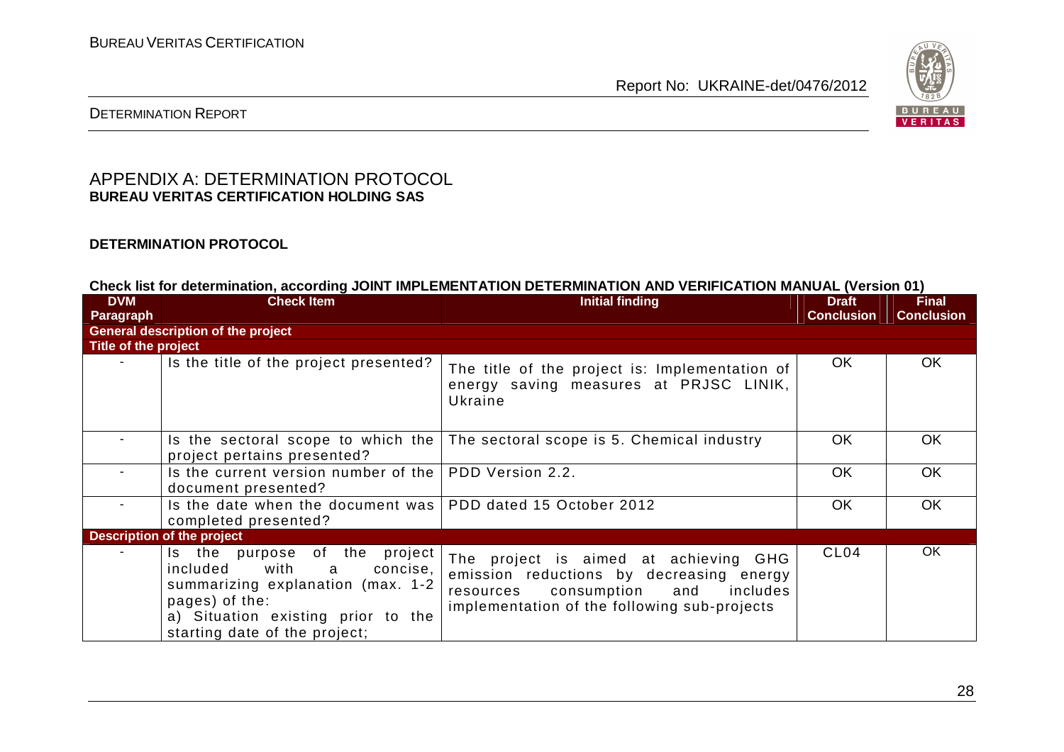# APPENDIX A: DETERMINATION PROTOCOL

**BUREAU VERITAS CERTIFICATION HOLDING SAS**

**DETERMINATION PROTOCOL**

**Check list for determination, according JOINT IMPLEMENTATION DETERMINATION AND VERIFICATION MANUAL (Version 01)**

| DVM Paragraph | Check Item | Initial finding | Draft Conclusion | Final Conclusion |
|---|---|---|---|---|
| **General description of the project** | | | | |
| **Title of the project** | | | | |
| - | Is the title of the project presented? | The title of the project is: Implementation of energy saving measures at PRJSC LINIK, Ukraine | OK | OK |
| - | Is the sectoral scope to which the project pertains presented? | The sectoral scope is 5. Chemical industry | OK | OK |
| - | Is the current version number of the document presented? | PDD Version 2.2. | OK | OK |
| - | Is the date when the document was completed presented? | PDD dated 15 October 2012 | OK | OK |
| **Description of the project** | | | | |
| - | Is the purpose of the project included with a concise, summarizing explanation (max. 1-2 pages) of the:<br>a) Situation existing prior to the starting date of the project; | The project is aimed at achieving GHG emission reductions by decreasing energy resources consumption and includes implementation of the following sub-projects | CL04 | OK |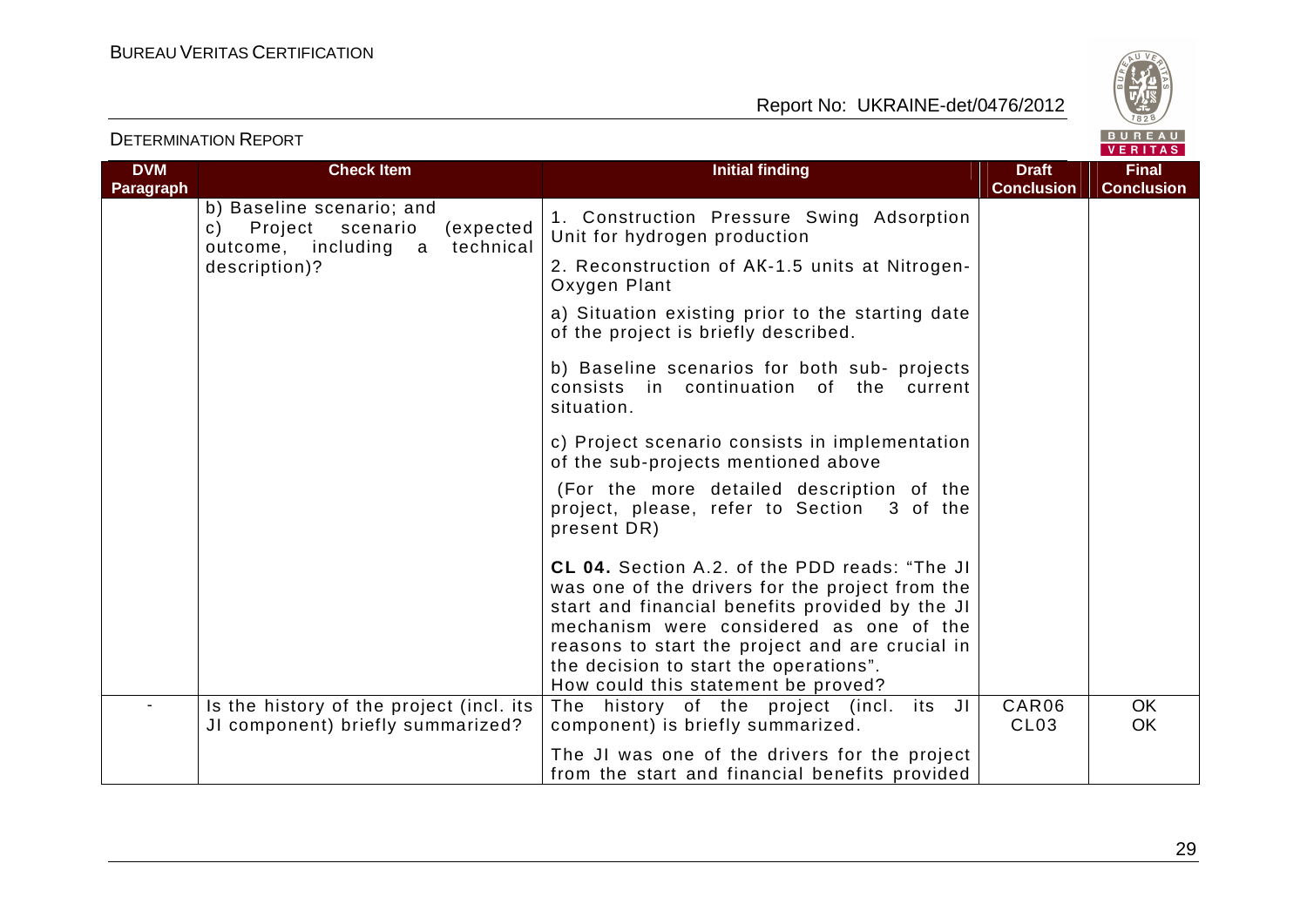DETERMINATION REPORT

| DVM Paragraph | Check Item | Initial finding | Draft Conclusion | Final Conclusion |
|---|---|---|---|---|
| | b) Baseline scenario; and<br>c) Project scenario (expected outcome, including a technical description)? | 1. Construction Pressure Swing Adsorption Unit for hydrogen production<br><br>2. Reconstruction of AK-1.5 units at Nitrogen-Oxygen Plant<br><br>a) Situation existing prior to the starting date of the project is briefly described.<br><br>b) Baseline scenarios for both sub- projects consists in continuation of the current situation.<br><br>c) Project scenario consists in implementation of the sub-projects mentioned above<br><br>(For the more detailed description of the project, please, refer to Section 3 of the present DR)<br><br>**CL 04.** Section A.2. of the PDD reads: "The JI was one of the drivers for the project from the start and financial benefits provided by the JI mechanism were considered as one of the reasons to start the project and are crucial in the decision to start the operations".<br>How could this statement be proved? | | |
| - | Is the history of the project (incl. its JI component) briefly summarized? | The history of the project (incl. its JI component) is briefly summarized.<br><br>The JI was one of the drivers for the project from the start and financial benefits provided | CAR06<br>CL03 | OK<br>OK |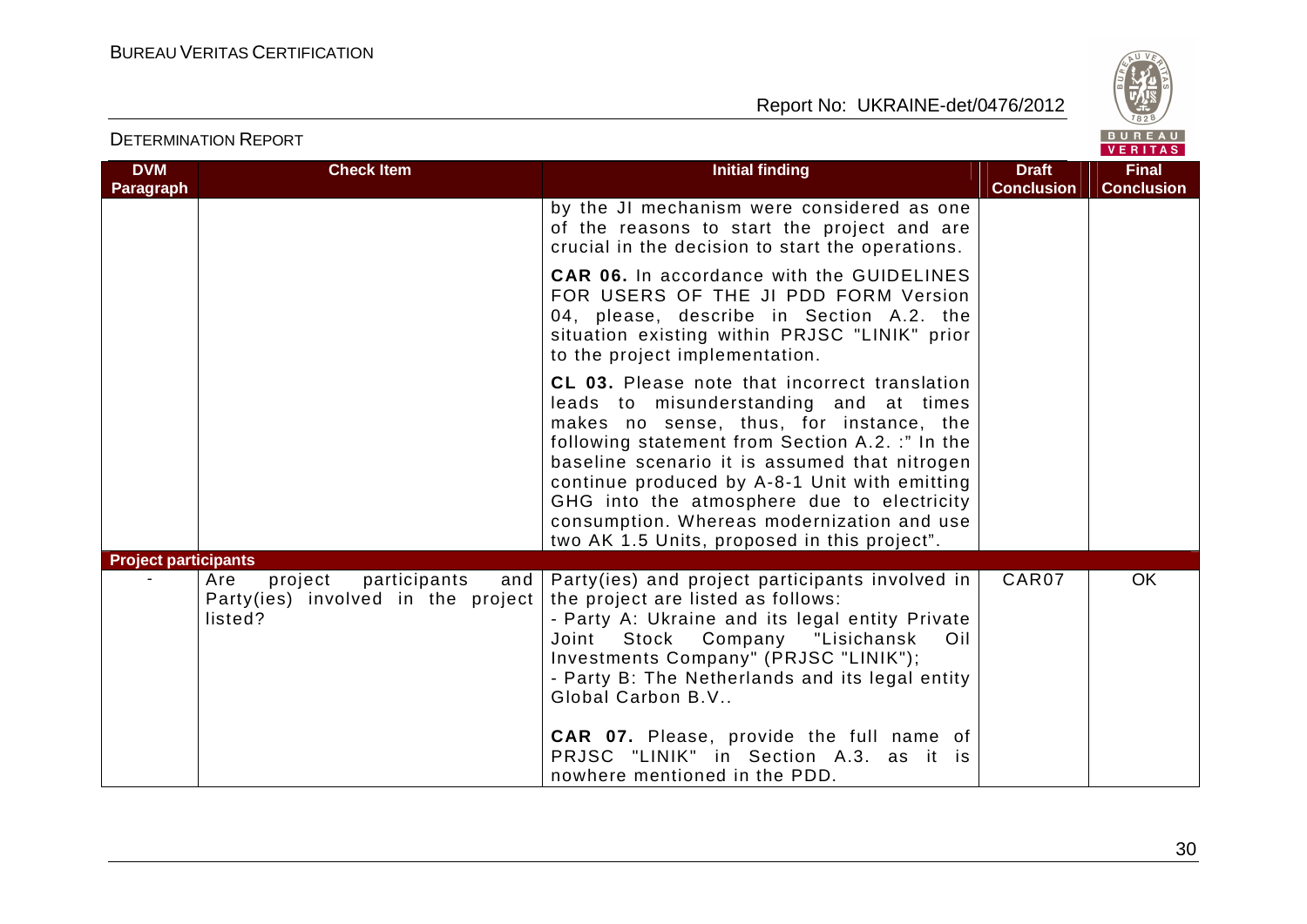| DVM Paragraph | Check Item | Initial finding | Draft Conclusion | Final Conclusion |
|---|---|---|---|---|
| | | by the JI mechanism were considered as one of the reasons to start the project and are crucial in the decision to start the operations.<br><br>**CAR 06.** In accordance with the GUIDELINES FOR USERS OF THE JI PDD FORM Version 04, please, describe in Section A.2. the situation existing within PRJSC "LINIK" prior to the project implementation.<br><br>**CL 03.** Please note that incorrect translation leads to misunderstanding and at times makes no sense, thus, for instance, the following statement from Section A.2. :" In the baseline scenario it is assumed that nitrogen continue produced by A-8-1 Unit with emitting GHG into the atmosphere due to electricity consumption. Whereas modernization and use two AK 1.5 Units, proposed in this project". | | |
| **Project participants** | | | | |
| - | Are project participants and Party(ies) involved in the project listed? | Party(ies) and project participants involved in the project are listed as follows:<br>- Party A: Ukraine and its legal entity Private Joint Stock Company "Lisichansk Oil Investments Company" (PRJSC "LINIK");<br>- Party B: The Netherlands and its legal entity Global Carbon B.V..<br><br>**CAR 07.** Please, provide the full name of PRJSC "LINIK" in Section A.3. as it is nowhere mentioned in the PDD. | CAR07 | OK |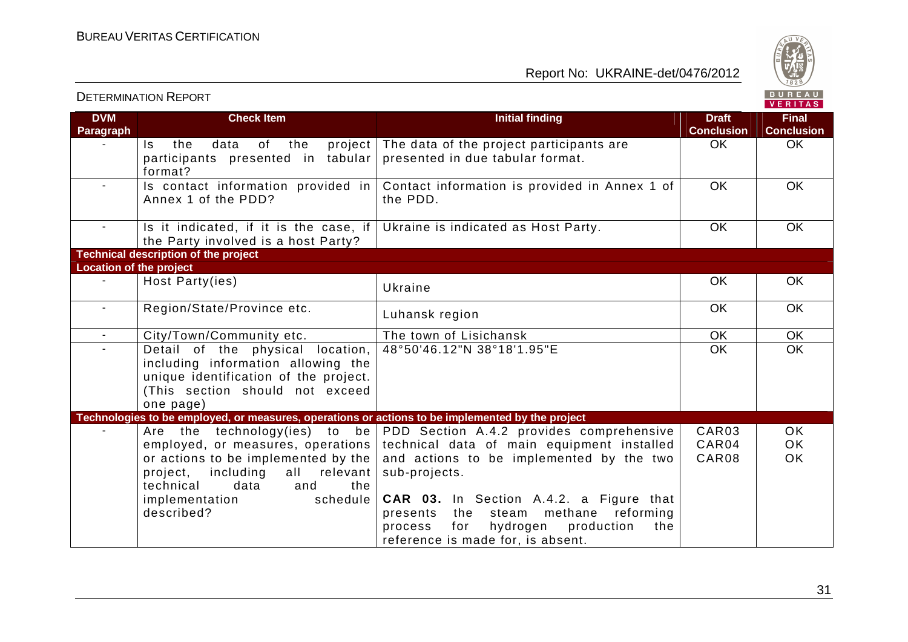| DVM Paragraph | Check Item | Initial finding | Draft Conclusion | Final Conclusion |
|---|---|---|---|---|
| - | Is the data of the project participants presented in tabular format? | The data of the project participants are presented in due tabular format. | OK | OK |
| - | Is contact information provided in Annex 1 of the PDD? | Contact information is provided in Annex 1 of the PDD. | OK | OK |
| - | Is it indicated, if it is the case, if the Party involved is a host Party? | Ukraine is indicated as Host Party. | OK | OK |
| **Technical description of the project** | | | | |
| **Location of the project** | | | | |
| - | Host Party(ies) | Ukraine | OK | OK |
| - | Region/State/Province etc. | Luhansk region | OK | OK |
| - | City/Town/Community etc. | The town of Lisichansk | OK | OK |
| - | Detail of the physical location, including information allowing the unique identification of the project. (This section should not exceed one page) | 48°50'46.12"N 38°18'1.95"E | OK | OK |
| **Technologies to be employed, or measures, operations or actions to be implemented by the project** | | | | |
| - | Are the technology(ies) to be employed, or measures, operations or actions to be implemented by the project, including all relevant technical data and the implementation schedule described? | PDD Section A.4.2 provides comprehensive technical data of main equipment installed and actions to be implemented by the two sub-projects.<br><br>**CAR 03.** In Section A.4.2. a Figure that presents the steam methane reforming process for hydrogen production the reference is made for, is absent. | CAR03<br>CAR04<br>CAR08 | OK<br>OK<br>OK |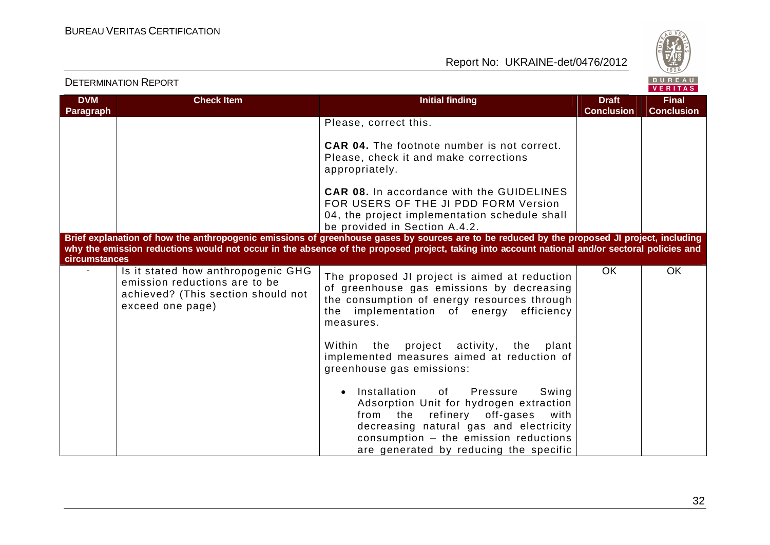| DVM Paragraph | Check Item | Initial finding | Draft Conclusion | Final Conclusion |
|---|---|---|---|---|
| | | Please, correct this.<br><br>**CAR 04.** The footnote number is not correct. Please, check it and make corrections appropriately.<br><br>**CAR 08.** In accordance with the GUIDELINES FOR USERS OF THE JI PDD FORM Version 04, the project implementation schedule shall be provided in Section A.4.2. | | |
| **Brief explanation of how the anthropogenic emissions of greenhouse gases by sources are to be reduced by the proposed JI project, including why the emission reductions would not occur in the absence of the proposed project, taking into account national and/or sectoral policies and circumstances** | | | | |
| - | Is it stated how anthropogenic GHG emission reductions are to be achieved? (This section should not exceed one page) | The proposed JI project is aimed at reduction of greenhouse gas emissions by decreasing the consumption of energy resources through the implementation of energy efficiency measures.<br><br>Within the project activity, the plant implemented measures aimed at reduction of greenhouse gas emissions:<br><br>• Installation of Pressure Swing Adsorption Unit for hydrogen extraction from the refinery off-gases with decreasing natural gas and electricity consumption – the emission reductions are generated by reducing the specific | OK | OK |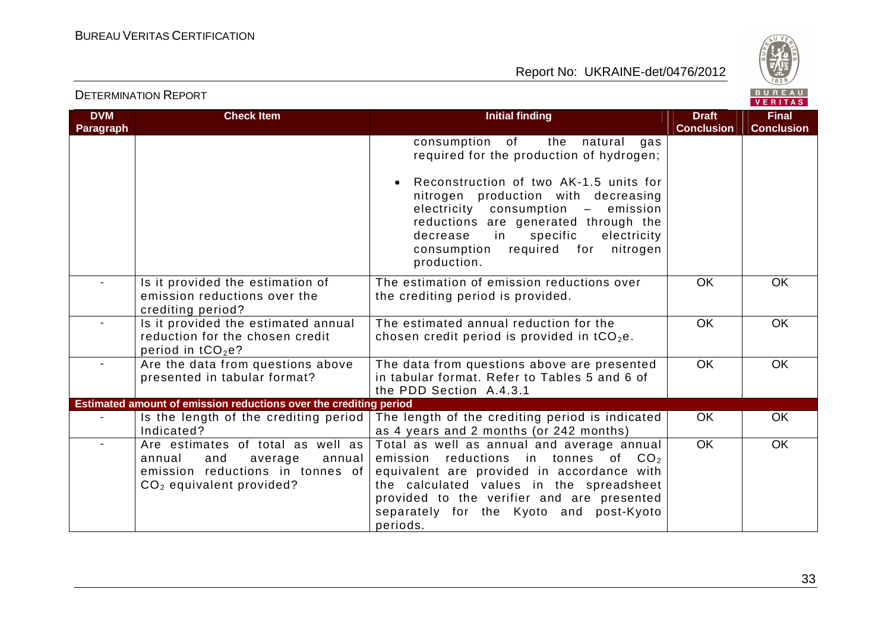| DVM Paragraph | Check Item | Initial finding | Draft Conclusion | Final Conclusion |
|---|---|---|---|---|
| | | consumption of the natural gas required for the production of hydrogen;<br>• Reconstruction of two AK-1.5 units for nitrogen production with decreasing electricity consumption – emission reductions are generated through the decrease in specific electricity consumption required for nitrogen production. | | |
| - | Is it provided the estimation of emission reductions over the crediting period? | The estimation of emission reductions over the crediting period is provided. | OK | OK |
| - | Is it provided the estimated annual reduction for the chosen credit period in $tCO_2e$? | The estimated annual reduction for the chosen credit period is provided in $tCO_2e$. | OK | OK |
| - | Are the data from questions above presented in tabular format? | The data from questions above are presented in tabular format. Refer to Tables 5 and 6 of the PDD Section A.4.3.1 | OK | OK |
| **Estimated amount of emission reductions over the crediting period** | | | | |
| - | Is the length of the crediting period Indicated? | The length of the crediting period is indicated as 4 years and 2 months (or 242 months) | OK | OK |
| - | Are estimates of total as well as annual and average annual emission reductions in tonnes of $CO_2$ equivalent provided? | Total as well as annual and average annual emission reductions in tonnes of $CO_2$ equivalent are provided in accordance with the calculated values in the spreadsheet provided to the verifier and are presented separately for the Kyoto and post-Kyoto periods. | OK | OK |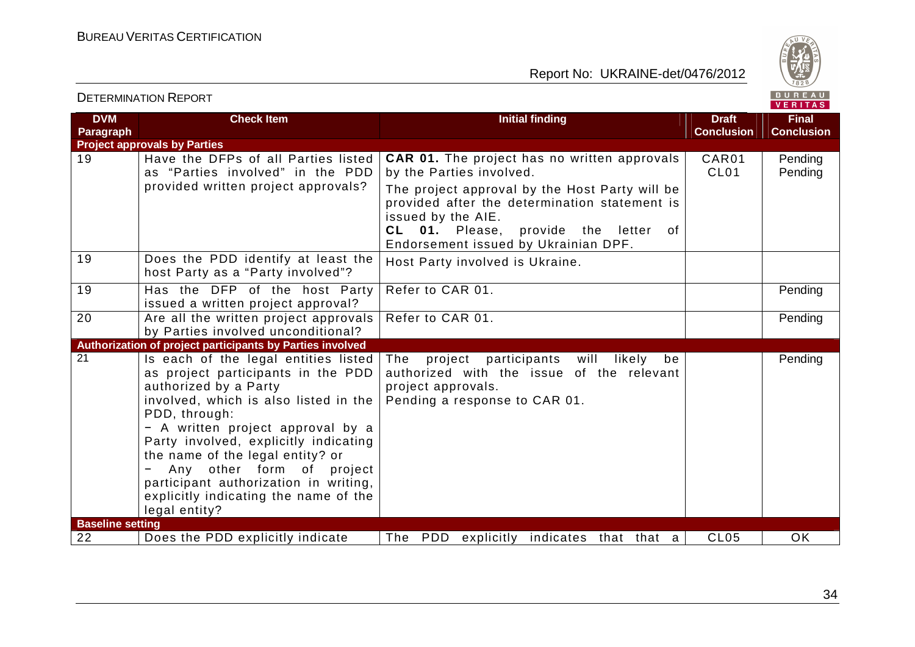| DVM Paragraph | Check Item | Initial finding | Draft Conclusion | Final Conclusion |
|---|---|---|---|---|
| **Project approvals by Parties** | | | | |
| 19 | Have the DFPs of all Parties listed as "Parties involved" in the PDD provided written project approvals? | **CAR 01.** The project has no written approvals by the Parties involved.<br>The project approval by the Host Party will be provided after the determination statement is issued by the AIE.<br>**CL 01.** Please, provide the letter of Endorsement issued by Ukrainian DPF. | CAR01<br>CL01 | Pending<br>Pending |
| 19 | Does the PDD identify at least the host Party as a "Party involved"? | Host Party involved is Ukraine. | | |
| 19 | Has the DFP of the host Party issued a written project approval? | Refer to CAR 01. | | Pending |
| 20 | Are all the written project approvals by Parties involved unconditional? | Refer to CAR 01. | | Pending |
| **Authorization of project participants by Parties involved** | | | | |
| 21 | Is each of the legal entities listed as project participants in the PDD authorized by a Party involved, which is also listed in the PDD, through:<br>− A written project approval by a Party involved, explicitly indicating the name of the legal entity? or<br>− Any other form of project participant authorization in writing, explicitly indicating the name of the legal entity? | The project participants will likely be authorized with the issue of the relevant project approvals.<br>Pending a response to CAR 01. | | Pending |
| **Baseline setting** | | | | |
| 22 | Does the PDD explicitly indicate | The PDD explicitly indicates that that a | CL05 | OK |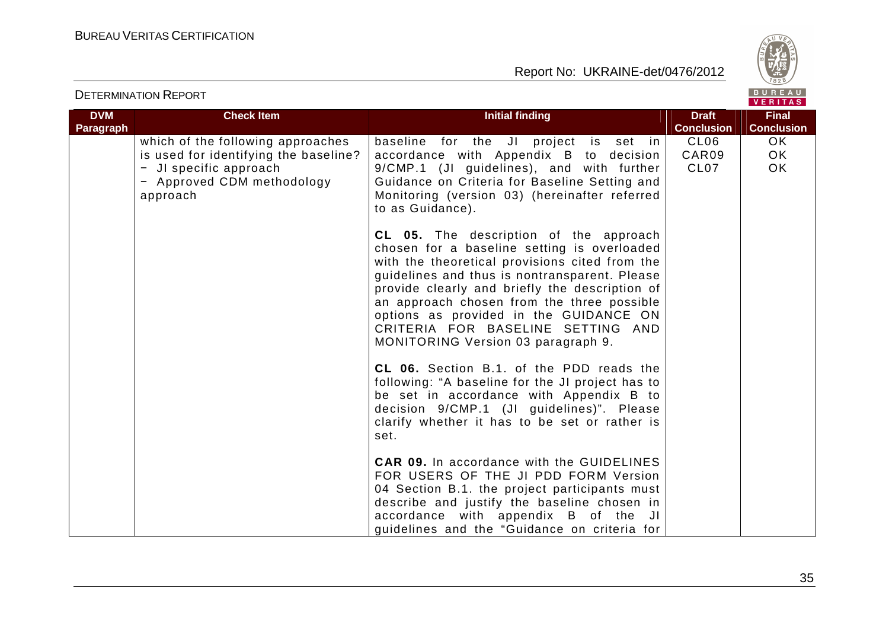| DVM Paragraph | Check Item | Initial finding | Draft Conclusion | Final Conclusion |
|---|---|---|---|---|
| | which of the following approaches is used for identifying the baseline?<br>− JI specific approach<br>− Approved CDM methodology approach | baseline for the JI project is set in accordance with Appendix B to decision 9/CMP.1 (JI guidelines), and with further Guidance on Criteria for Baseline Setting and Monitoring (version 03) (hereinafter referred to as Guidance).<br><br>**CL 05.** The description of the approach chosen for a baseline setting is overloaded with the theoretical provisions cited from the guidelines and thus is nontransparent. Please provide clearly and briefly the description of an approach chosen from the three possible options as provided in the GUIDANCE ON CRITERIA FOR BASELINE SETTING AND MONITORING Version 03 paragraph 9.<br><br>**CL 06.** Section B.1. of the PDD reads the following: "A baseline for the JI project has to be set in accordance with Appendix B to decision 9/CMP.1 (JI guidelines)". Please clarify whether it has to be set or rather is set.<br><br>**CAR 09.** In accordance with the GUIDELINES FOR USERS OF THE JI PDD FORM Version 04 Section B.1. the project participants must describe and justify the baseline chosen in accordance with appendix B of the JI guidelines and the "Guidance on criteria for | CL06<br>CAR09<br>CL07 | OK<br>OK<br>OK |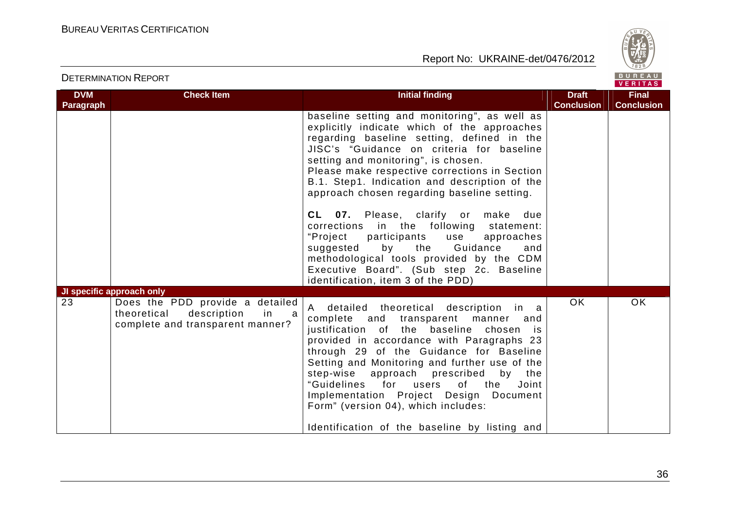| DVM Paragraph | Check Item | Initial finding | Draft Conclusion | Final Conclusion |
|---|---|---|---|---|
| | | baseline setting and monitoring", as well as explicitly indicate which of the approaches regarding baseline setting, defined in the JISC's "Guidance on criteria for baseline setting and monitoring", is chosen.<br>Please make respective corrections in Section B.1. Step1. Indication and description of the approach chosen regarding baseline setting.<br><br>**CL 07.** Please, clarify or make due corrections in the following statement: "Project participants use approaches suggested by the Guidance and methodological tools provided by the CDM Executive Board". (Sub step 2c. Baseline identification, item 3 of the PDD) | | |
| **JI specific approach only** | | | | |
| 23 | Does the PDD provide a detailed theoretical description in a complete and transparent manner? | A detailed theoretical description in a complete and transparent manner and justification of the baseline chosen is provided in accordance with Paragraphs 23 through 29 of the Guidance for Baseline Setting and Monitoring and further use of the step-wise approach prescribed by the "Guidelines for users of the Joint Implementation Project Design Document Form" (version 04), which includes:<br><br>Identification of the baseline by listing and | OK | OK |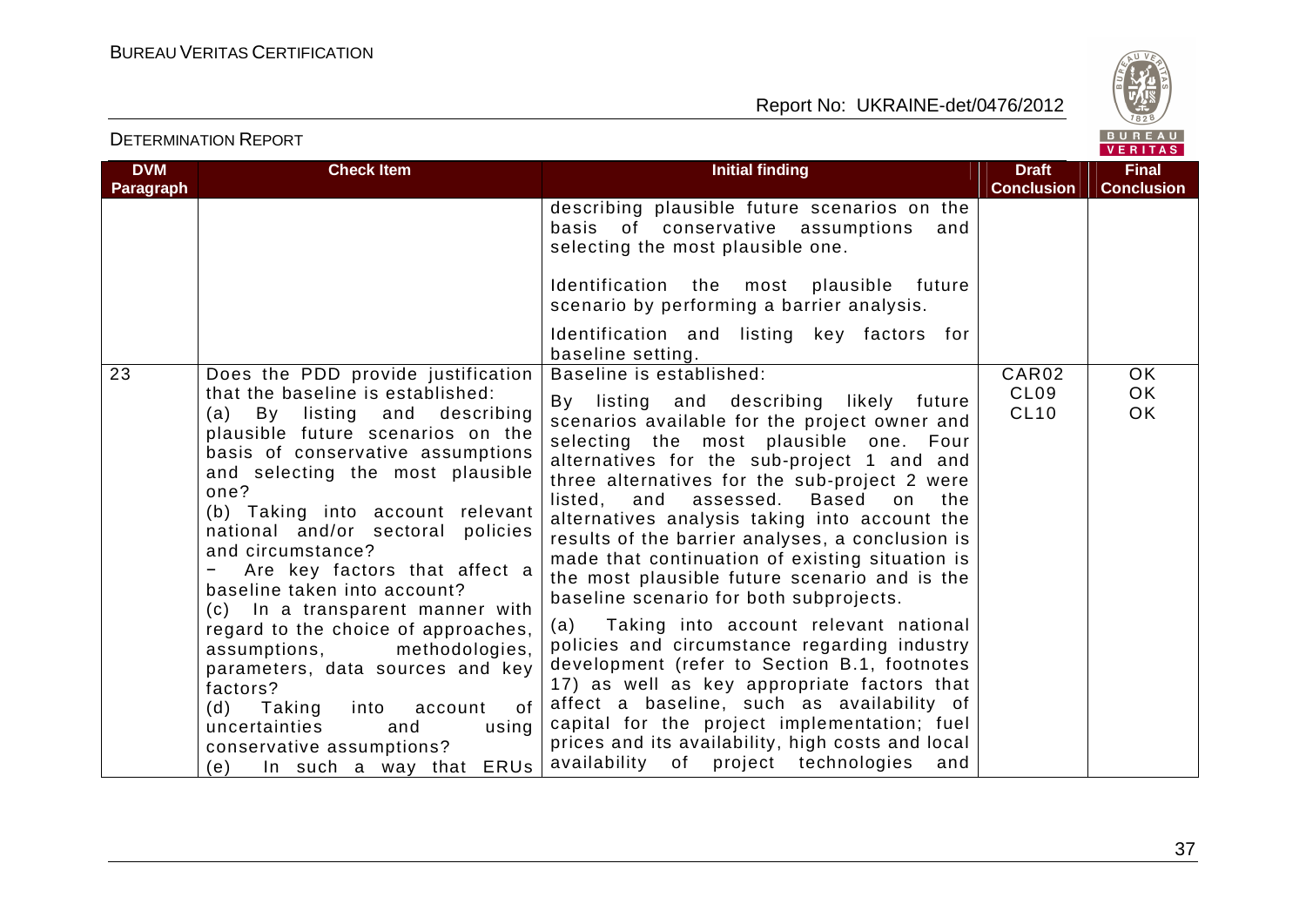| DVM Paragraph | Check Item | Initial finding | Draft Conclusion | Final Conclusion |
|---|---|---|---|---|
| | | describing plausible future scenarios on the basis of conservative assumptions and selecting the most plausible one.<br><br>Identification the most plausible future scenario by performing a barrier analysis.<br><br>Identification and listing key factors for baseline setting. | | |
| 23 | Does the PDD provide justification that the baseline is established:<br>(a) By listing and describing plausible future scenarios on the basis of conservative assumptions and selecting the most plausible one?<br>(b) Taking into account relevant national and/or sectoral policies and circumstance?<br>− Are key factors that affect a baseline taken into account?<br>(c) In a transparent manner with regard to the choice of approaches, assumptions, methodologies, parameters, data sources and key factors?<br>(d) Taking into account of uncertainties and using conservative assumptions?<br>(e) In such a way that ERUs | Baseline is established:<br><br>By listing and describing likely future scenarios available for the project owner and selecting the most plausible one. Four alternatives for the sub-project 1 and and three alternatives for the sub-project 2 were listed, and assessed. Based on the alternatives analysis taking into account the results of the barrier analyses, a conclusion is made that continuation of existing situation is the most plausible future scenario and is the baseline scenario for both subprojects.<br><br>(a) Taking into account relevant national policies and circumstance regarding industry development (refer to Section B.1, footnotes 17) as well as key appropriate factors that affect a baseline, such as availability of capital for the project implementation; fuel prices and its availability, high costs and local availability of project technologies and | CAR02<br>CL09<br>CL10 | OK<br>OK<br>OK |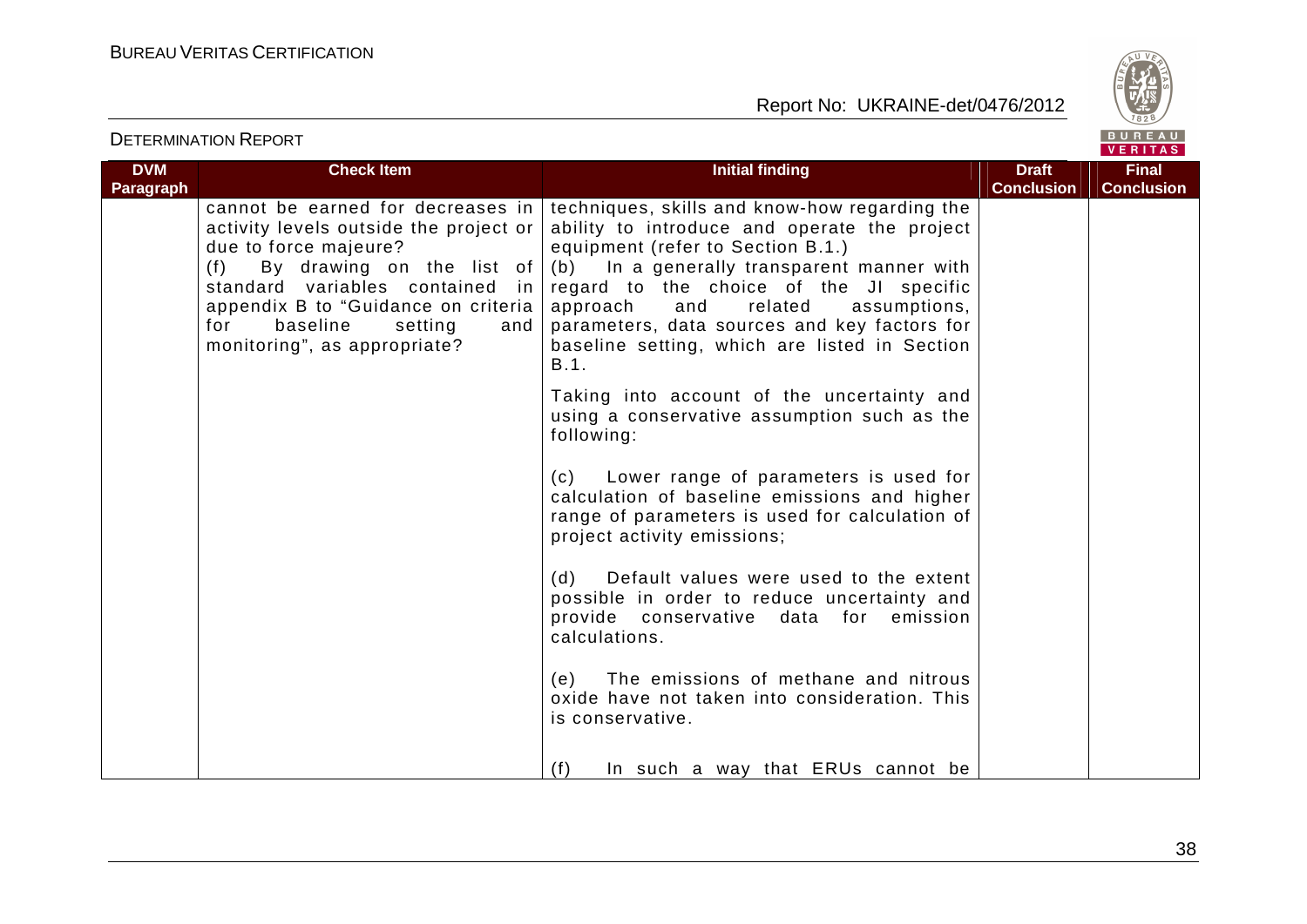| DVM Paragraph | Check Item | Initial finding | Draft Conclusion | Final Conclusion |
|---|---|---|---|---|
| | cannot be earned for decreases in activity levels outside the project or due to force majeure?<br>(f) By drawing on the list of standard variables contained in appendix B to "Guidance on criteria for baseline setting and monitoring", as appropriate? | techniques, skills and know-how regarding the ability to introduce and operate the project equipment (refer to Section B.1.)<br>(b) In a generally transparent manner with regard to the choice of the JI specific approach and related assumptions, parameters, data sources and key factors for baseline setting, which are listed in Section B.1.<br><br>Taking into account of the uncertainty and using a conservative assumption such as the following:<br><br>(c) Lower range of parameters is used for calculation of baseline emissions and higher range of parameters is used for calculation of project activity emissions;<br><br>(d) Default values were used to the extent possible in order to reduce uncertainty and provide conservative data for emission calculations.<br><br>(e) The emissions of methane and nitrous oxide have not taken into consideration. This is conservative.<br><br>(f) In such a way that ERUs cannot be | | |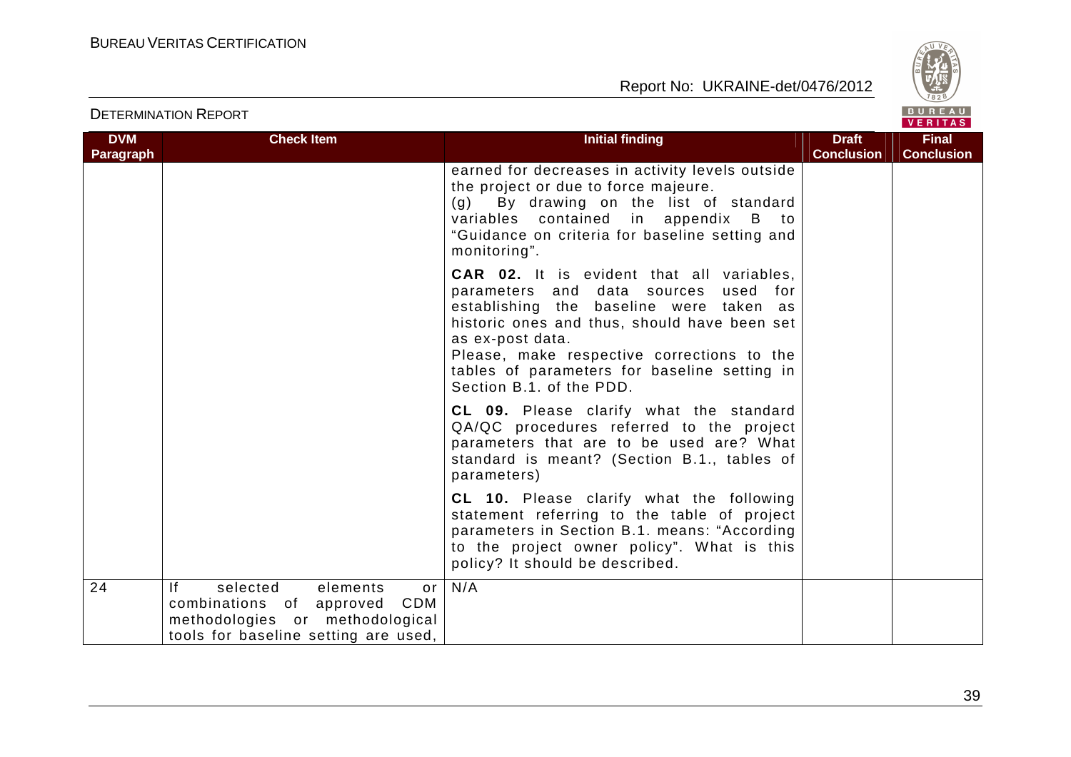| DVM Paragraph | Check Item | Initial finding | Draft Conclusion | Final Conclusion |
|---|---|---|---|---|
| | | earned for decreases in activity levels outside the project or due to force majeure.<br>(g) By drawing on the list of standard variables contained in appendix B to "Guidance on criteria for baseline setting and monitoring".<br><br>**CAR 02.** It is evident that all variables, parameters and data sources used for establishing the baseline were taken as historic ones and thus, should have been set as ex-post data.<br>Please, make respective corrections to the tables of parameters for baseline setting in Section B.1. of the PDD.<br><br>**CL 09.** Please clarify what the standard QA/QC procedures referred to the project parameters that are to be used are? What standard is meant? (Section B.1., tables of parameters)<br><br>**CL 10.** Please clarify what the following statement referring to the table of project parameters in Section B.1. means: "According to the project owner policy". What is this policy? It should be described. | | |
| 24 | If selected elements or combinations of approved CDM methodologies or methodological tools for baseline setting are used, | N/A | | |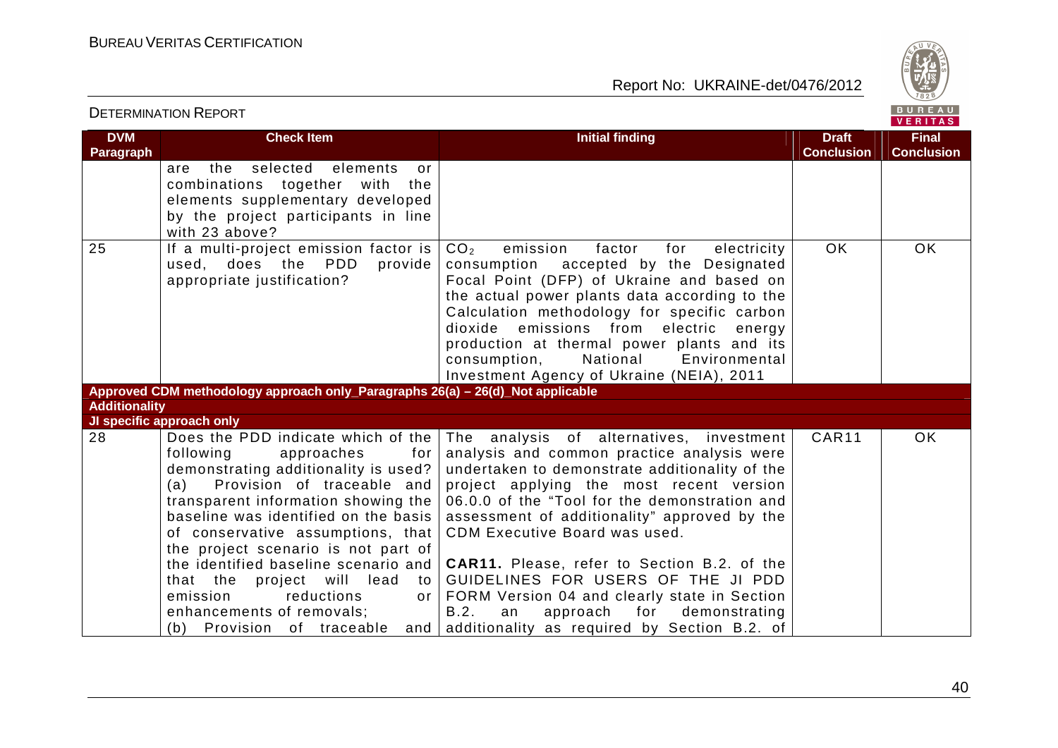| DVM Paragraph | Check Item | Initial finding | Draft Conclusion | Final Conclusion |
|---|---|---|---|---|
| | are the selected elements or combinations together with the elements supplementary developed by the project participants in line with 23 above? | | | |
| 25 | If a multi-project emission factor is used, does the PDD provide appropriate justification? | $CO_2$ emission factor for electricity consumption accepted by the Designated Focal Point (DFP) of Ukraine and based on the actual power plants data according to the Calculation methodology for specific carbon dioxide emissions from electric energy production at thermal power plants and its consumption, National Environmental Investment Agency of Ukraine (NEIA), 2011 | OK | OK |
| **Approved CDM methodology approach only_Paragraphs 26(a) – 26(d)_Not applicable** | | | | |
| **Additionality** | | | | |
| **JI specific approach only** | | | | |
| 28 | Does the PDD indicate which of the following approaches for demonstrating additionality is used?<br>(a) Provision of traceable and transparent information showing the baseline was identified on the basis of conservative assumptions, that the project scenario is not part of the identified baseline scenario and that the project will lead to emission reductions or enhancements of removals;<br>(b) Provision of traceable and | The analysis of alternatives, investment analysis and common practice analysis were undertaken to demonstrate additionality of the project applying the most recent version 06.0.0 of the "Tool for the demonstration and assessment of additionality" approved by the CDM Executive Board was used.<br><br>**CAR11.** Please, refer to Section B.2. of the GUIDELINES FOR USERS OF THE JI PDD FORM Version 04 and clearly state in Section B.2. an approach for demonstrating additionality as required by Section B.2. of | CAR11 | OK |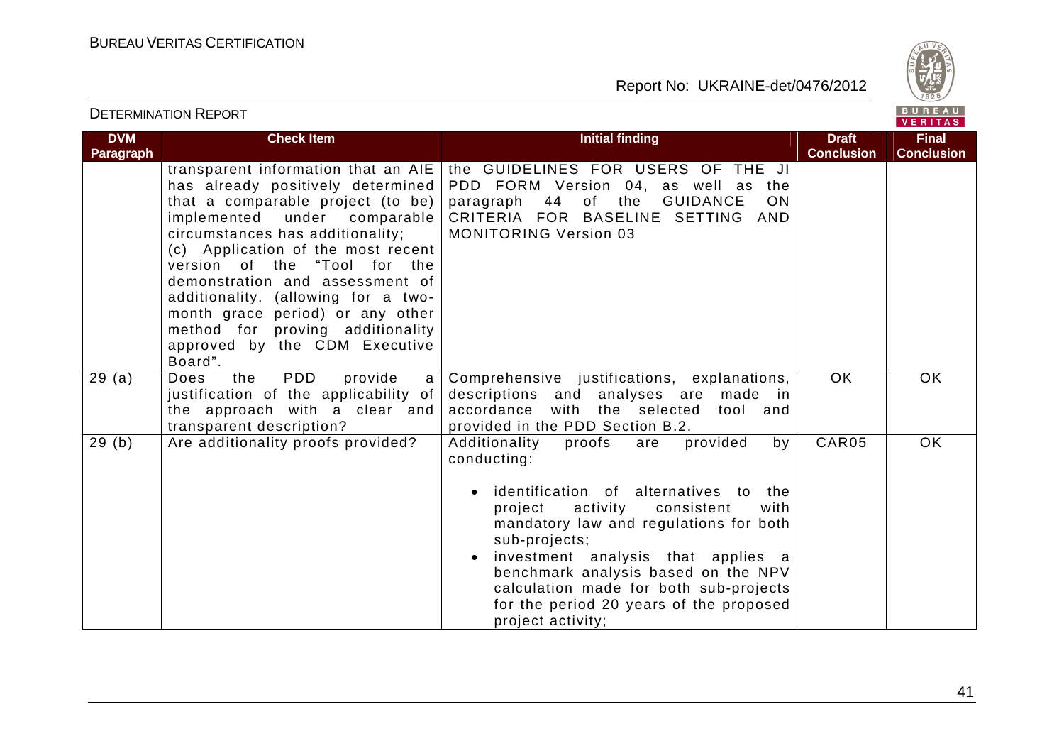| DVM Paragraph | Check Item | Initial finding | Draft Conclusion | Final Conclusion |
|---|---|---|---|---|
| | transparent information that an AIE has already positively determined that a comparable project (to be) implemented under comparable circumstances has additionality; (c) Application of the most recent version of the "Tool for the demonstration and assessment of additionality. (allowing for a two-month grace period) or any other method for proving additionality approved by the CDM Executive Board". | the GUIDELINES FOR USERS OF THE JI PDD FORM Version 04, as well as the paragraph 44 of the GUIDANCE ON CRITERIA FOR BASELINE SETTING AND MONITORING Version 03 | | |
| 29 (a) | Does the PDD provide a justification of the applicability of the approach with a clear and transparent description? | Comprehensive justifications, explanations, descriptions and analyses are made in accordance with the selected tool and provided in the PDD Section B.2. | OK | OK |
| 29 (b) | Are additionality proofs provided? | Additionality proofs are provided by conducting:<br><br>• identification of alternatives to the project activity consistent with mandatory law and regulations for both sub-projects;<br>• investment analysis that applies a benchmark analysis based on the NPV calculation made for both sub-projects for the period 20 years of the proposed project activity; | CAR05 | OK |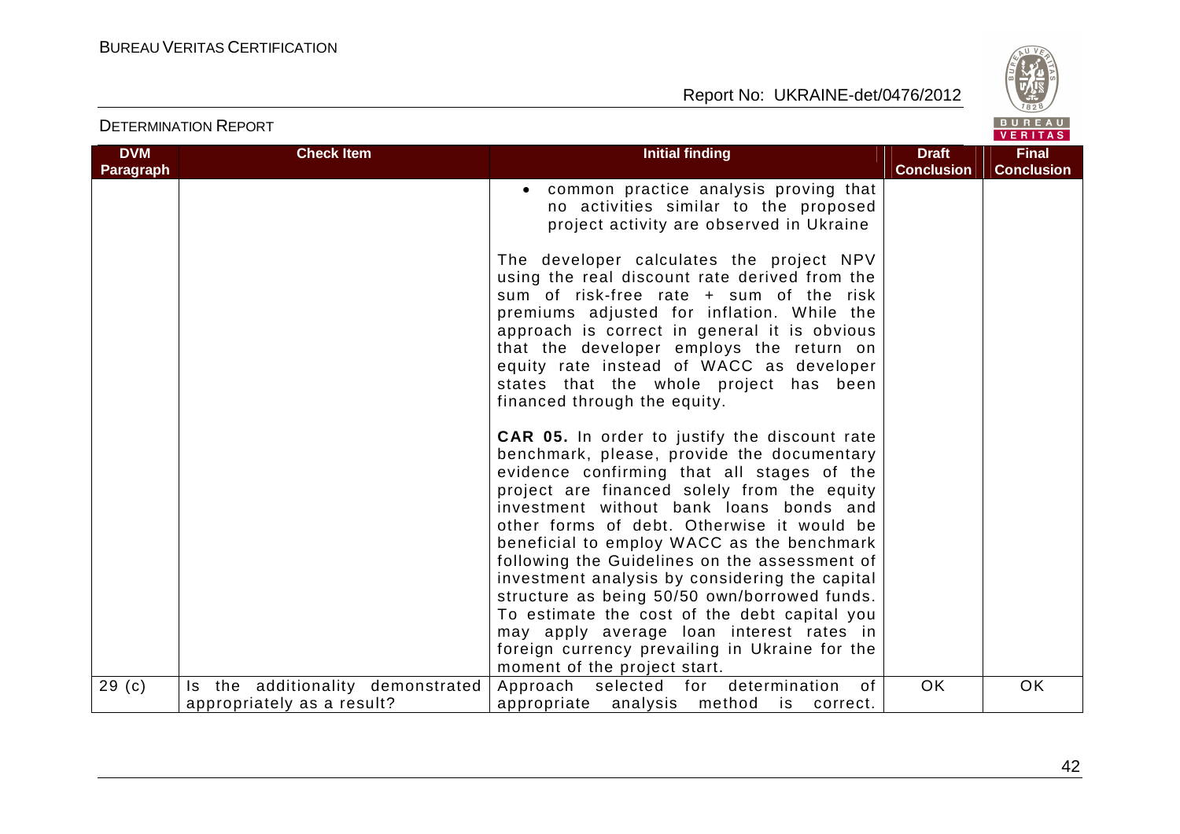| DVM Paragraph | Check Item | Initial finding | Draft Conclusion | Final Conclusion |
|---|---|---|---|---|
| | | • common practice analysis proving that no activities similar to the proposed project activity are observed in Ukraine<br><br>The developer calculates the project NPV using the real discount rate derived from the sum of risk-free rate + sum of the risk premiums adjusted for inflation. While the approach is correct in general it is obvious that the developer employs the return on equity rate instead of WACC as developer states that the whole project has been financed through the equity.<br><br>**CAR 05.** In order to justify the discount rate benchmark, please, provide the documentary evidence confirming that all stages of the project are financed solely from the equity investment without bank loans bonds and other forms of debt. Otherwise it would be beneficial to employ WACC as the benchmark following the Guidelines on the assessment of investment analysis by considering the capital structure as being 50/50 own/borrowed funds. To estimate the cost of the debt capital you may apply average loan interest rates in foreign currency prevailing in Ukraine for the moment of the project start. | | |
| 29 (c) | Is the additionality demonstrated appropriately as a result? | Approach selected for determination of appropriate analysis method is correct. | OK | OK |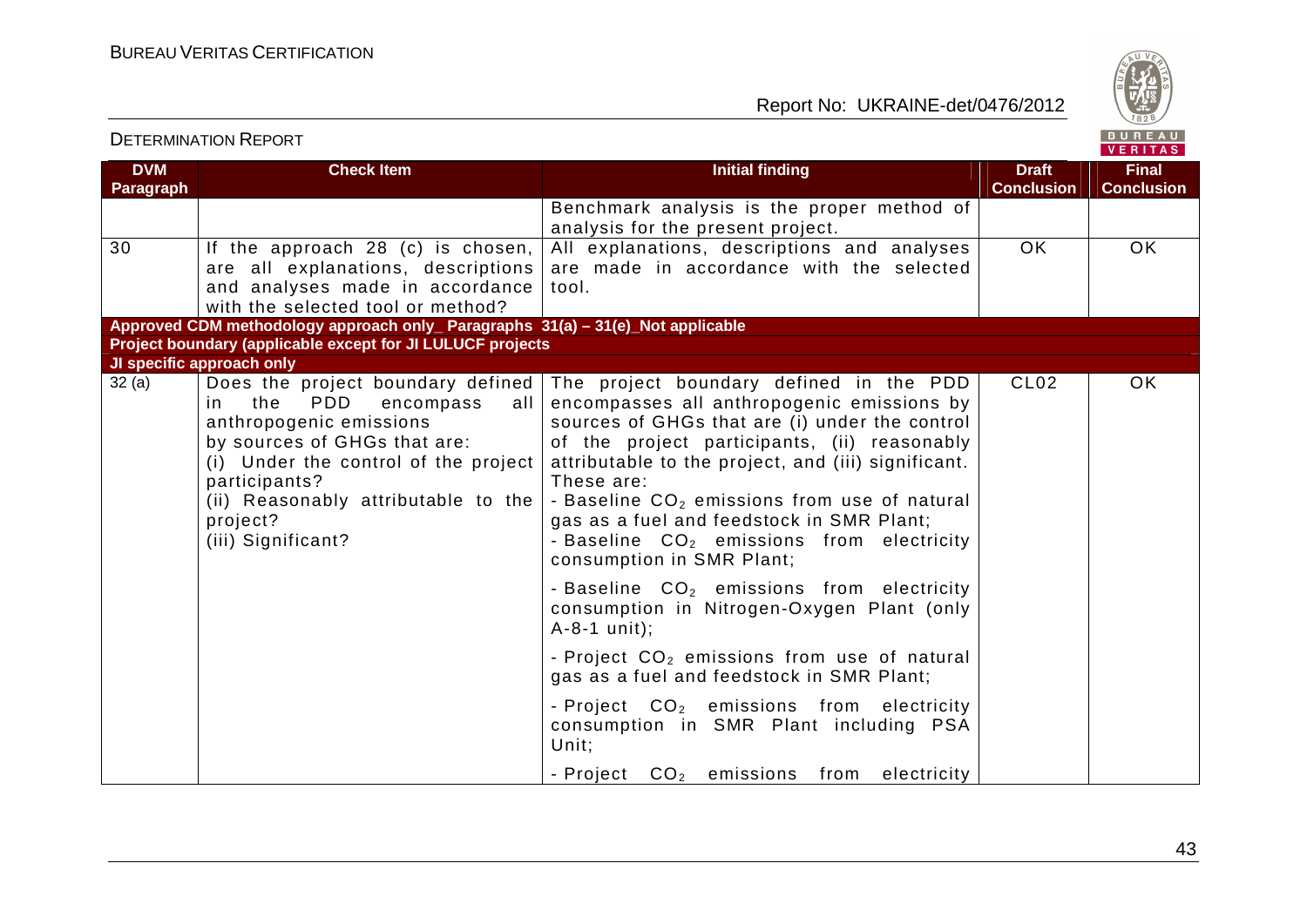| DVM Paragraph | Check Item | Initial finding | Draft Conclusion | Final Conclusion |
|---|---|---|---|---|
| | | Benchmark analysis is the proper method of analysis for the present project. | | |
| 30 | If the approach 28 (c) is chosen, are all explanations, descriptions and analyses made in accordance with the selected tool or method? | All explanations, descriptions and analyses are made in accordance with the selected tool. | OK | OK |
| **Approved CDM methodology approach only_ Paragraphs 31(a) – 31(e)_Not applicable** | | | | |
| **Project boundary (applicable except for JI LULUCF projects** | | | | |
| **JI specific approach only** | | | | |
| 32 (a) | Does the project boundary defined in the PDD encompass all anthropogenic emissions by sources of GHGs that are: (i) Under the control of the project participants? (ii) Reasonably attributable to the project? (iii) Significant? | The project boundary defined in the PDD encompasses all anthropogenic emissions by sources of GHGs that are (i) under the control of the project participants, (ii) reasonably attributable to the project, and (iii) significant. These are:<br>- Baseline $CO_2$ emissions from use of natural gas as a fuel and feedstock in SMR Plant;<br>- Baseline $CO_2$ emissions from electricity consumption in SMR Plant;<br>- Baseline $CO_2$ emissions from electricity consumption in Nitrogen-Oxygen Plant (only A-8-1 unit);<br>- Project $CO_2$ emissions from use of natural gas as a fuel and feedstock in SMR Plant;<br>- Project $CO_2$ emissions from electricity consumption in SMR Plant including PSA Unit;<br>- Project $CO_2$ emissions from electricity | CL02 | OK |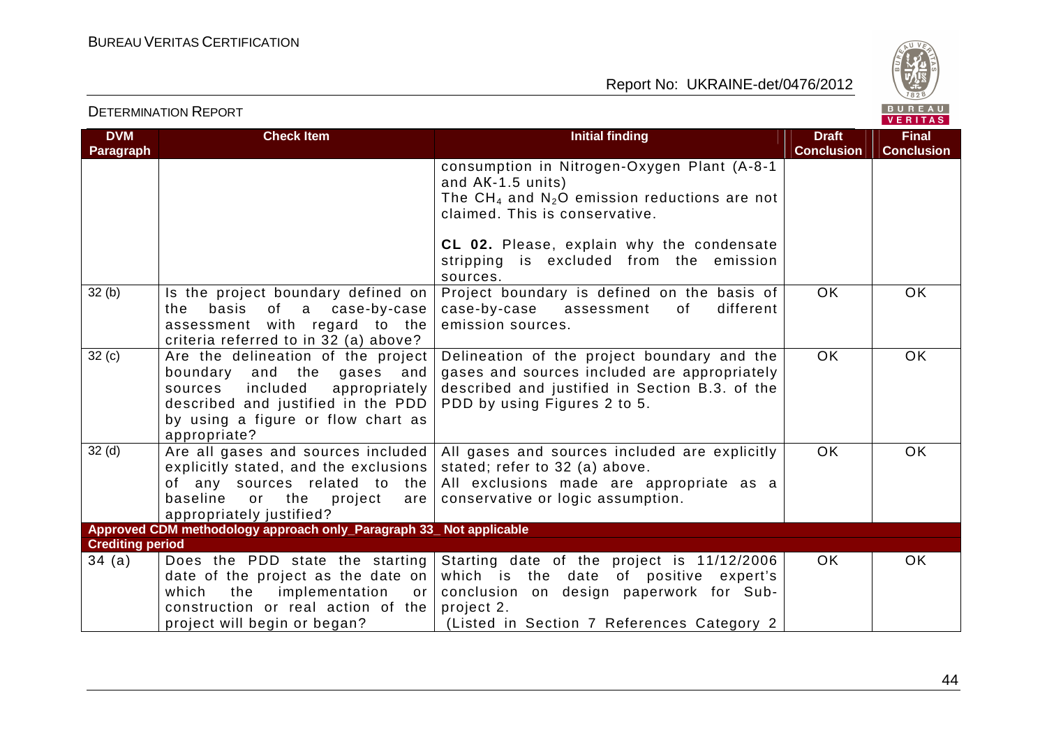| DVM Paragraph | Check Item | Initial finding | Draft Conclusion | Final Conclusion |
|---|---|---|---|---|
| | | consumption in Nitrogen-Oxygen Plant (A-8-1 and AK-1.5 units)<br>The $CH_4$ and $N_2O$ emission reductions are not claimed. This is conservative.<br><br>**CL 02.** Please, explain why the condensate stripping is excluded from the emission sources. | | |
| 32 (b) | Is the project boundary defined on the basis of a case-by-case assessment with regard to the criteria referred to in 32 (a) above? | Project boundary is defined on the basis of case-by-case assessment of different emission sources. | OK | OK |
| 32 (c) | Are the delineation of the project boundary and the gases and sources included appropriately described and justified in the PDD by using a figure or flow chart as appropriate? | Delineation of the project boundary and the gases and sources included are appropriately described and justified in Section B.3. of the PDD by using Figures 2 to 5. | OK | OK |
| 32 (d) | Are all gases and sources included explicitly stated, and the exclusions of any sources related to the baseline or the project are appropriately justified? | All gases and sources included are explicitly stated; refer to 32 (a) above.<br>All exclusions made are appropriate as a conservative or logic assumption. | OK | OK |
| **Approved CDM methodology approach only_Paragraph 33_ Not applicable** | | | | |
| **Crediting period** | | | | |
| 34 (a) | Does the PDD state the starting date of the project as the date on which the implementation or construction or real action of the project will begin or began? | Starting date of the project is 11/12/2006 which is the date of positive expert's conclusion on design paperwork for Sub-project 2.<br>(Listed in Section 7 References Category 2 | OK | OK |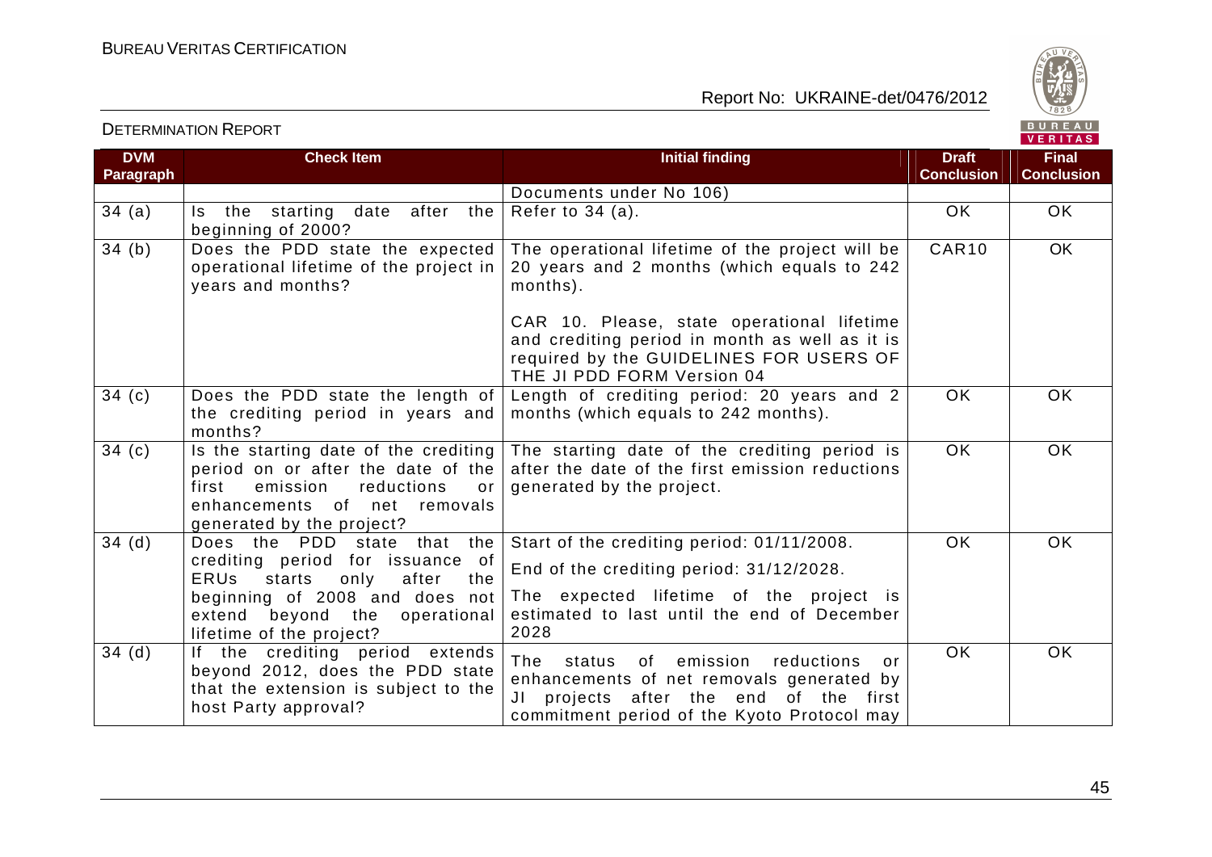| DVM Paragraph | Check Item | Initial finding | Draft Conclusion | Final Conclusion |
|---|---|---|---|---|
| | | Documents under No 106) | | |
| 34 (a) | Is the starting date after the beginning of 2000? | Refer to 34 (a). | OK | OK |
| 34 (b) | Does the PDD state the expected operational lifetime of the project in years and months? | The operational lifetime of the project will be 20 years and 2 months (which equals to 242 months).<br><br>CAR 10. Please, state operational lifetime and crediting period in month as well as it is required by the GUIDELINES FOR USERS OF THE JI PDD FORM Version 04 | CAR10 | OK |
| 34 (c) | Does the PDD state the length of the crediting period in years and months? | Length of crediting period: 20 years and 2 months (which equals to 242 months). | OK | OK |
| 34 (c) | Is the starting date of the crediting period on or after the date of the first emission reductions or enhancements of net removals generated by the project? | The starting date of the crediting period is after the date of the first emission reductions generated by the project. | OK | OK |
| 34 (d) | Does the PDD state that the crediting period for issuance of ERUs starts only after the beginning of 2008 and does not extend beyond the operational lifetime of the project? | Start of the crediting period: 01/11/2008.<br><br>End of the crediting period: 31/12/2028.<br><br>The expected lifetime of the project is estimated to last until the end of December 2028 | OK | OK |
| 34 (d) | If the crediting period extends beyond 2012, does the PDD state that the extension is subject to the host Party approval? | The status of emission reductions or enhancements of net removals generated by JI projects after the end of the first commitment period of the Kyoto Protocol may | OK | OK |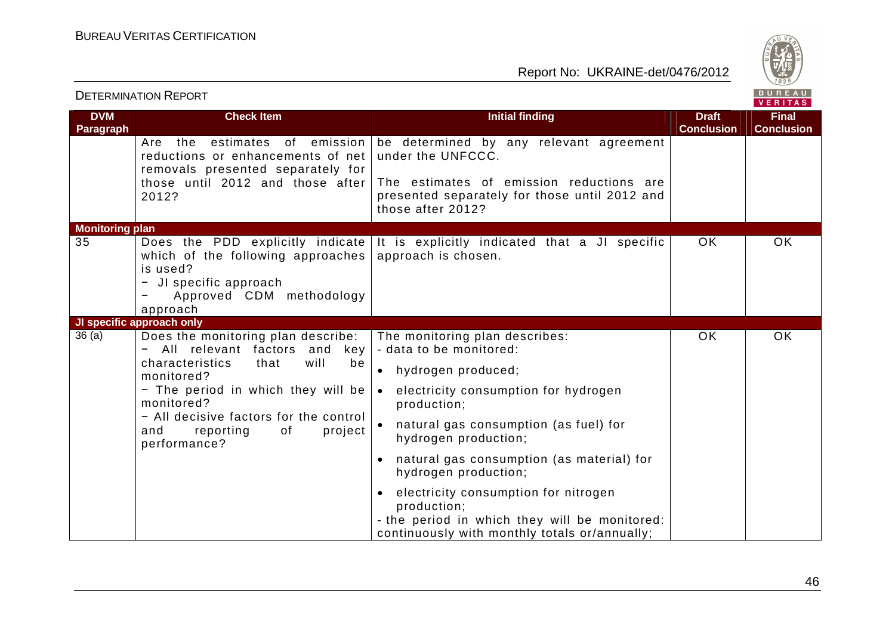| DVM Paragraph | Check Item | Initial finding | Draft Conclusion | Final Conclusion |
|---|---|---|---|---|
| | Are the estimates of emission reductions or enhancements of net removals presented separately for those until 2012 and those after 2012? | be determined by any relevant agreement under the UNFCCC.<br><br>The estimates of emission reductions are presented separately for those until 2012 and those after 2012? | | |
| **Monitoring plan** | | | | |
| 35 | Does the PDD explicitly indicate which of the following approaches is used?<br>− JI specific approach<br>− Approved CDM methodology approach | It is explicitly indicated that a JI specific approach is chosen. | OK | OK |
| **JI specific approach only** | | | | |
| 36 (a) | Does the monitoring plan describe:<br>− All relevant factors and key characteristics that will be monitored?<br>− The period in which they will be monitored?<br>− All decisive factors for the control and reporting of project performance? | The monitoring plan describes:<br>- data to be monitored:<br>• hydrogen produced;<br>• electricity consumption for hydrogen production;<br>• natural gas consumption (as fuel) for hydrogen production;<br>• natural gas consumption (as material) for hydrogen production;<br>• electricity consumption for nitrogen production;<br>- the period in which they will be monitored: continuously with monthly totals or/annually; | OK | OK |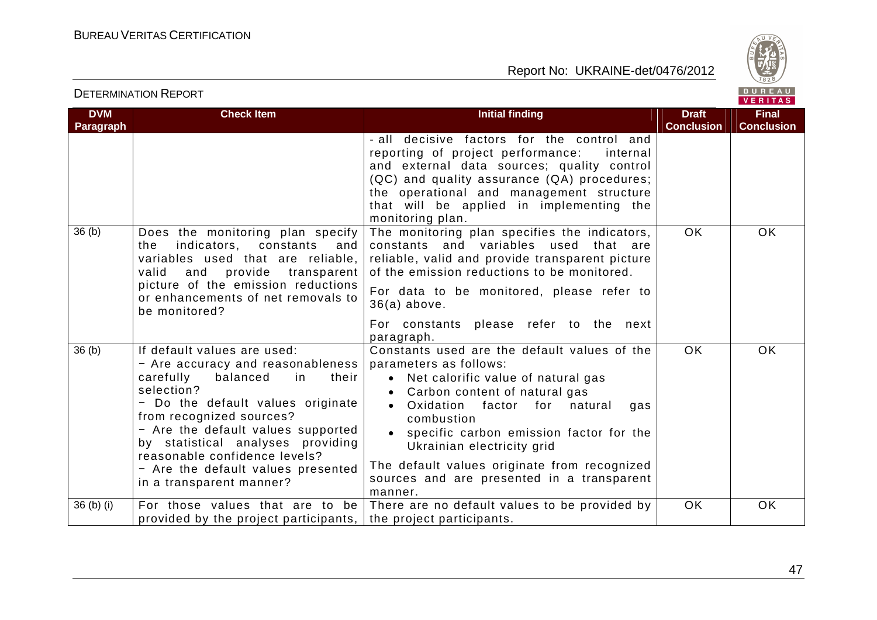| DVM Paragraph | Check Item | Initial finding | Draft Conclusion | Final Conclusion |
|---|---|---|---|---|
| | | - all decisive factors for the control and reporting of project performance: internal and external data sources; quality control (QC) and quality assurance (QA) procedures; the operational and management structure that will be applied in implementing the monitoring plan. | | |
| 36 (b) | Does the monitoring plan specify the indicators, constants and variables used that are reliable, valid and provide transparent picture of the emission reductions or enhancements of net removals to be monitored? | The monitoring plan specifies the indicators, constants and variables used that are reliable, valid and provide transparent picture of the emission reductions to be monitored.<br><br>For data to be monitored, please refer to 36(a) above.<br><br>For constants please refer to the next paragraph. | OK | OK |
| 36 (b) | If default values are used:<br>− Are accuracy and reasonableness carefully balanced in their selection?<br>− Do the default values originate from recognized sources?<br>− Are the default values supported by statistical analyses providing reasonable confidence levels?<br>− Are the default values presented in a transparent manner? | Constants used are the default values of the parameters as follows:<br>• Net calorific value of natural gas<br>• Carbon content of natural gas<br>• Oxidation factor for natural gas combustion<br>• specific carbon emission factor for the Ukrainian electricity grid<br><br>The default values originate from recognized sources and are presented in a transparent manner. | OK | OK |
| 36 (b) (i) | For those values that are to be provided by the project participants, | There are no default values to be provided by the project participants. | OK | OK |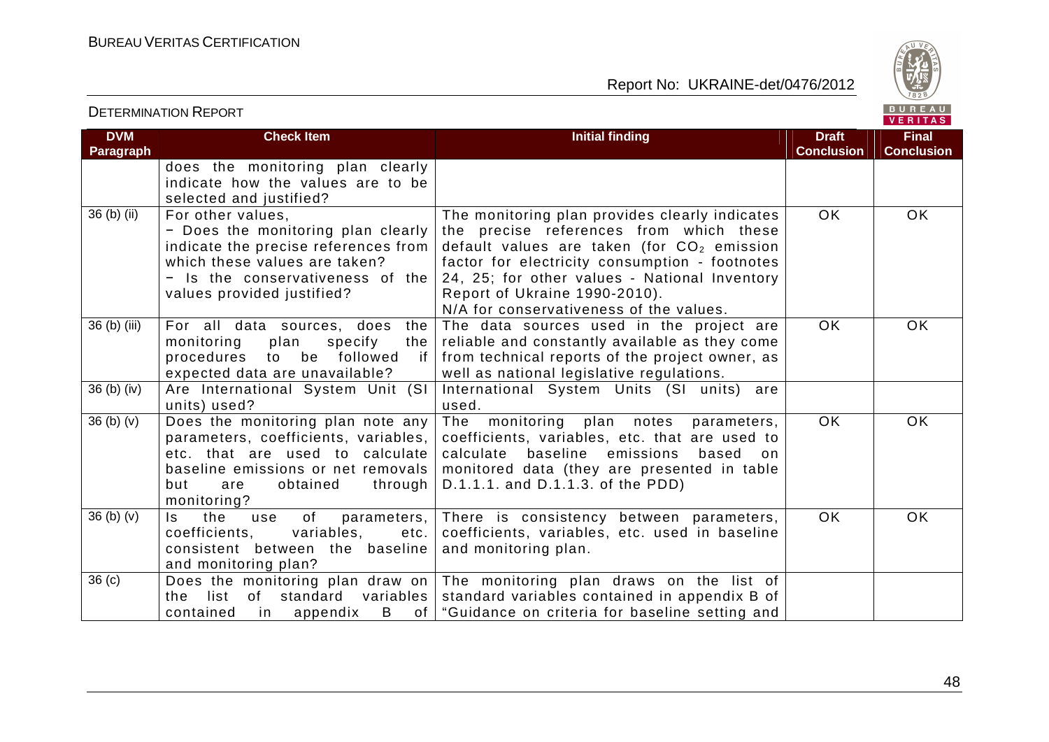| DVM Paragraph | Check Item | Initial finding | Draft Conclusion | Final Conclusion |
|---|---|---|---|---|
| | does the monitoring plan clearly indicate how the values are to be selected and justified? | | | |
| 36 (b) (ii) | For other values,<br>− Does the monitoring plan clearly indicate the precise references from which these values are taken?<br>− Is the conservativeness of the values provided justified? | The monitoring plan provides clearly indicates the precise references from which these default values are taken (for $CO_2$ emission factor for electricity consumption - footnotes 24, 25; for other values - National Inventory Report of Ukraine 1990-2010).<br>N/A for conservativeness of the values. | OK | OK |
| 36 (b) (iii) | For all data sources, does the monitoring plan specify the procedures to be followed if expected data are unavailable? | The data sources used in the project are reliable and constantly available as they come from technical reports of the project owner, as well as national legislative regulations. | OK | OK |
| 36 (b) (iv) | Are International System Unit (SI units) used? | International System Units (SI units) are used. | | |
| 36 (b) (v) | Does the monitoring plan note any parameters, coefficients, variables, etc. that are used to calculate baseline emissions or net removals but are obtained through monitoring? | The monitoring plan notes parameters, coefficients, variables, etc. that are used to calculate baseline emissions based on monitored data (they are presented in table D.1.1.1. and D.1.1.3. of the PDD) | OK | OK |
| 36 (b) (v) | Is the use of parameters, coefficients, variables, etc. consistent between the baseline and monitoring plan? | There is consistency between parameters, coefficients, variables, etc. used in baseline and monitoring plan. | OK | OK |
| 36 (c) | Does the monitoring plan draw on the list of standard variables contained in appendix B of | The monitoring plan draws on the list of standard variables contained in appendix B of "Guidance on criteria for baseline setting and | | |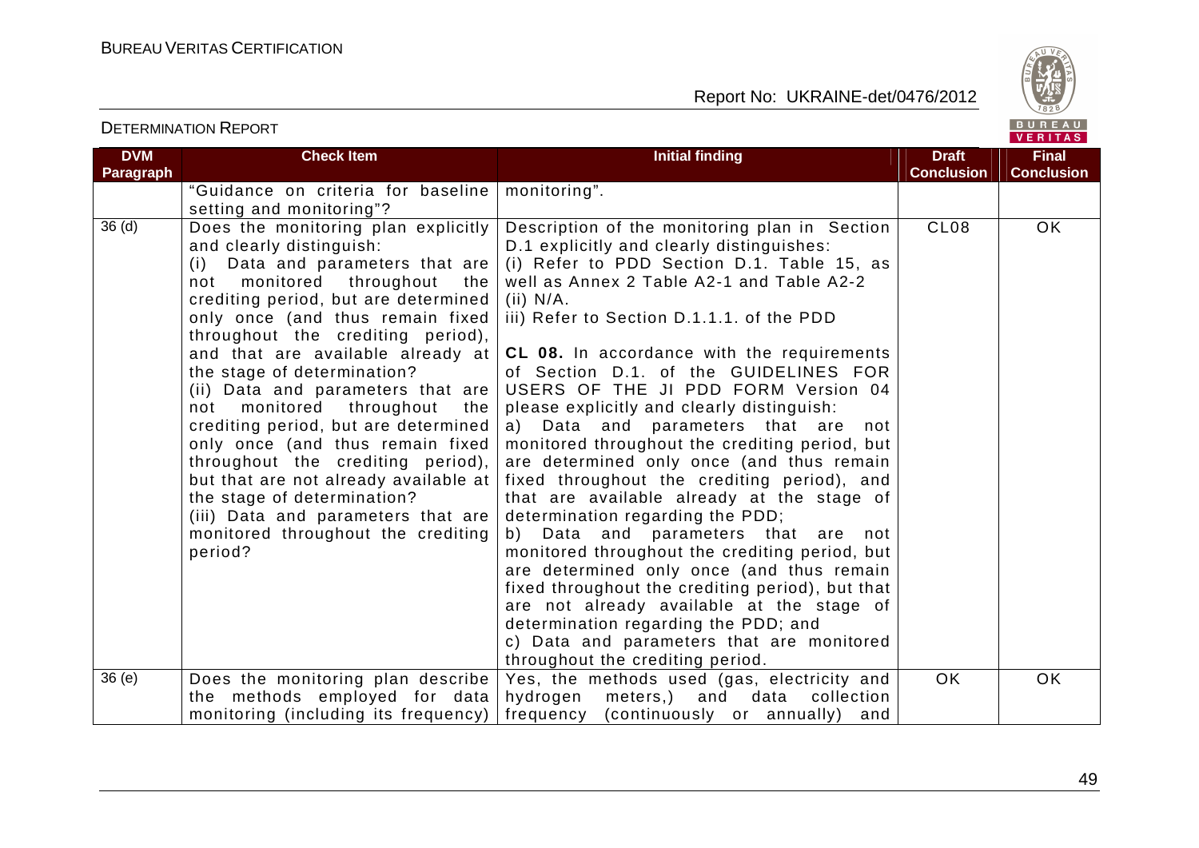| DVM Paragraph | Check Item | Initial finding | Draft Conclusion | Final Conclusion |
|---|---|---|---|---|
| | "Guidance on criteria for baseline setting and monitoring"? | monitoring". | | |
| 36 (d) | Does the monitoring plan explicitly and clearly distinguish:<br>(i) Data and parameters that are not monitored throughout the crediting period, but are determined only once (and thus remain fixed throughout the crediting period), and that are available already at the stage of determination?<br>(ii) Data and parameters that are not monitored throughout the crediting period, but are determined only once (and thus remain fixed throughout the crediting period), but that are not already available at the stage of determination?<br>(iii) Data and parameters that are monitored throughout the crediting period? | Description of the monitoring plan in Section D.1 explicitly and clearly distinguishes:<br>(i) Refer to PDD Section D.1. Table 15, as well as Annex 2 Table A2-1 and Table A2-2<br>(ii) N/A.<br>iii) Refer to Section D.1.1.1. of the PDD<br><br>**CL 08.** In accordance with the requirements of Section D.1. of the GUIDELINES FOR USERS OF THE JI PDD FORM Version 04 please explicitly and clearly distinguish:<br>a) Data and parameters that are not monitored throughout the crediting period, but are determined only once (and thus remain fixed throughout the crediting period), and that are available already at the stage of determination regarding the PDD;<br>b) Data and parameters that are not monitored throughout the crediting period, but are determined only once (and thus remain fixed throughout the crediting period), but that are not already available at the stage of determination regarding the PDD; and<br>c) Data and parameters that are monitored throughout the crediting period. | CL08 | OK |
| 36 (e) | Does the monitoring plan describe the methods employed for data monitoring (including its frequency) | Yes, the methods used (gas, electricity and hydrogen meters,) and data collection frequency (continuously or annually) and | OK | OK |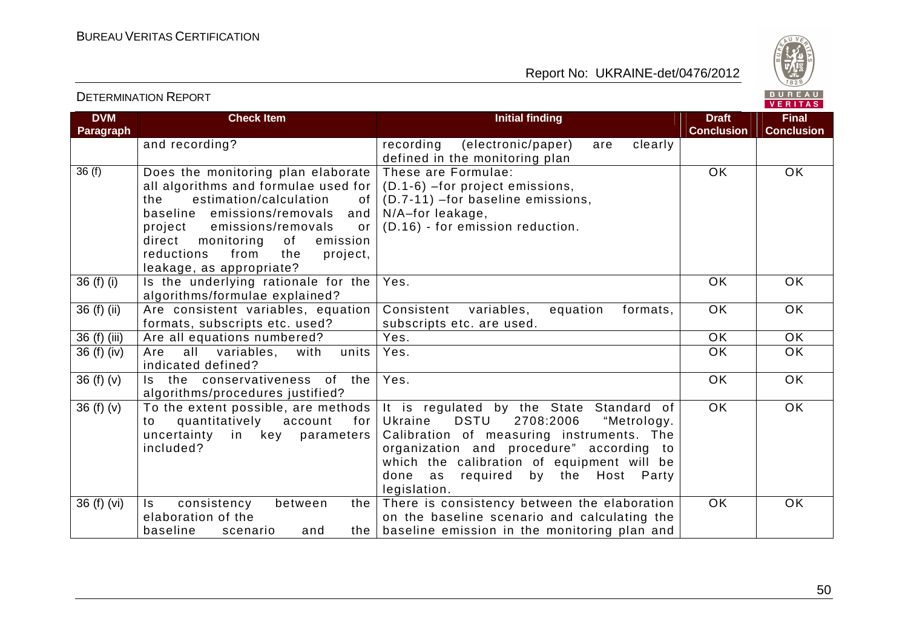| DVM Paragraph | Check Item | Initial finding | Draft Conclusion | Final Conclusion |
|---|---|---|---|---|
| | and recording? | recording (electronic/paper) are clearly defined in the monitoring plan | | |
| 36 (f) | Does the monitoring plan elaborate all algorithms and formulae used for the estimation/calculation of baseline emissions/removals and project emissions/removals or direct monitoring of emission reductions from the project, leakage, as appropriate? | These are Formulae:<br>(D.1-6) –for project emissions,<br>(D.7-11) –for baseline emissions,<br>N/A–for leakage,<br>(D.16) - for emission reduction. | OK | OK |
| 36 (f) (i) | Is the underlying rationale for the algorithms/formulae explained? | Yes. | OK | OK |
| 36 (f) (ii) | Are consistent variables, equation formats, subscripts etc. used? | Consistent variables, equation formats, subscripts etc. are used. | OK | OK |
| 36 (f) (iii) | Are all equations numbered? | Yes. | OK | OK |
| 36 (f) (iv) | Are all variables, with units indicated defined? | Yes. | OK | OK |
| 36 (f) (v) | Is the conservativeness of the algorithms/procedures justified? | Yes. | OK | OK |
| 36 (f) (v) | To the extent possible, are methods to quantitatively account for uncertainty in key parameters included? | It is regulated by the State Standard of Ukraine DSTU 2708:2006 "Metrology. Calibration of measuring instruments. The organization and procedure" according to which the calibration of equipment will be done as required by the Host Party legislation. | OK | OK |
| 36 (f) (vi) | Is consistency between the elaboration of the baseline scenario and the | There is consistency between the elaboration on the baseline scenario and calculating the baseline emission in the monitoring plan and | OK | OK |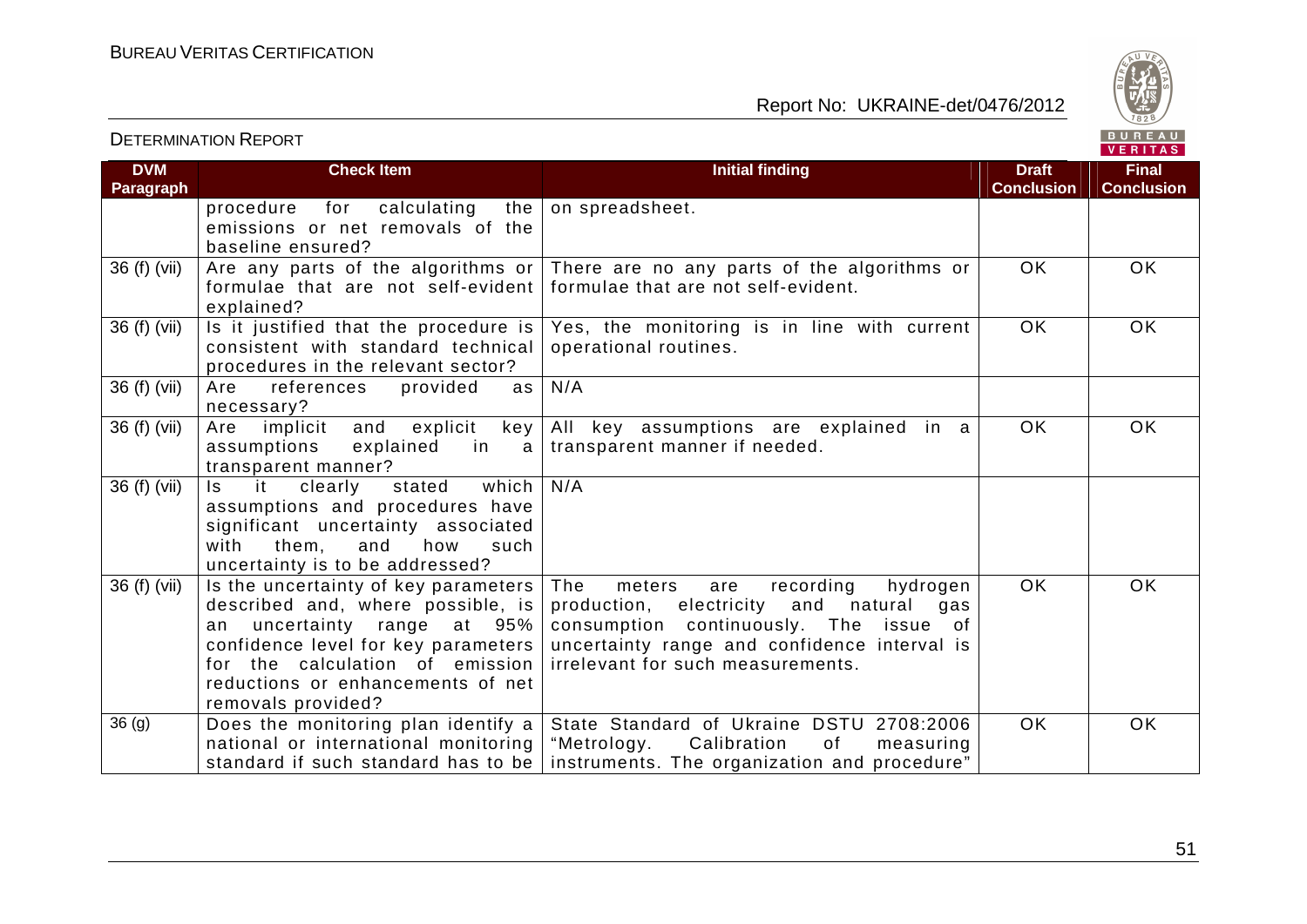| DVM Paragraph | Check Item | Initial finding | Draft Conclusion | Final Conclusion |
|---|---|---|---|---|
| | procedure for calculating the emissions or net removals of the baseline ensured? | on spreadsheet. | | |
| 36 (f) (vii) | Are any parts of the algorithms or formulae that are not self-evident explained? | There are no any parts of the algorithms or formulae that are not self-evident. | OK | OK |
| 36 (f) (vii) | Is it justified that the procedure is consistent with standard technical procedures in the relevant sector? | Yes, the monitoring is in line with current operational routines. | OK | OK |
| 36 (f) (vii) | Are references provided as necessary? | N/A | | |
| 36 (f) (vii) | Are implicit and explicit key assumptions explained in a transparent manner? | All key assumptions are explained in a transparent manner if needed. | OK | OK |
| 36 (f) (vii) | Is it clearly stated which assumptions and procedures have significant uncertainty associated with them, and how such uncertainty is to be addressed? | N/A | | |
| 36 (f) (vii) | Is the uncertainty of key parameters described and, where possible, is an uncertainty range at 95% confidence level for key parameters for the calculation of emission reductions or enhancements of net removals provided? | The meters are recording hydrogen production, electricity and natural gas consumption continuously. The issue of uncertainty range and confidence interval is irrelevant for such measurements. | OK | OK |
| 36 (g) | Does the monitoring plan identify a national or international monitoring standard if such standard has to be | State Standard of Ukraine DSTU 2708:2006 "Metrology. Calibration of measuring instruments. The organization and procedure" | OK | OK |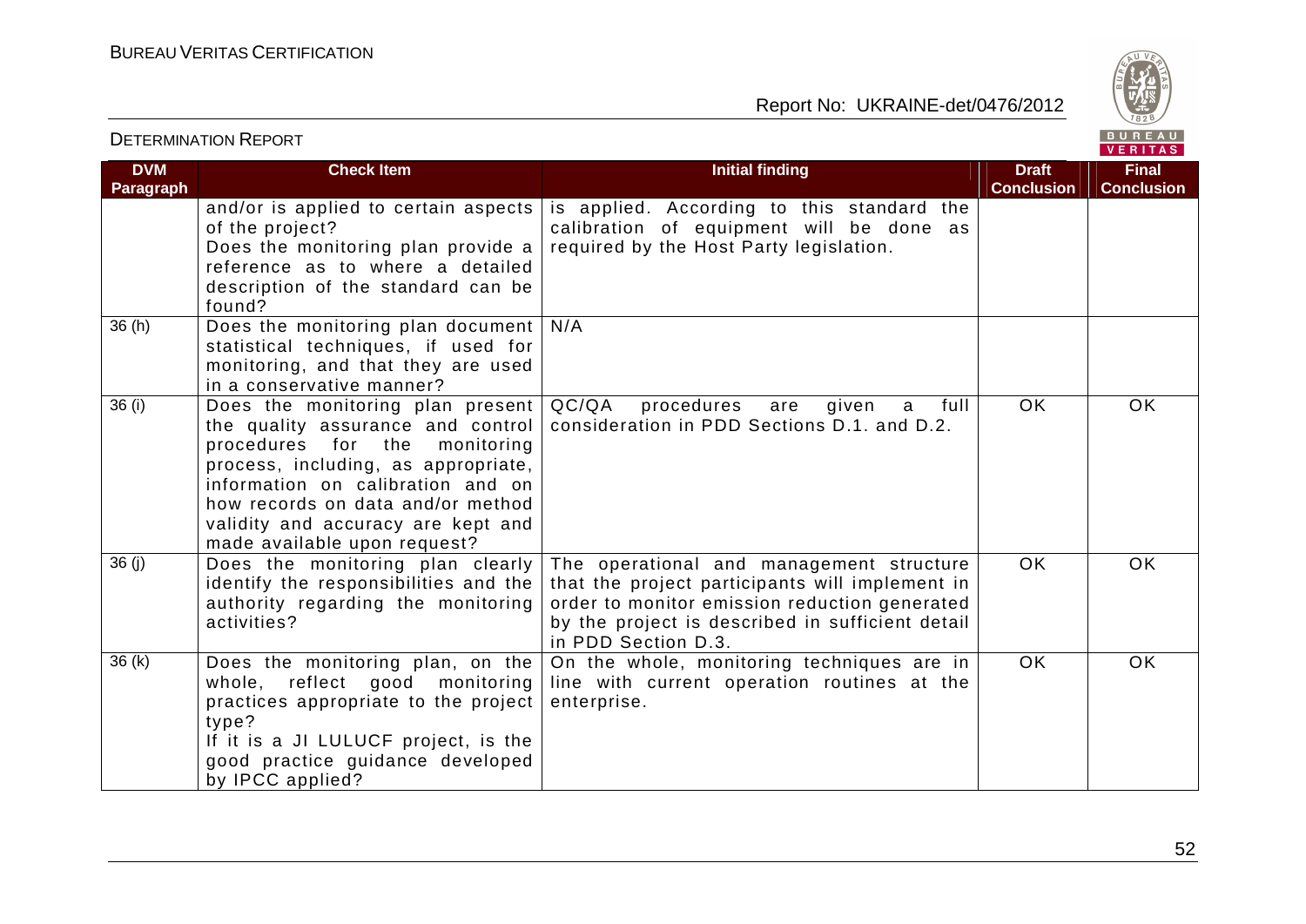| DVM Paragraph | Check Item | Initial finding | Draft Conclusion | Final Conclusion |
|---|---|---|---|---|
| | and/or is applied to certain aspects of the project? Does the monitoring plan provide a reference as to where a detailed description of the standard can be found? | is applied. According to this standard the calibration of equipment will be done as required by the Host Party legislation. | | |
| 36 (h) | Does the monitoring plan document statistical techniques, if used for monitoring, and that they are used in a conservative manner? | N/A | | |
| 36 (i) | Does the monitoring plan present the quality assurance and control procedures for the monitoring process, including, as appropriate, information on calibration and on how records on data and/or method validity and accuracy are kept and made available upon request? | QC/QA procedures are given a full consideration in PDD Sections D.1. and D.2. | OK | OK |
| 36 (j) | Does the monitoring plan clearly identify the responsibilities and the authority regarding the monitoring activities? | The operational and management structure that the project participants will implement in order to monitor emission reduction generated by the project is described in sufficient detail in PDD Section D.3. | OK | OK |
| 36 (k) | Does the monitoring plan, on the whole, reflect good monitoring practices appropriate to the project type? If it is a JI LULUCF project, is the good practice guidance developed by IPCC applied? | On the whole, monitoring techniques are in line with current operation routines at the enterprise. | OK | OK |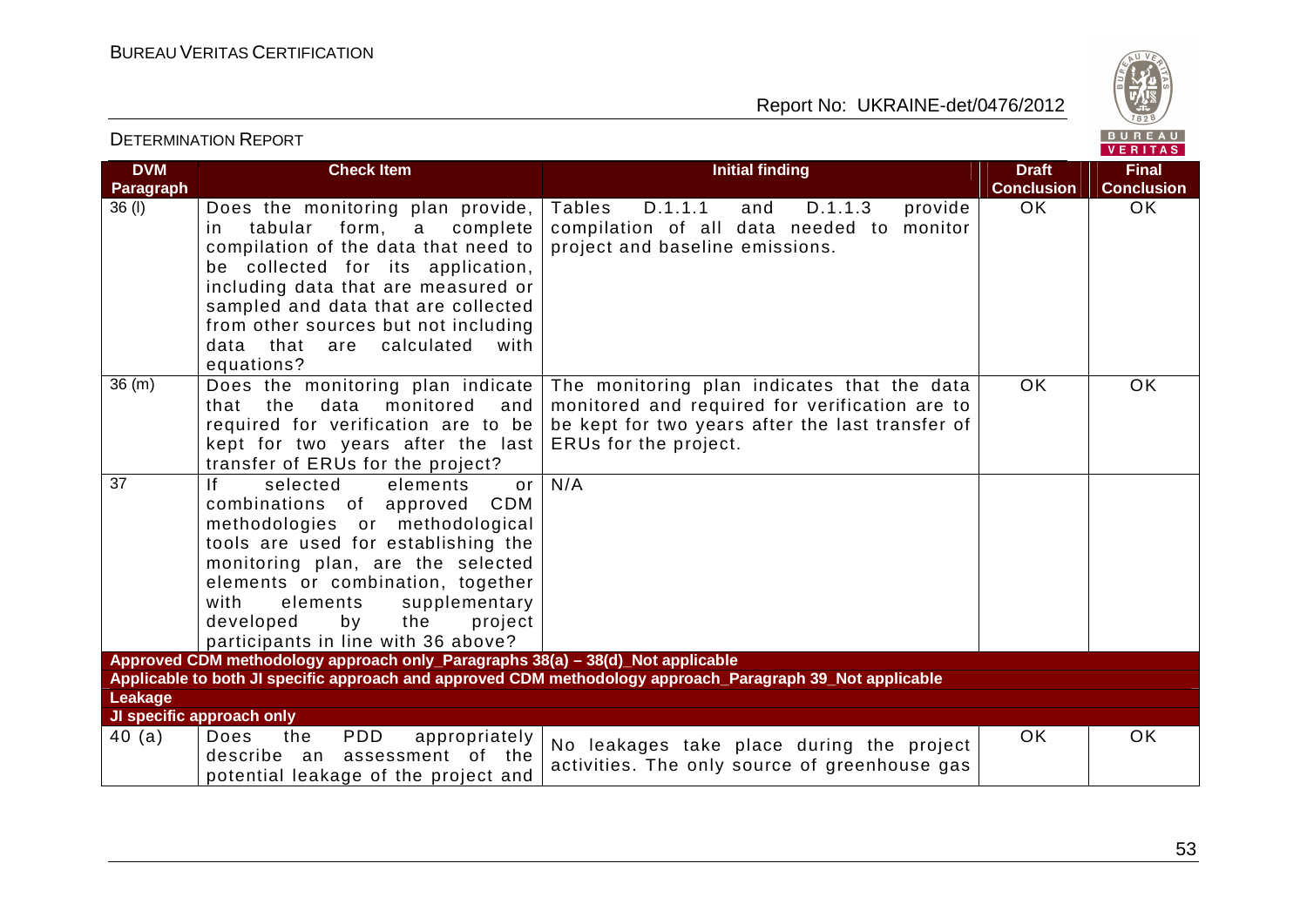| DVM Paragraph | Check Item | Initial finding | Draft Conclusion | Final Conclusion |
|---|---|---|---|---|
| 36 (l) | Does the monitoring plan provide, in tabular form, a complete compilation of the data that need to be collected for its application, including data that are measured or sampled and data that are collected from other sources but not including data that are calculated with equations? | Tables D.1.1.1 and D.1.1.3 provide compilation of all data needed to monitor project and baseline emissions. | OK | OK |
| 36 (m) | Does the monitoring plan indicate that the data monitored and required for verification are to be kept for two years after the last transfer of ERUs for the project? | The monitoring plan indicates that the data monitored and required for verification are to be kept for two years after the last transfer of ERUs for the project. | OK | OK |
| 37 | If selected elements or combinations of approved CDM methodologies or methodological tools are used for establishing the monitoring plan, are the selected elements or combination, together with elements supplementary developed by the project participants in line with 36 above? | N/A | | |
| **Approved CDM methodology approach only_Paragraphs 38(a) – 38(d)_Not applicable** | | | | |
| **Applicable to both JI specific approach and approved CDM methodology approach_Paragraph 39_Not applicable** | | | | |
| **Leakage** | | | | |
| **JI specific approach only** | | | | |
| 40 (a) | Does the PDD appropriately describe an assessment of the potential leakage of the project and | No leakages take place during the project activities. The only source of greenhouse gas | OK | OK |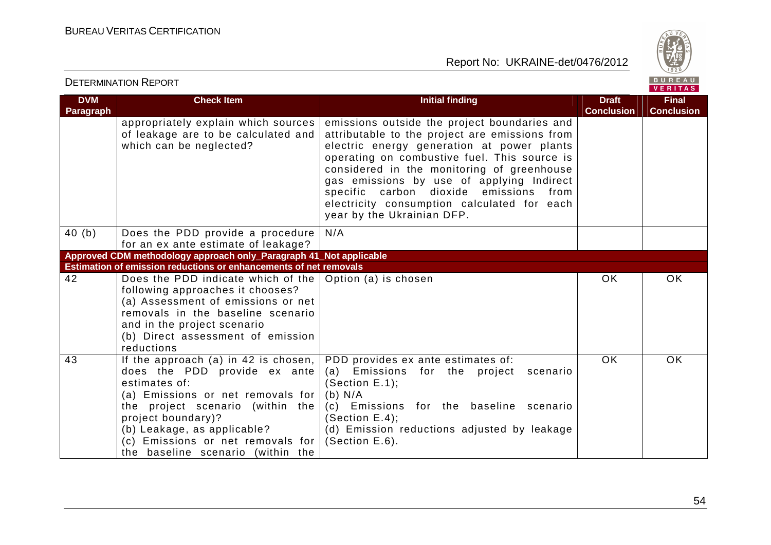| DVM Paragraph | Check Item | Initial finding | Draft Conclusion | Final Conclusion |
|---|---|---|---|---|
| | appropriately explain which sources of leakage are to be calculated and which can be neglected? | emissions outside the project boundaries and attributable to the project are emissions from electric energy generation at power plants operating on combustive fuel. This source is considered in the monitoring of greenhouse gas emissions by use of applying Indirect specific carbon dioxide emissions from electricity consumption calculated for each year by the Ukrainian DFP. | | |
| 40 (b) | Does the PDD provide a procedure for an ex ante estimate of leakage? | N/A | | |
| **Approved CDM methodology approach only_Paragraph 41_Not applicable** | | | | |
| **Estimation of emission reductions or enhancements of net removals** | | | | |
| 42 | Does the PDD indicate which of the following approaches it chooses?<br>(a) Assessment of emissions or net removals in the baseline scenario and in the project scenario<br>(b) Direct assessment of emission reductions | Option (a) is chosen | OK | OK |
| 43 | If the approach (a) in 42 is chosen, does the PDD provide ex ante estimates of:<br>(a) Emissions or net removals for the project scenario (within the project boundary)?<br>(b) Leakage, as applicable?<br>(c) Emissions or net removals for the baseline scenario (within the | PDD provides ex ante estimates of:<br>(a) Emissions for the project scenario (Section E.1);<br>(b) N/A<br>(c) Emissions for the baseline scenario (Section E.4);<br>(d) Emission reductions adjusted by leakage (Section E.6). | OK | OK |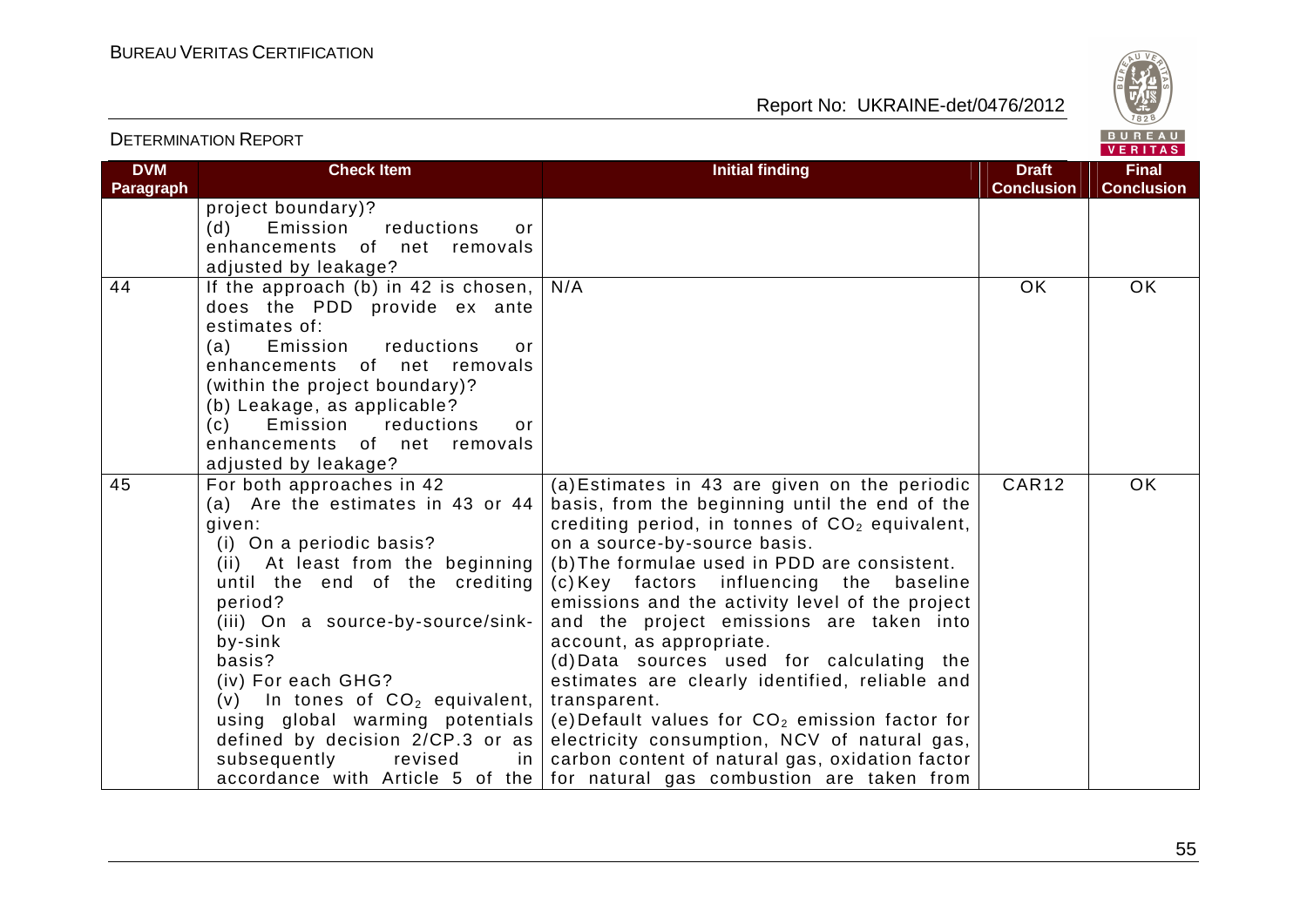| DVM Paragraph | Check Item | Initial finding | Draft Conclusion | Final Conclusion |
|---|---|---|---|---|
| | project boundary)?<br>(d) Emission reductions or enhancements of net removals adjusted by leakage? | | | |
| 44 | If the approach (b) in 42 is chosen, does the PDD provide ex ante estimates of:<br>(a) Emission reductions or enhancements of net removals (within the project boundary)?<br>(b) Leakage, as applicable?<br>(c) Emission reductions or enhancements of net removals adjusted by leakage? | N/A | OK | OK |
| 45 | For both approaches in 42<br>(a) Are the estimates in 43 or 44 given:<br>(i) On a periodic basis?<br>(ii) At least from the beginning until the end of the crediting period?<br>(iii) On a source-by-source/sink-by-sink basis?<br>(iv) For each GHG?<br>(v) In tones of $CO_2$ equivalent, using global warming potentials defined by decision 2/CP.3 or as subsequently revised in accordance with Article 5 of the | (a) Estimates in 43 are given on the periodic basis, from the beginning until the end of the crediting period, in tonnes of $CO_2$ equivalent, on a source-by-source basis.<br>(b) The formulae used in PDD are consistent.<br>(c) Key factors influencing the baseline emissions and the activity level of the project and the project emissions are taken into account, as appropriate.<br>(d) Data sources used for calculating the estimates are clearly identified, reliable and transparent.<br>(e) Default values for $CO_2$ emission factor for electricity consumption, NCV of natural gas, carbon content of natural gas, oxidation factor for natural gas combustion are taken from | CAR12 | OK |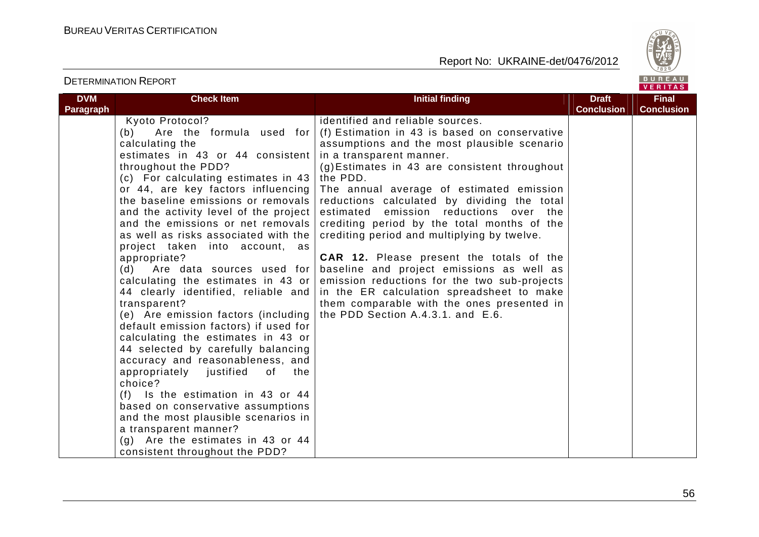| DVM Paragraph | Check Item | Initial finding | Draft Conclusion | Final Conclusion |
|---|---|---|---|---|
| | Kyoto Protocol?<br>(b) Are the formula used for calculating the estimates in 43 or 44 consistent throughout the PDD?<br>(c) For calculating estimates in 43 or 44, are key factors influencing the baseline emissions or removals and the activity level of the project and the emissions or net removals as well as risks associated with the project taken into account, as appropriate?<br>(d) Are data sources used for calculating the estimates in 43 or 44 clearly identified, reliable and transparent?<br>(e) Are emission factors (including default emission factors) if used for calculating the estimates in 43 or 44 selected by carefully balancing accuracy and reasonableness, and appropriately justified of the choice?<br>(f) Is the estimation in 43 or 44 based on conservative assumptions and the most plausible scenarios in a transparent manner?<br>(g) Are the estimates in 43 or 44 consistent throughout the PDD? | identified and reliable sources.<br>(f) Estimation in 43 is based on conservative assumptions and the most plausible scenario in a transparent manner.<br>(g)Estimates in 43 are consistent throughout the PDD.<br>The annual average of estimated emission reductions calculated by dividing the total estimated emission reductions over the crediting period by the total months of the crediting period and multiplying by twelve.<br><br>**CAR 12.** Please present the totals of the baseline and project emissions as well as emission reductions for the two sub-projects in the ER calculation spreadsheet to make them comparable with the ones presented in the PDD Section A.4.3.1. and E.6. | | |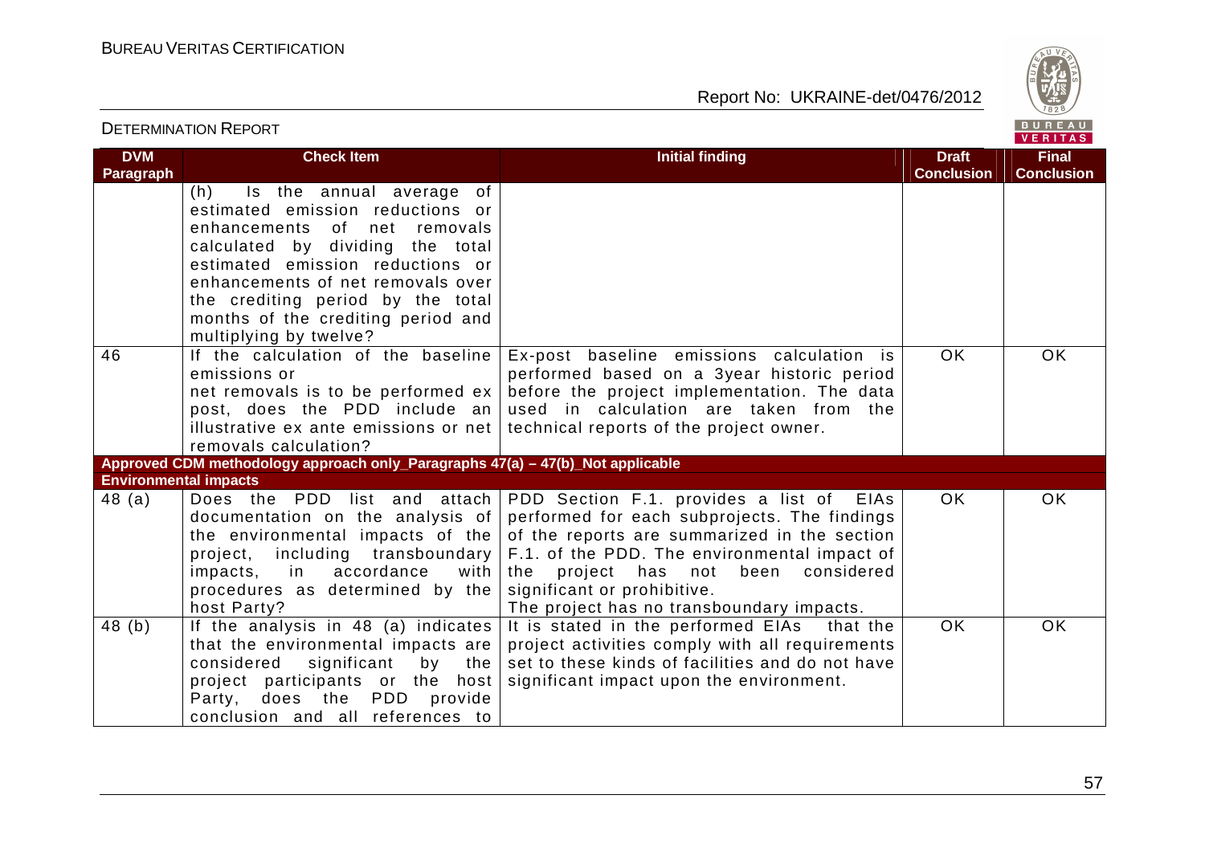| DVM Paragraph | Check Item | Initial finding | Draft Conclusion | Final Conclusion |
|---|---|---|---|---|
| | (h) Is the annual average of estimated emission reductions or enhancements of net removals calculated by dividing the total estimated emission reductions or enhancements of net removals over the crediting period by the total months of the crediting period and multiplying by twelve? | | | |
| 46 | If the calculation of the baseline emissions or net removals is to be performed ex post, does the PDD include an illustrative ex ante emissions or net removals calculation? | Ex-post baseline emissions calculation is performed based on a 3year historic period before the project implementation. The data used in calculation are taken from the technical reports of the project owner. | OK | OK |
| **Approved CDM methodology approach only_Paragraphs 47(a) – 47(b)_Not applicable** | | | | |
| **Environmental impacts** | | | | |
| 48 (a) | Does the PDD list and attach documentation on the analysis of the environmental impacts of the project, including transboundary impacts, in accordance with procedures as determined by the host Party? | PDD Section F.1. provides a list of EIAs performed for each subprojects. The findings of the reports are summarized in the section F.1. of the PDD. The environmental impact of the project has not been considered significant or prohibitive.<br>The project has no transboundary impacts. | OK | OK |
| 48 (b) | If the analysis in 48 (a) indicates that the environmental impacts are considered significant by the project participants or the host Party, does the PDD provide conclusion and all references to | It is stated in the performed EIAs that the project activities comply with all requirements set to these kinds of facilities and do not have significant impact upon the environment. | OK | OK |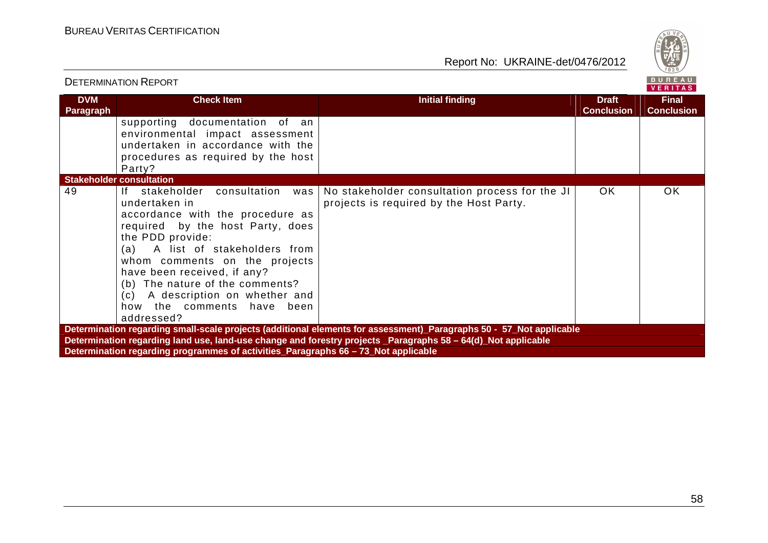| DVM Paragraph | Check Item | Initial finding | Draft Conclusion | Final Conclusion |
|---|---|---|---|---|
| | supporting documentation of an environmental impact assessment undertaken in accordance with the procedures as required by the host Party? | | | |
| **Stakeholder consultation** | | | | |
| 49 | If stakeholder consultation was undertaken in accordance with the procedure as required by the host Party, does the PDD provide: (a) A list of stakeholders from whom comments on the projects have been received, if any? (b) The nature of the comments? (c) A description on whether and how the comments have been addressed? | No stakeholder consultation process for the JI projects is required by the Host Party. | OK | OK |
| **Determination regarding small-scale projects (additional elements for assessment)_Paragraphs 50 - 57_Not applicable** | | | | |
| **Determination regarding land use, land-use change and forestry projects _Paragraphs 58 – 64(d)_Not applicable** | | | | |
| **Determination regarding programmes of activities_Paragraphs 66 – 73_Not applicable** | | | | |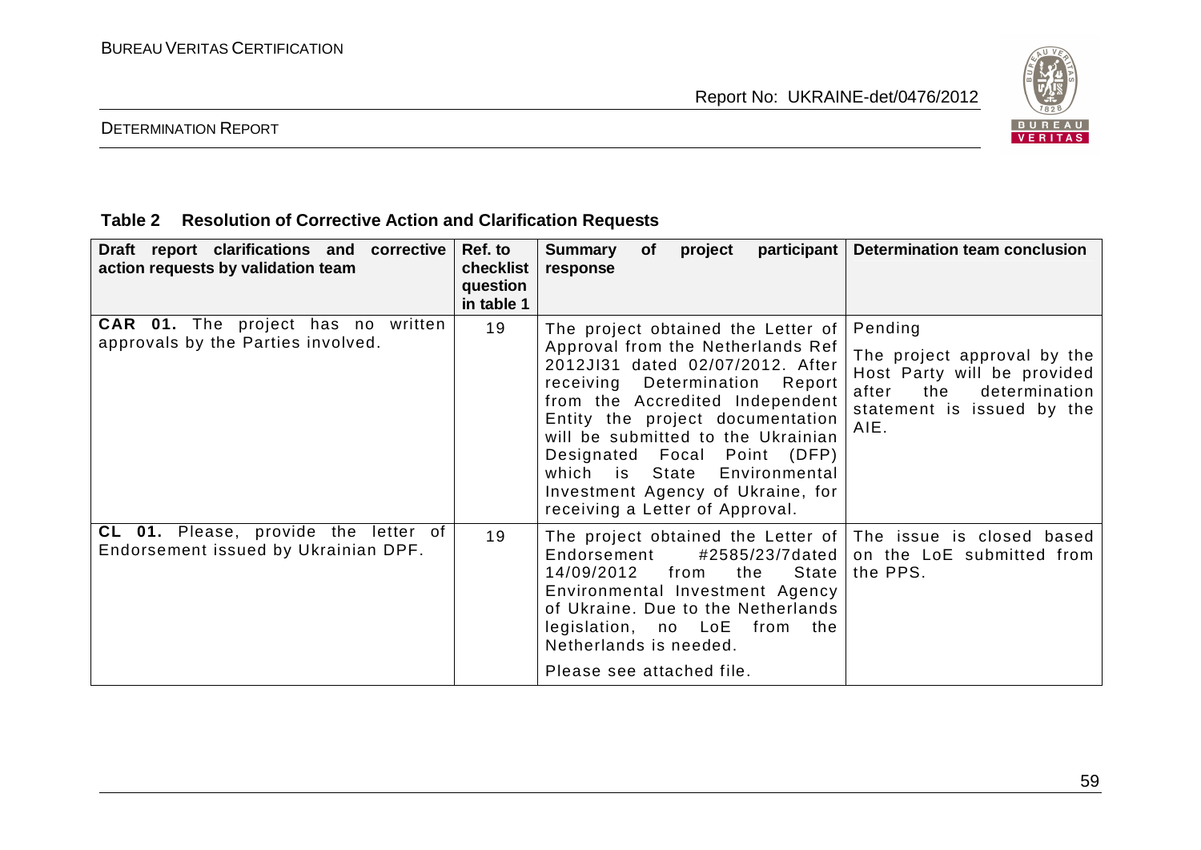### Table 2 Resolution of Corrective Action and Clarification Requests

| Draft report clarifications and corrective action requests by validation team | Ref. to checklist question in table 1 | Summary of project participant response | Determination team conclusion |
|---|---|---|---|
| **CAR 01.** The project has no written approvals by the Parties involved. | 19 | The project obtained the Letter of Approval from the Netherlands Ref 2012JI31 dated 02/07/2012. After receiving Determination Report from the Accredited Independent Entity the project documentation will be submitted to the Ukrainian Designated Focal Point (DFP) which is State Environmental Investment Agency of Ukraine, for receiving a Letter of Approval. | Pending<br><br>The project approval by the Host Party will be provided after the determination statement is issued by the AIE. |
| **CL 01.** Please, provide the letter of Endorsement issued by Ukrainian DPF. | 19 | The project obtained the Letter of Endorsement #2585/23/7dated 14/09/2012 from the State Environmental Investment Agency of Ukraine. Due to the Netherlands legislation, no LoE from the Netherlands is needed.<br><br>Please see attached file. | The issue is closed based on the LoE submitted from the PPS. |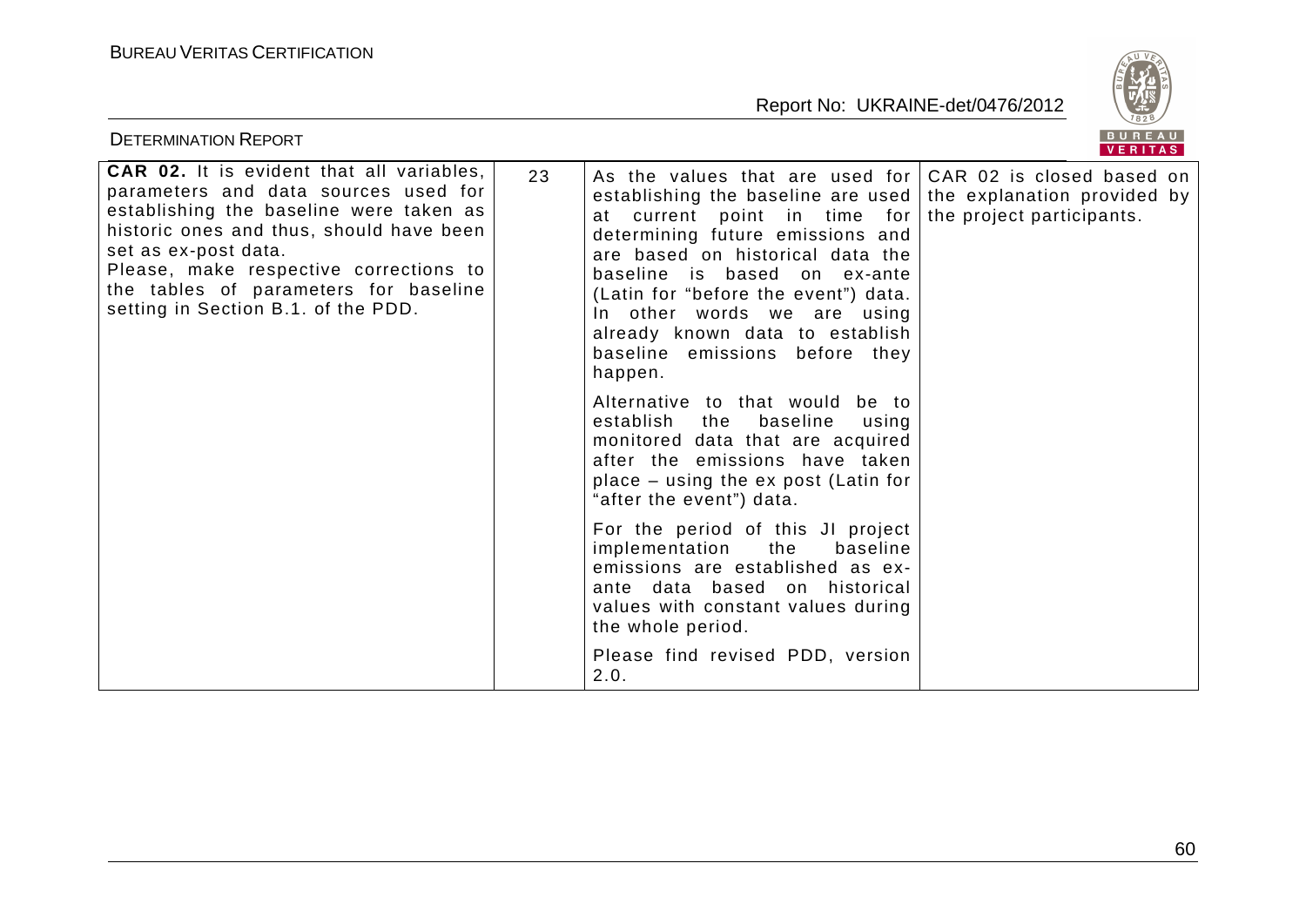| **CAR 02.** It is evident that all variables, parameters and data sources used for establishing the baseline were taken as historic ones and thus, should have been set as ex-post data.<br>Please, make respective corrections to the tables of parameters for baseline setting in Section B.1. of the PDD. | 23 | As the values that are used for establishing the baseline are used at current point in time for determining future emissions and are based on historical data the baseline is based on ex-ante (Latin for "before the event") data. In other words we are using already known data to establish baseline emissions before they happen.<br><br>Alternative to that would be to establish the baseline using monitored data that are acquired after the emissions have taken place – using the ex post (Latin for "after the event") data.<br><br>For the period of this JI project implementation the baseline emissions are established as ex-ante data based on historical values with constant values during the whole period.<br><br>Please find revised PDD, version 2.0. | CAR 02 is closed based on the explanation provided by the project participants. |
|---|---|---|---|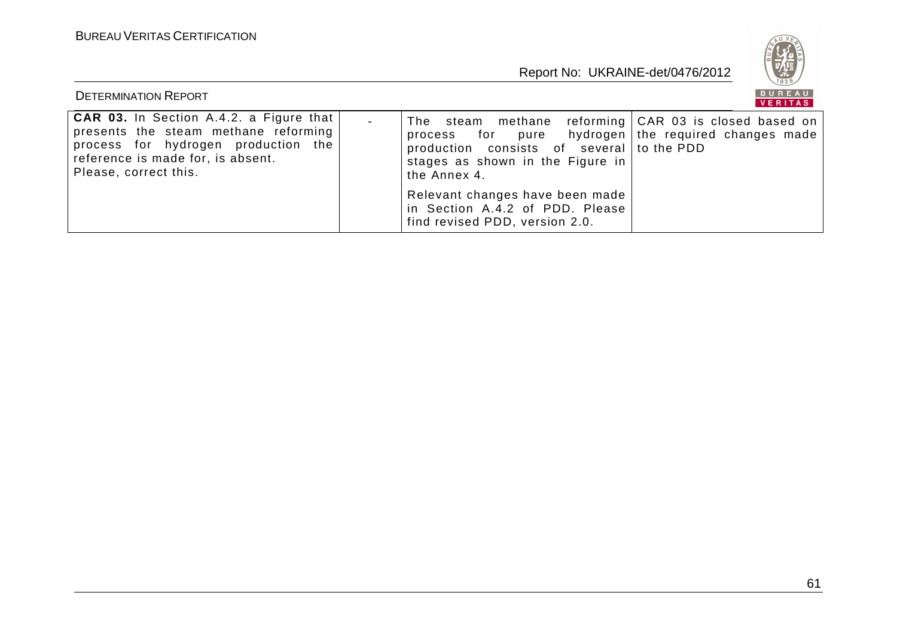| | | | |
|---|---|---|---|
| **CAR 03.** In Section A.4.2. a Figure that presents the steam methane reforming process for hydrogen production the reference is made for, is absent. Please, correct this. | - | The steam methane reforming process for pure hydrogen production consists of several stages as shown in the Figure in the Annex 4.<br><br>Relevant changes have been made in Section A.4.2 of PDD. Please find revised PDD, version 2.0. | CAR 03 is closed based on the required changes made to the PDD |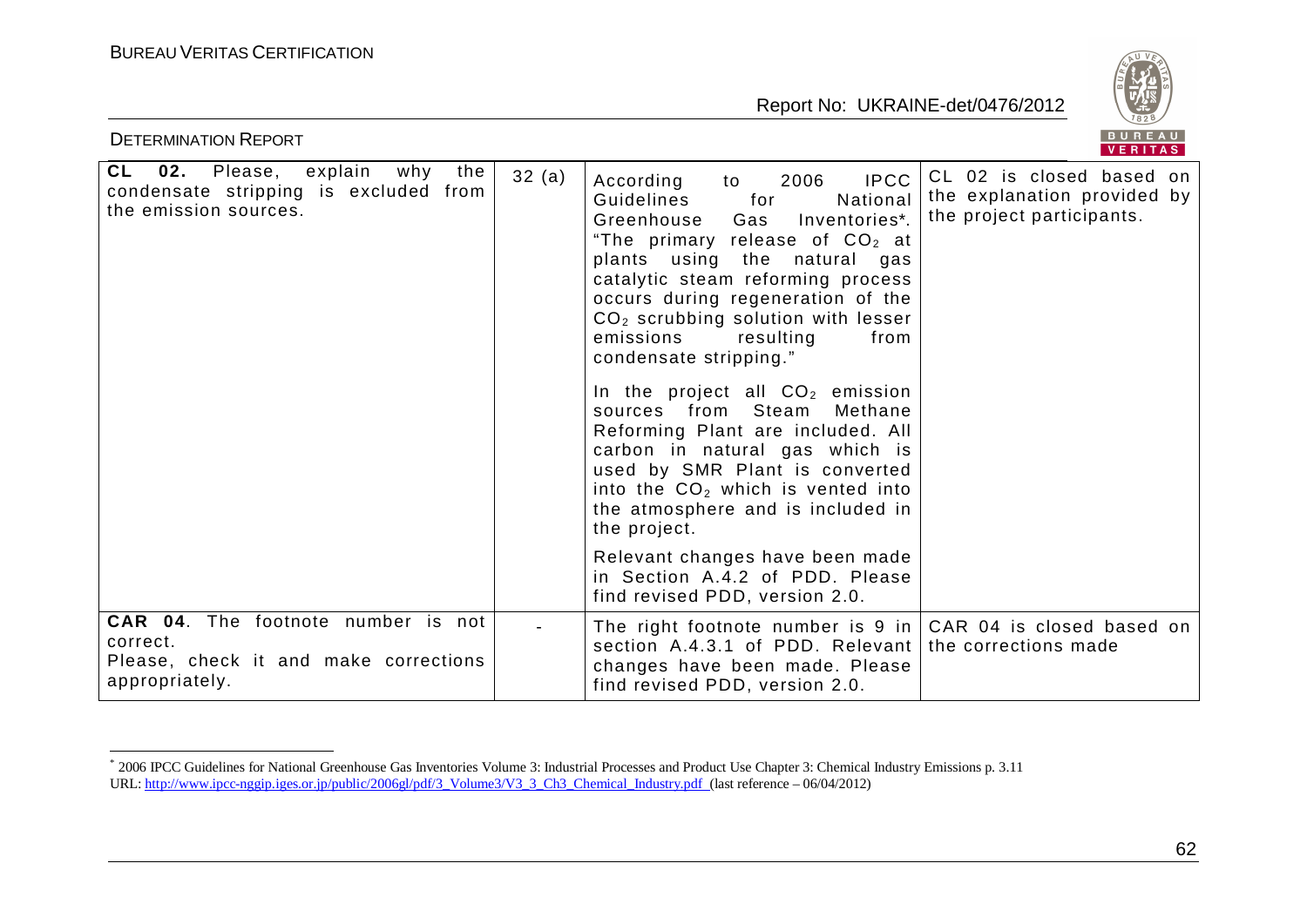| | | | |
|---|---|---|---|
| **CL 02.** Please, explain why the condensate stripping is excluded from the emission sources. | 32 (a) | According to 2006 IPCC Guidelines for National Greenhouse Gas Inventories*. "The primary release of $CO_2$ at plants using the natural gas catalytic steam reforming process occurs during regeneration of the $CO_2$ scrubbing solution with lesser emissions resulting from condensate stripping."<br><br>In the project all $CO_2$ emission sources from Steam Methane Reforming Plant are included. All carbon in natural gas which is used by SMR Plant is converted into the $CO_2$ which is vented into the atmosphere and is included in the project.<br><br>Relevant changes have been made in Section A.4.2 of PDD. Please find revised PDD, version 2.0. | CL 02 is closed based on the explanation provided by the project participants. |
| **CAR 04**. The footnote number is not correct.<br>Please, check it and make corrections appropriately. | - | The right footnote number is 9 in section A.4.3.1 of PDD. Relevant changes have been made. Please find revised PDD, version 2.0. | CAR 04 is closed based on the corrections made |

* 2006 IPCC Guidelines for National Greenhouse Gas Inventories Volume 3: Industrial Processes and Product Use Chapter 3: Chemical Industry Emissions p. 3.11
URL: http://www.ipcc-nggip.iges.or.jp/public/2006gl/pdf/3_Volume3/V3_3_Ch3_Chemical_Industry.pdf (last reference – 06/04/2012)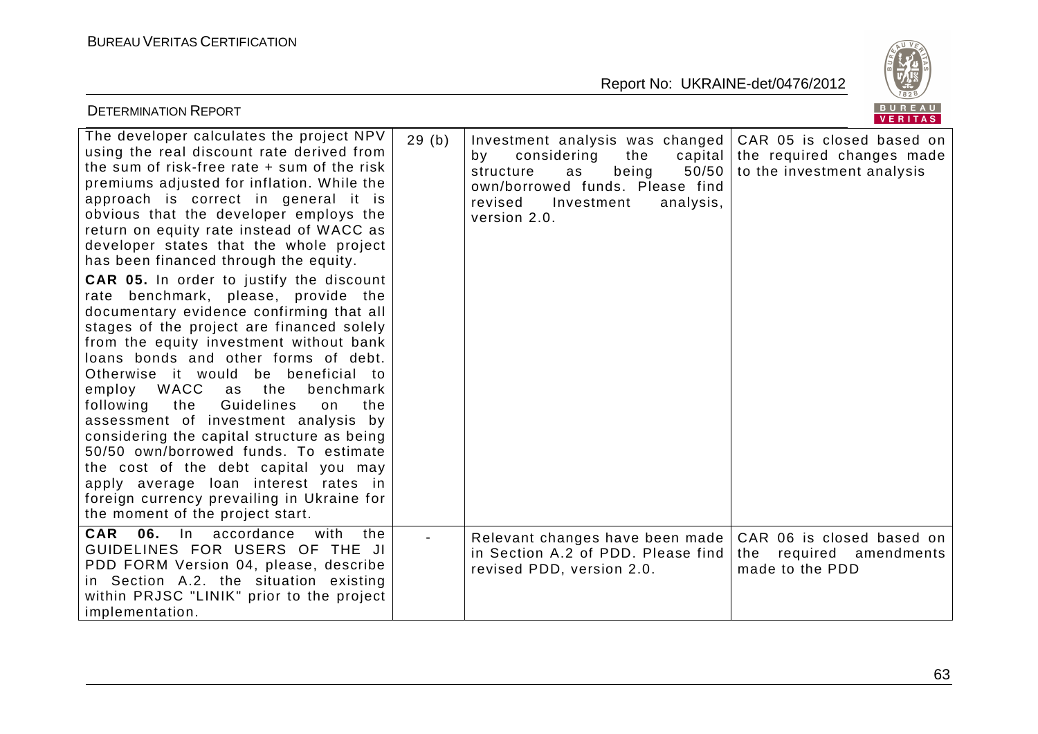| | | | |
|---|---|---|---|
| The developer calculates the project NPV using the real discount rate derived from the sum of risk-free rate + sum of the risk premiums adjusted for inflation. While the approach is correct in general it is obvious that the developer employs the return on equity rate instead of WACC as developer states that the whole project has been financed through the equity.<br><br>**CAR 05.** In order to justify the discount rate benchmark, please, provide the documentary evidence confirming that all stages of the project are financed solely from the equity investment without bank loans bonds and other forms of debt. Otherwise it would be beneficial to employ WACC as the benchmark following the Guidelines on the assessment of investment analysis by considering the capital structure as being 50/50 own/borrowed funds. To estimate the cost of the debt capital you may apply average loan interest rates in foreign currency prevailing in Ukraine for the moment of the project start. | 29 (b) | Investment analysis was changed by considering the capital structure as being 50/50 own/borrowed funds. Please find revised Investment analysis, version 2.0. | CAR 05 is closed based on the required changes made to the investment analysis |
| **CAR 06.** In accordance with the GUIDELINES FOR USERS OF THE JI PDD FORM Version 04, please, describe in Section A.2. the situation existing within PRJSC "LINIK" prior to the project implementation. | - | Relevant changes have been made in Section A.2 of PDD. Please find revised PDD, version 2.0. | CAR 06 is closed based on the required amendments made to the PDD |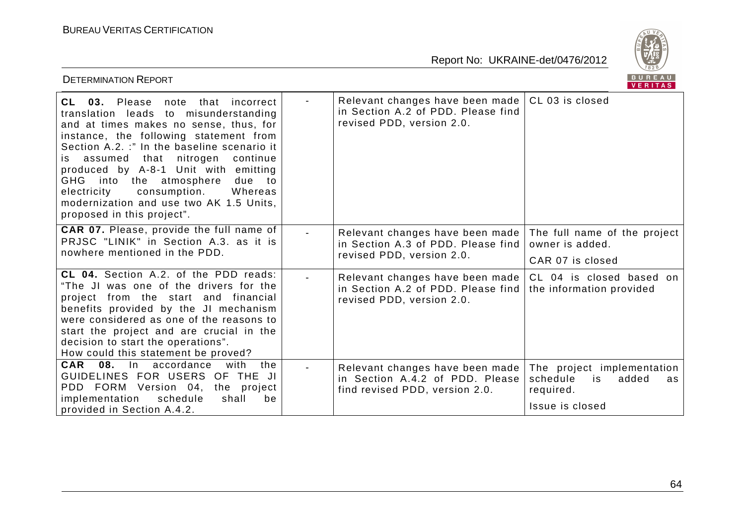| | | | |
|---|---|---|---|
| **CL 03.** Please note that incorrect translation leads to misunderstanding and at times makes no sense, thus, for instance, the following statement from Section A.2. :" In the baseline scenario it is assumed that nitrogen continue produced by A-8-1 Unit with emitting GHG into the atmosphere due to electricity consumption. Whereas modernization and use two AK 1.5 Units, proposed in this project". | - | Relevant changes have been made in Section A.2 of PDD. Please find revised PDD, version 2.0. | CL 03 is closed |
| **CAR 07.** Please, provide the full name of PRJSC "LINIK" in Section A.3. as it is nowhere mentioned in the PDD. | - | Relevant changes have been made in Section A.3 of PDD. Please find revised PDD, version 2.0. | The full name of the project owner is added. CAR 07 is closed |
| **CL 04.** Section A.2. of the PDD reads: "The JI was one of the drivers for the project from the start and financial benefits provided by the JI mechanism were considered as one of the reasons to start the project and are crucial in the decision to start the operations". How could this statement be proved? | - | Relevant changes have been made in Section A.2 of PDD. Please find revised PDD, version 2.0. | CL 04 is closed based on the information provided |
| **CAR 08.** In accordance with the GUIDELINES FOR USERS OF THE JI PDD FORM Version 04, the project implementation schedule shall be provided in Section A.4.2. | - | Relevant changes have been made in Section A.4.2 of PDD. Please find revised PDD, version 2.0. | The project implementation schedule is added as required. Issue is closed |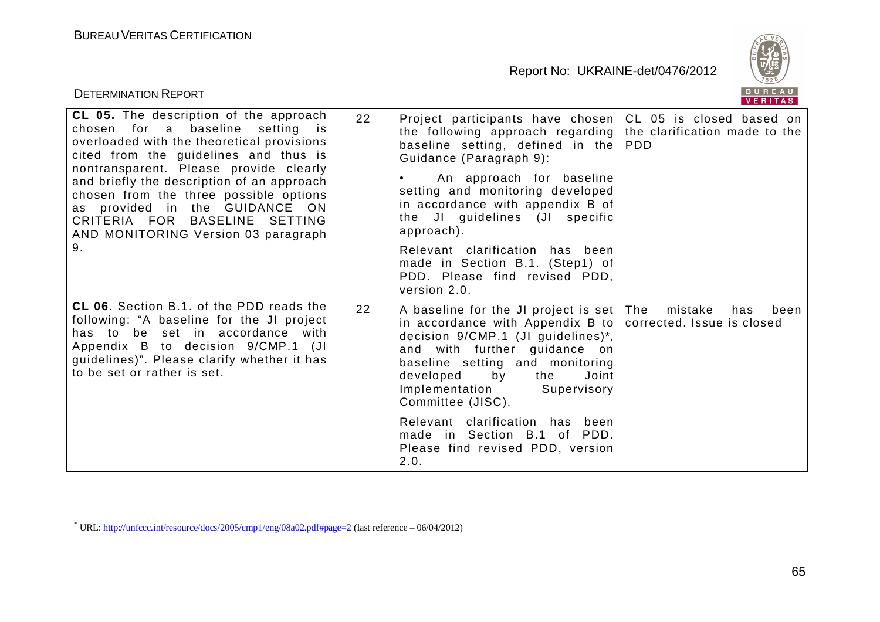| **CL 05.** The description of the approach chosen for a baseline setting is overloaded with the theoretical provisions cited from the guidelines and thus is nontransparent. Please provide clearly and briefly the description of an approach chosen from the three possible options as provided in the GUIDANCE ON CRITERIA FOR BASELINE SETTING AND MONITORING Version 03 paragraph 9. | 22 | Project participants have chosen the following approach regarding baseline setting, defined in the Guidance (Paragraph 9):<br>• An approach for baseline setting and monitoring developed in accordance with appendix B of the JI guidelines (JI specific approach).<br>Relevant clarification has been made in Section B.1. (Step1) of PDD. Please find revised PDD, version 2.0. | CL 05 is closed based on the clarification made to the PDD |
|---|---|---|---|
| **CL 06**. Section B.1. of the PDD reads the following: "A baseline for the JI project has to be set in accordance with Appendix B to decision 9/CMP.1 (JI guidelines)". Please clarify whether it has to be set or rather is set. | 22 | A baseline for the JI project is set in accordance with Appendix B to decision 9/CMP.1 (JI guidelines)*, and with further guidance on baseline setting and monitoring developed by the Joint Implementation Supervisory Committee (JISC).<br>Relevant clarification has been made in Section B.1 of PDD. Please find revised PDD, version 2.0. | The mistake has been corrected. Issue is closed |

* URL: http://unfccc.int/resource/docs/2005/cmp1/eng/08a02.pdf#page=2 (last reference – 06/04/2012)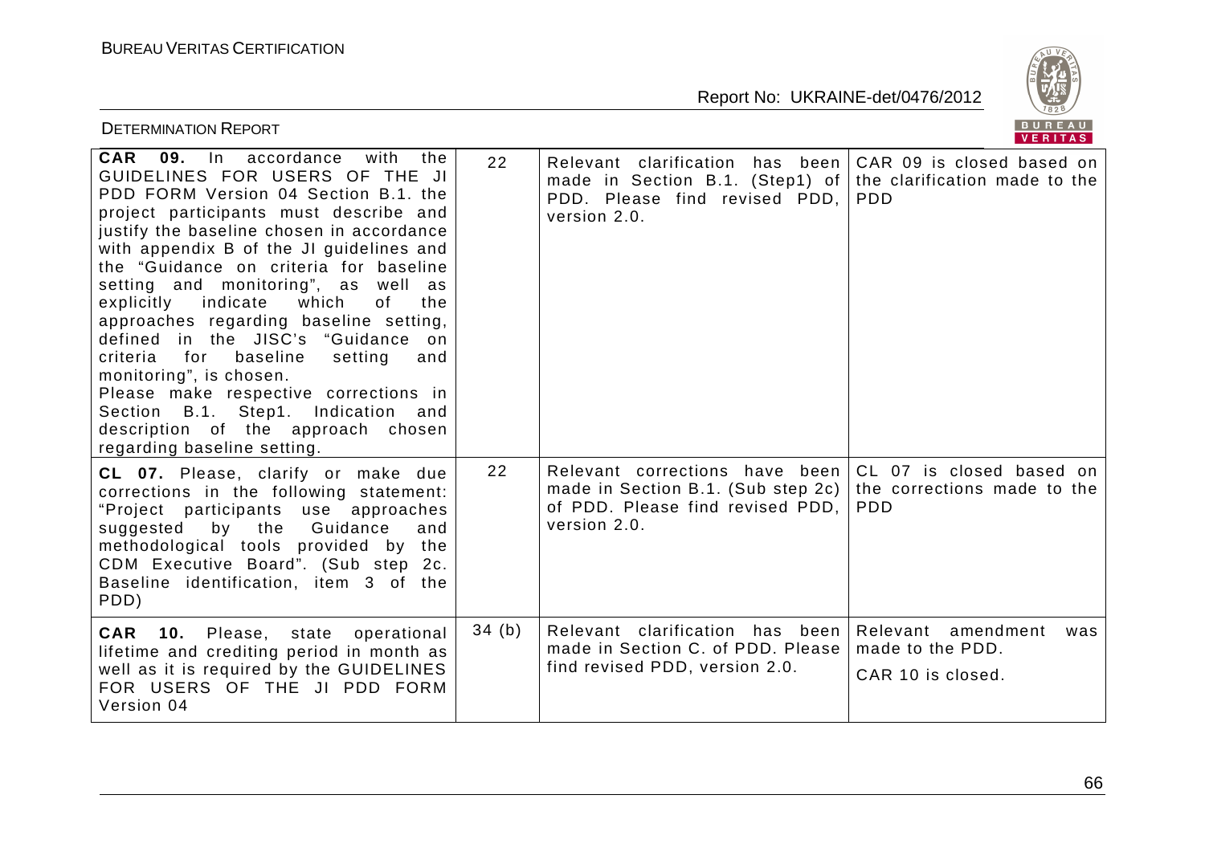| **CAR 09.** In accordance with the GUIDELINES FOR USERS OF THE JI PDD FORM Version 04 Section B.1. the project participants must describe and justify the baseline chosen in accordance with appendix B of the JI guidelines and the "Guidance on criteria for baseline setting and monitoring", as well as explicitly indicate which of the approaches regarding baseline setting, defined in the JISC's "Guidance on criteria for baseline setting and monitoring", is chosen. Please make respective corrections in Section B.1. Step1. Indication and description of the approach chosen regarding baseline setting. | 22 | Relevant clarification has been made in Section B.1. (Step1) of PDD. Please find revised PDD, version 2.0. | CAR 09 is closed based on the clarification made to the PDD |
|---|---|---|---|
| **CL 07.** Please, clarify or make due corrections in the following statement: "Project participants use approaches suggested by the Guidance and methodological tools provided by the CDM Executive Board". (Sub step 2c. Baseline identification, item 3 of the PDD) | 22 | Relevant corrections have been made in Section B.1. (Sub step 2c) of PDD. Please find revised PDD, version 2.0. | CL 07 is closed based on the corrections made to the PDD |
| **CAR 10.** Please, state operational lifetime and crediting period in month as well as it is required by the GUIDELINES FOR USERS OF THE JI PDD FORM Version 04 | 34 (b) | Relevant clarification has been made in Section C. of PDD. Please find revised PDD, version 2.0. | Relevant amendment was made to the PDD.<br><br>CAR 10 is closed. |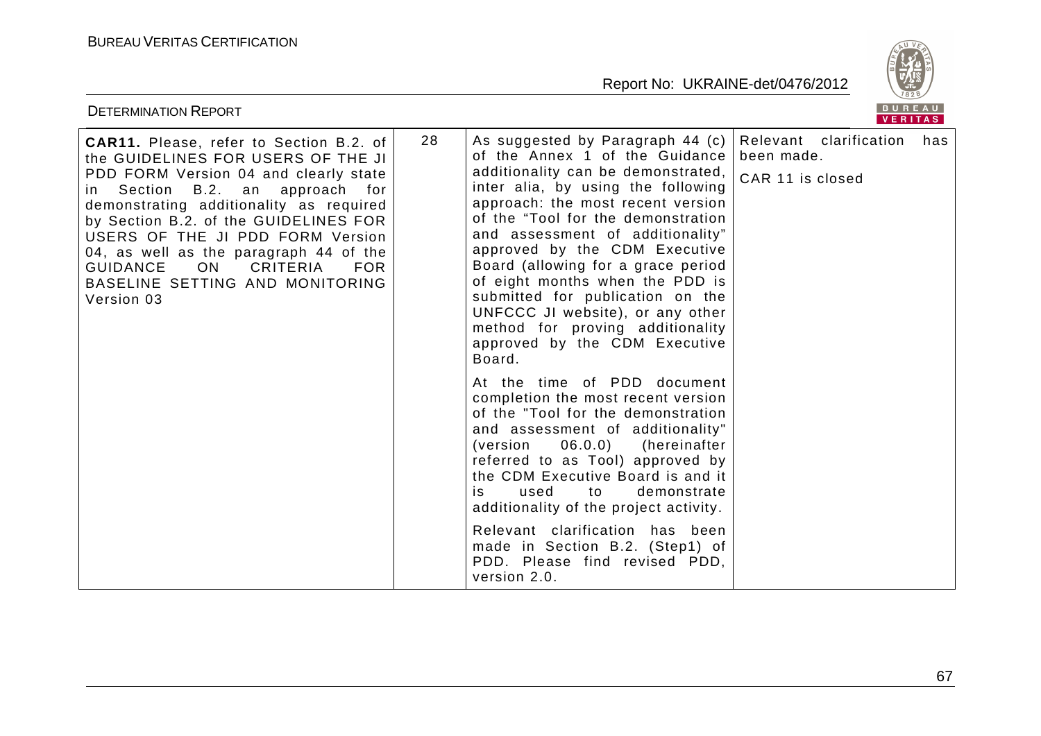| **CAR11.** Please, refer to Section B.2. of the GUIDELINES FOR USERS OF THE JI PDD FORM Version 04 and clearly state in Section B.2. an approach for demonstrating additionality as required by Section B.2. of the GUIDELINES FOR USERS OF THE JI PDD FORM Version 04, as well as the paragraph 44 of the GUIDANCE ON CRITERIA FOR BASELINE SETTING AND MONITORING Version 03 | 28 | As suggested by Paragraph 44 (c) of the Annex 1 of the Guidance additionality can be demonstrated, inter alia, by using the following approach: the most recent version of the "Tool for the demonstration and assessment of additionality" approved by the CDM Executive Board (allowing for a grace period of eight months when the PDD is submitted for publication on the UNFCCC JI website), or any other method for proving additionality approved by the CDM Executive Board.<br><br>At the time of PDD document completion the most recent version of the "Tool for the demonstration and assessment of additionality" (version 06.0.0) (hereinafter referred to as Tool) approved by the CDM Executive Board is and it is used to demonstrate additionality of the project activity.<br><br>Relevant clarification has been made in Section B.2. (Step1) of PDD. Please find revised PDD, version 2.0. | Relevant clarification has been made.<br><br>CAR 11 is closed |
|---|---|---|---|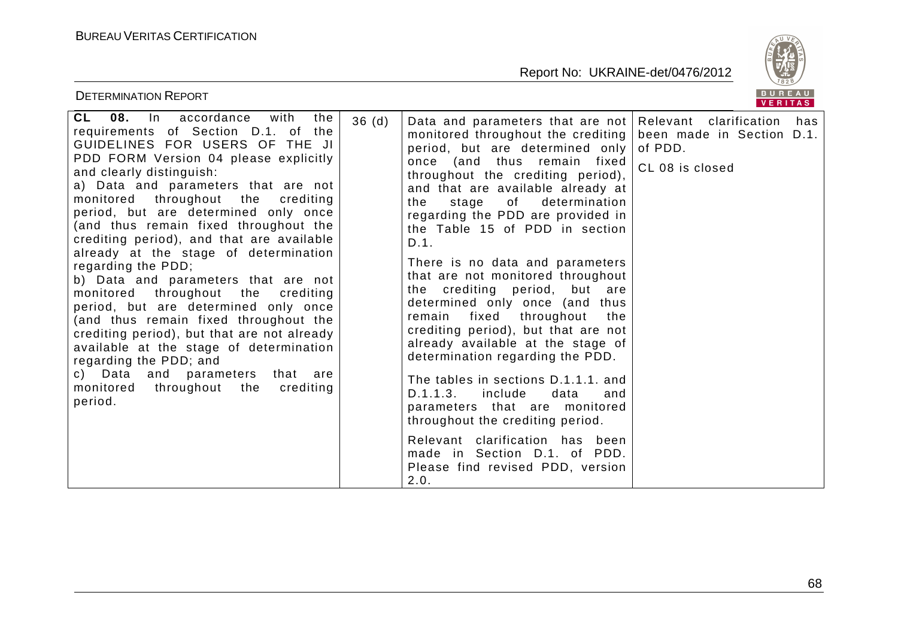| | | | |
|---|---|---|---|
| **CL 08.** In accordance with the requirements of Section D.1. of the GUIDELINES FOR USERS OF THE JI PDD FORM Version 04 please explicitly and clearly distinguish:<br>a) Data and parameters that are not monitored throughout the crediting period, but are determined only once (and thus remain fixed throughout the crediting period), and that are available already at the stage of determination regarding the PDD;<br>b) Data and parameters that are not monitored throughout the crediting period, but are determined only once (and thus remain fixed throughout the crediting period), but that are not already available at the stage of determination regarding the PDD; and<br>c) Data and parameters that are monitored throughout the crediting period. | 36 (d) | Data and parameters that are not monitored throughout the crediting period, but are determined only once (and thus remain fixed throughout the crediting period), and that are available already at the stage of determination regarding the PDD are provided in the Table 15 of PDD in section D.1.<br><br>There is no data and parameters that are not monitored throughout the crediting period, but are determined only once (and thus remain fixed throughout the crediting period), but that are not already available at the stage of determination regarding the PDD.<br><br>The tables in sections D.1.1.1. and D.1.1.3. include data and parameters that are monitored throughout the crediting period.<br><br>Relevant clarification has been made in Section D.1. of PDD. Please find revised PDD, version 2.0. | Relevant clarification has been made in Section D.1. of PDD.<br><br>CL 08 is closed |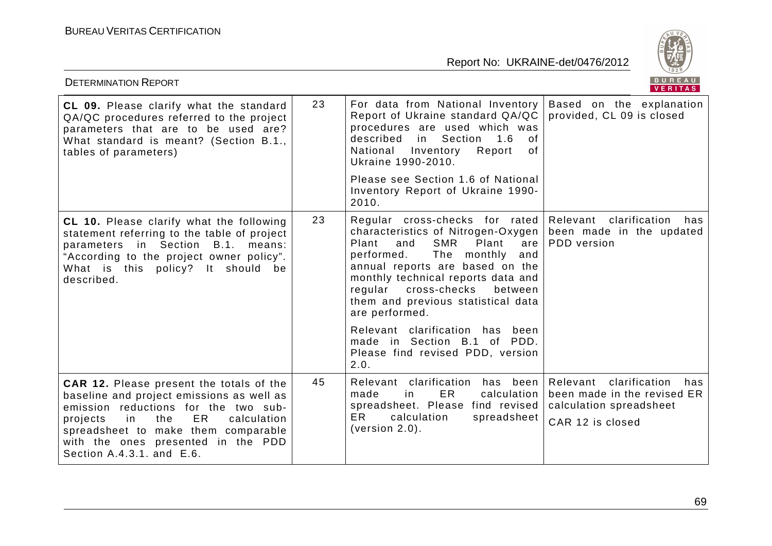| | | | |
|---|---|---|---|
| **CL 09.** Please clarify what the standard QA/QC procedures referred to the project parameters that are to be used are? What standard is meant? (Section B.1., tables of parameters) | 23 | For data from National Inventory Report of Ukraine standard QA/QC procedures are used which was described in Section 1.6 of National Inventory Report of Ukraine 1990-2010.<br><br>Please see Section 1.6 of National Inventory Report of Ukraine 1990-2010. | Based on the explanation provided, CL 09 is closed |
| **CL 10.** Please clarify what the following statement referring to the table of project parameters in Section B.1. means: "According to the project owner policy". What is this policy? It should be described. | 23 | Regular cross-checks for rated characteristics of Nitrogen-Oxygen Plant and SMR Plant are performed. The monthly and annual reports are based on the monthly technical reports data and regular cross-checks between them and previous statistical data are performed.<br><br>Relevant clarification has been made in Section B.1 of PDD. Please find revised PDD, version 2.0. | Relevant clarification has been made in the updated PDD version |
| **CAR 12.** Please present the totals of the baseline and project emissions as well as emission reductions for the two sub-projects in the ER calculation spreadsheet to make them comparable with the ones presented in the PDD Section A.4.3.1. and E.6. | 45 | Relevant clarification has been made in ER calculation spreadsheet. Please find revised ER calculation spreadsheet (version 2.0). | Relevant clarification has been made in the revised ER calculation spreadsheet<br><br>CAR 12 is closed |